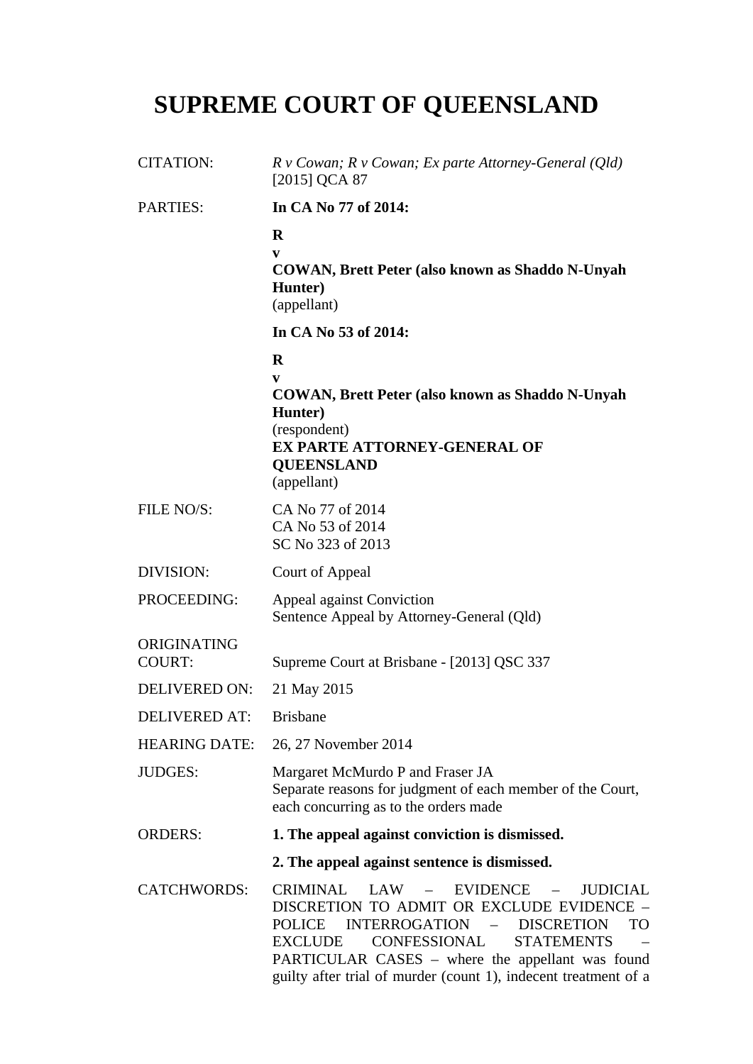# SUPREME COURT OF QUEENSLAND

| | |
|---|---|
| CITATION: | *R v Cowan; R v Cowan; Ex parte Attorney-General (Qld)* [2015] QCA 87 |
| PARTIES: | **In CA No 77 of 2014:**<br><br>**R**<br>**v**<br>**COWAN, Brett Peter (also known as Shaddo N-Unyah Hunter)**<br>(appellant)<br><br>**In CA No 53 of 2014:**<br><br>**R**<br>**v**<br>**COWAN, Brett Peter (also known as Shaddo N-Unyah Hunter)**<br>(respondent)<br>**EX PARTE ATTORNEY-GENERAL OF QUEENSLAND**<br>(appellant) |
| FILE NO/S: | CA No 77 of 2014<br>CA No 53 of 2014<br>SC No 323 of 2013 |
| DIVISION: | Court of Appeal |
| PROCEEDING: | Appeal against Conviction<br>Sentence Appeal by Attorney-General (Qld) |
| ORIGINATING COURT: | Supreme Court at Brisbane - [2013] QSC 337 |
| DELIVERED ON: | 21 May 2015 |
| DELIVERED AT: | Brisbane |
| HEARING DATE: | 26, 27 November 2014 |
| JUDGES: | Margaret McMurdo P and Fraser JA<br>Separate reasons for judgment of each member of the Court, each concurring as to the orders made |
| ORDERS: | **1. The appeal against conviction is dismissed.**<br><br>**2. The appeal against sentence is dismissed.** |
| CATCHWORDS: | CRIMINAL LAW – EVIDENCE – JUDICIAL DISCRETION TO ADMIT OR EXCLUDE EVIDENCE – POLICE INTERROGATION – DISCRETION TO EXCLUDE CONFESSIONAL STATEMENTS – PARTICULAR CASES – where the appellant was found guilty after trial of murder (count 1), indecent treatment of a |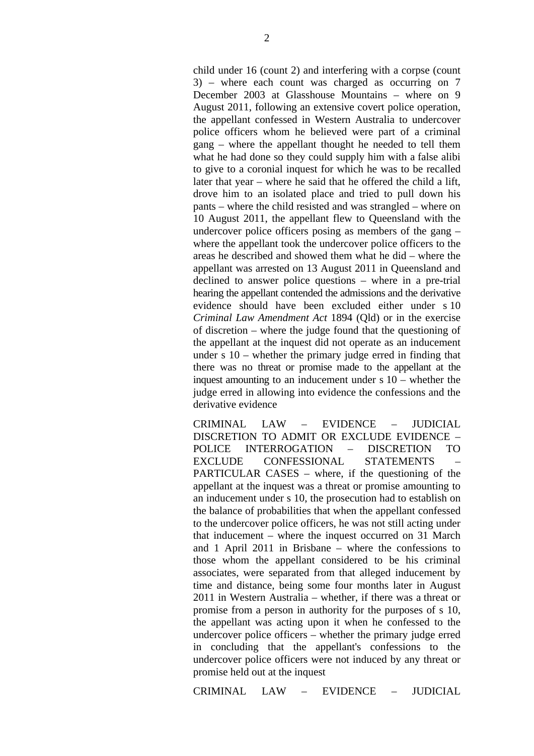child under 16 (count 2) and interfering with a corpse (count 3) – where each count was charged as occurring on 7 December 2003 at Glasshouse Mountains – where on 9 August 2011, following an extensive covert police operation, the appellant confessed in Western Australia to undercover police officers whom he believed were part of a criminal gang – where the appellant thought he needed to tell them what he had done so they could supply him with a false alibi to give to a coronial inquest for which he was to be recalled later that year – where he said that he offered the child a lift, drove him to an isolated place and tried to pull down his pants – where the child resisted and was strangled – where on 10 August 2011, the appellant flew to Queensland with the undercover police officers posing as members of the gang – where the appellant took the undercover police officers to the areas he described and showed them what he did – where the appellant was arrested on 13 August 2011 in Queensland and declined to answer police questions – where in a pre-trial hearing the appellant contended the admissions and the derivative evidence should have been excluded either under s 10 *Criminal Law Amendment Act* 1894 (Qld) or in the exercise of discretion – where the judge found that the questioning of the appellant at the inquest did not operate as an inducement under s 10 – whether the primary judge erred in finding that there was no threat or promise made to the appellant at the inquest amounting to an inducement under s 10 – whether the judge erred in allowing into evidence the confessions and the derivative evidence

CRIMINAL LAW – EVIDENCE – JUDICIAL DISCRETION TO ADMIT OR EXCLUDE EVIDENCE – POLICE INTERROGATION – DISCRETION TO EXCLUDE CONFESSIONAL STATEMENTS – PARTICULAR CASES – where, if the questioning of the appellant at the inquest was a threat or promise amounting to an inducement under s 10, the prosecution had to establish on the balance of probabilities that when the appellant confessed to the undercover police officers, he was not still acting under that inducement – where the inquest occurred on 31 March and 1 April 2011 in Brisbane – where the confessions to those whom the appellant considered to be his criminal associates, were separated from that alleged inducement by time and distance, being some four months later in August 2011 in Western Australia – whether, if there was a threat or promise from a person in authority for the purposes of s 10, the appellant was acting upon it when he confessed to the undercover police officers – whether the primary judge erred in concluding that the appellant's confessions to the undercover police officers were not induced by any threat or promise held out at the inquest

CRIMINAL LAW – EVIDENCE – JUDICIAL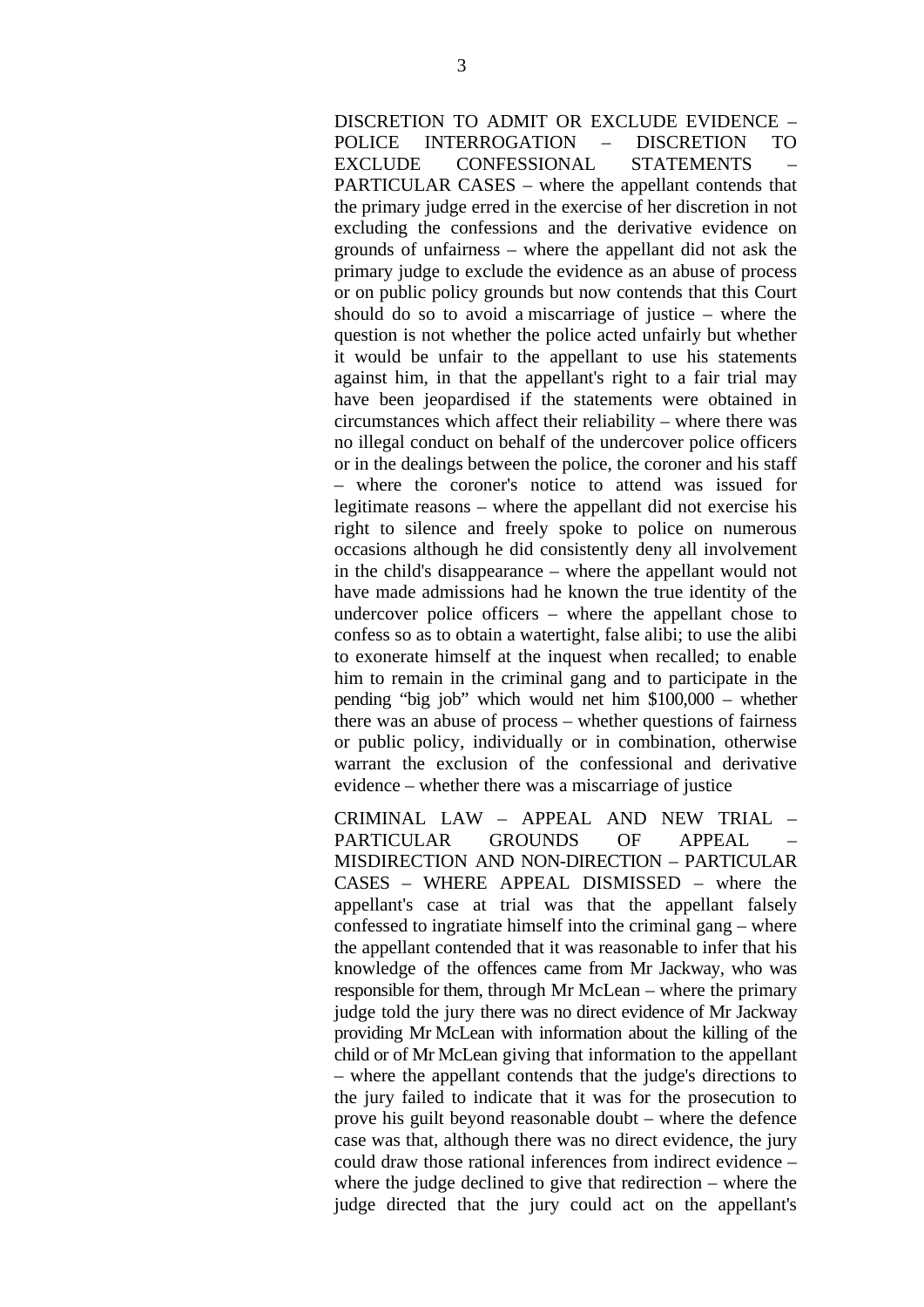DISCRETION TO ADMIT OR EXCLUDE EVIDENCE – POLICE INTERROGATION – DISCRETION TO EXCLUDE CONFESSIONAL STATEMENTS – PARTICULAR CASES – where the appellant contends that the primary judge erred in the exercise of her discretion in not excluding the confessions and the derivative evidence on grounds of unfairness – where the appellant did not ask the primary judge to exclude the evidence as an abuse of process or on public policy grounds but now contends that this Court should do so to avoid a miscarriage of justice – where the question is not whether the police acted unfairly but whether it would be unfair to the appellant to use his statements against him, in that the appellant's right to a fair trial may have been jeopardised if the statements were obtained in circumstances which affect their reliability – where there was no illegal conduct on behalf of the undercover police officers or in the dealings between the police, the coroner and his staff – where the coroner's notice to attend was issued for legitimate reasons – where the appellant did not exercise his right to silence and freely spoke to police on numerous occasions although he did consistently deny all involvement in the child's disappearance – where the appellant would not have made admissions had he known the true identity of the undercover police officers – where the appellant chose to confess so as to obtain a watertight, false alibi; to use the alibi to exonerate himself at the inquest when recalled; to enable him to remain in the criminal gang and to participate in the pending "big job" which would net him $100,000 – whether there was an abuse of process – whether questions of fairness or public policy, individually or in combination, otherwise warrant the exclusion of the confessional and derivative evidence – whether there was a miscarriage of justice

CRIMINAL LAW – APPEAL AND NEW TRIAL – PARTICULAR GROUNDS OF APPEAL – MISDIRECTION AND NON-DIRECTION – PARTICULAR CASES – WHERE APPEAL DISMISSED – where the appellant's case at trial was that the appellant falsely confessed to ingratiate himself into the criminal gang – where the appellant contended that it was reasonable to infer that his knowledge of the offences came from Mr Jackway, who was responsible for them, through Mr McLean – where the primary judge told the jury there was no direct evidence of Mr Jackway providing Mr McLean with information about the killing of the child or of Mr McLean giving that information to the appellant – where the appellant contends that the judge's directions to the jury failed to indicate that it was for the prosecution to prove his guilt beyond reasonable doubt – where the defence case was that, although there was no direct evidence, the jury could draw those rational inferences from indirect evidence – where the judge declined to give that redirection – where the judge directed that the jury could act on the appellant's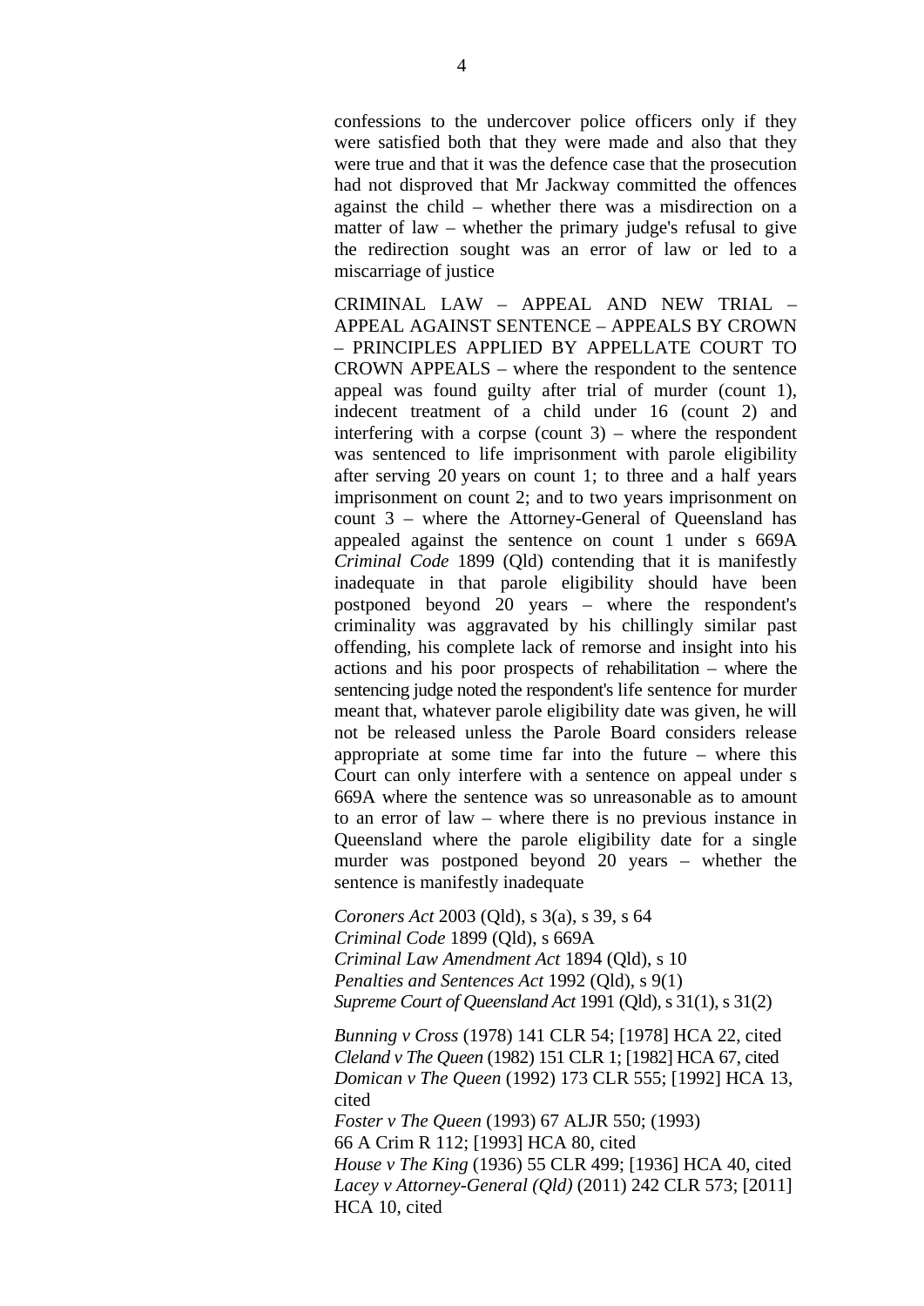confessions to the undercover police officers only if they were satisfied both that they were made and also that they were true and that it was the defence case that the prosecution had not disproved that Mr Jackway committed the offences against the child – whether there was a misdirection on a matter of law – whether the primary judge's refusal to give the redirection sought was an error of law or led to a miscarriage of justice

CRIMINAL LAW – APPEAL AND NEW TRIAL – APPEAL AGAINST SENTENCE – APPEALS BY CROWN – PRINCIPLES APPLIED BY APPELLATE COURT TO CROWN APPEALS – where the respondent to the sentence appeal was found guilty after trial of murder (count 1), indecent treatment of a child under 16 (count 2) and interfering with a corpse (count 3) – where the respondent was sentenced to life imprisonment with parole eligibility after serving 20 years on count 1; to three and a half years imprisonment on count 2; and to two years imprisonment on count 3 – where the Attorney-General of Queensland has appealed against the sentence on count 1 under s 669A *Criminal Code* 1899 (Qld) contending that it is manifestly inadequate in that parole eligibility should have been postponed beyond 20 years – where the respondent's criminality was aggravated by his chillingly similar past offending, his complete lack of remorse and insight into his actions and his poor prospects of rehabilitation – where the sentencing judge noted the respondent's life sentence for murder meant that, whatever parole eligibility date was given, he will not be released unless the Parole Board considers release appropriate at some time far into the future – where this Court can only interfere with a sentence on appeal under s 669A where the sentence was so unreasonable as to amount to an error of law – where there is no previous instance in Queensland where the parole eligibility date for a single murder was postponed beyond 20 years – whether the sentence is manifestly inadequate

*Coroners Act* 2003 (Qld), s 3(a), s 39, s 64
*Criminal Code* 1899 (Qld), s 669A
*Criminal Law Amendment Act* 1894 (Qld), s 10
*Penalties and Sentences Act* 1992 (Qld), s 9(1)
*Supreme Court of Queensland Act* 1991 (Qld), s 31(1), s 31(2)

*Bunning v Cross* (1978) 141 CLR 54; [1978] HCA 22, cited
*Cleland v The Queen* (1982) 151 CLR 1; [1982] HCA 67, cited
*Domican v The Queen* (1992) 173 CLR 555; [1992] HCA 13, cited
*Foster v The Queen* (1993) 67 ALJR 550; (1993) 66 A Crim R 112; [1993] HCA 80, cited
*House v The King* (1936) 55 CLR 499; [1936] HCA 40, cited
*Lacey v Attorney-General (Qld)* (2011) 242 CLR 573; [2011] HCA 10, cited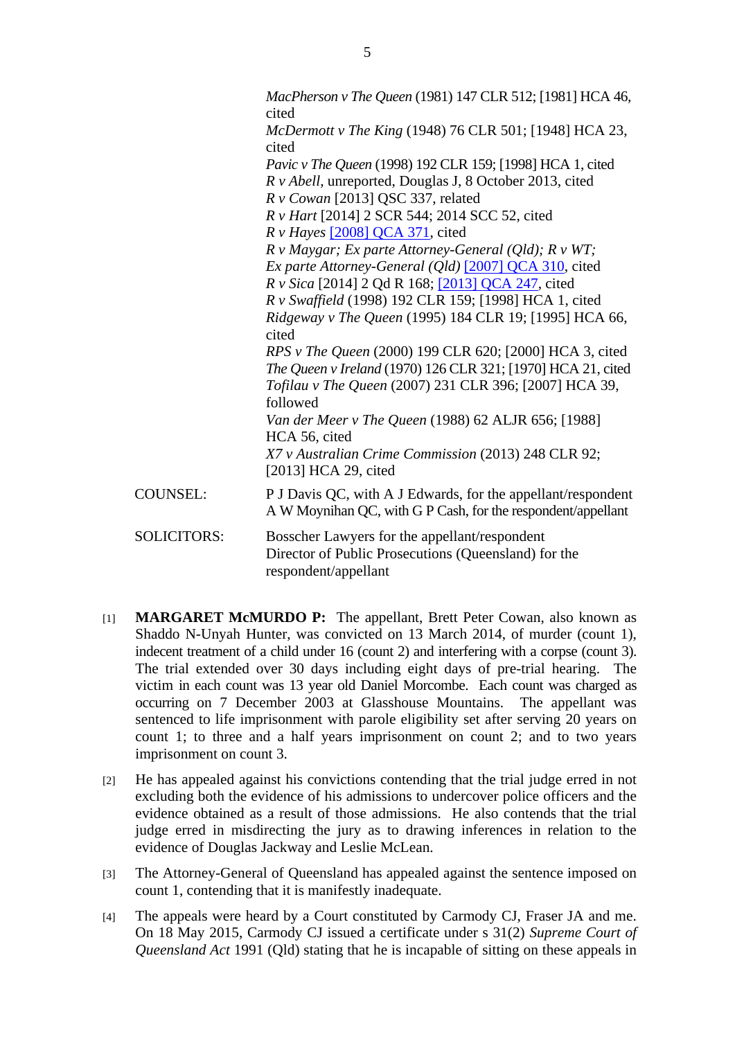*MacPherson v The Queen* (1981) 147 CLR 512; [1981] HCA 46, cited
*McDermott v The King* (1948) 76 CLR 501; [1948] HCA 23, cited
*Pavic v The Queen* (1998) 192 CLR 159; [1998] HCA 1, cited
*R v Abell*, unreported, Douglas J, 8 October 2013, cited
*R v Cowan* [2013] QSC 337, related
*R v Hart* [2014] 2 SCR 544; 2014 SCC 52, cited
*R v Hayes* [2008] QCA 371, cited
*R v Maygar; Ex parte Attorney-General (Qld); R v WT; Ex parte Attorney-General (Qld)* [2007] QCA 310, cited
*R v Sica* [2014] 2 Qd R 168; [2013] QCA 247, cited
*R v Swaffield* (1998) 192 CLR 159; [1998] HCA 1, cited
*Ridgeway v The Queen* (1995) 184 CLR 19; [1995] HCA 66, cited
*RPS v The Queen* (2000) 199 CLR 620; [2000] HCA 3, cited
*The Queen v Ireland* (1970) 126 CLR 321; [1970] HCA 21, cited
*Tofilau v The Queen* (2007) 231 CLR 396; [2007] HCA 39, followed
*Van der Meer v The Queen* (1988) 62 ALJR 656; [1988] HCA 56, cited
*X7 v Australian Crime Commission* (2013) 248 CLR 92; [2013] HCA 29, cited

COUNSEL: P J Davis QC, with A J Edwards, for the appellant/respondent
A W Moynihan QC, with G P Cash, for the respondent/appellant

SOLICITORS: Bosscher Lawyers for the appellant/respondent
Director of Public Prosecutions (Queensland) for the respondent/appellant

[1] **MARGARET McMURDO P:** The appellant, Brett Peter Cowan, also known as Shaddo N-Unyah Hunter, was convicted on 13 March 2014, of murder (count 1), indecent treatment of a child under 16 (count 2) and interfering with a corpse (count 3). The trial extended over 30 days including eight days of pre-trial hearing. The victim in each count was 13 year old Daniel Morcombe. Each count was charged as occurring on 7 December 2003 at Glasshouse Mountains. The appellant was sentenced to life imprisonment with parole eligibility set after serving 20 years on count 1; to three and a half years imprisonment on count 2; and to two years imprisonment on count 3.

[2] He has appealed against his convictions contending that the trial judge erred in not excluding both the evidence of his admissions to undercover police officers and the evidence obtained as a result of those admissions. He also contends that the trial judge erred in misdirecting the jury as to drawing inferences in relation to the evidence of Douglas Jackway and Leslie McLean.

[3] The Attorney-General of Queensland has appealed against the sentence imposed on count 1, contending that it is manifestly inadequate.

[4] The appeals were heard by a Court constituted by Carmody CJ, Fraser JA and me. On 18 May 2015, Carmody CJ issued a certificate under s 31(2) *Supreme Court of Queensland Act* 1991 (Qld) stating that he is incapable of sitting on these appeals in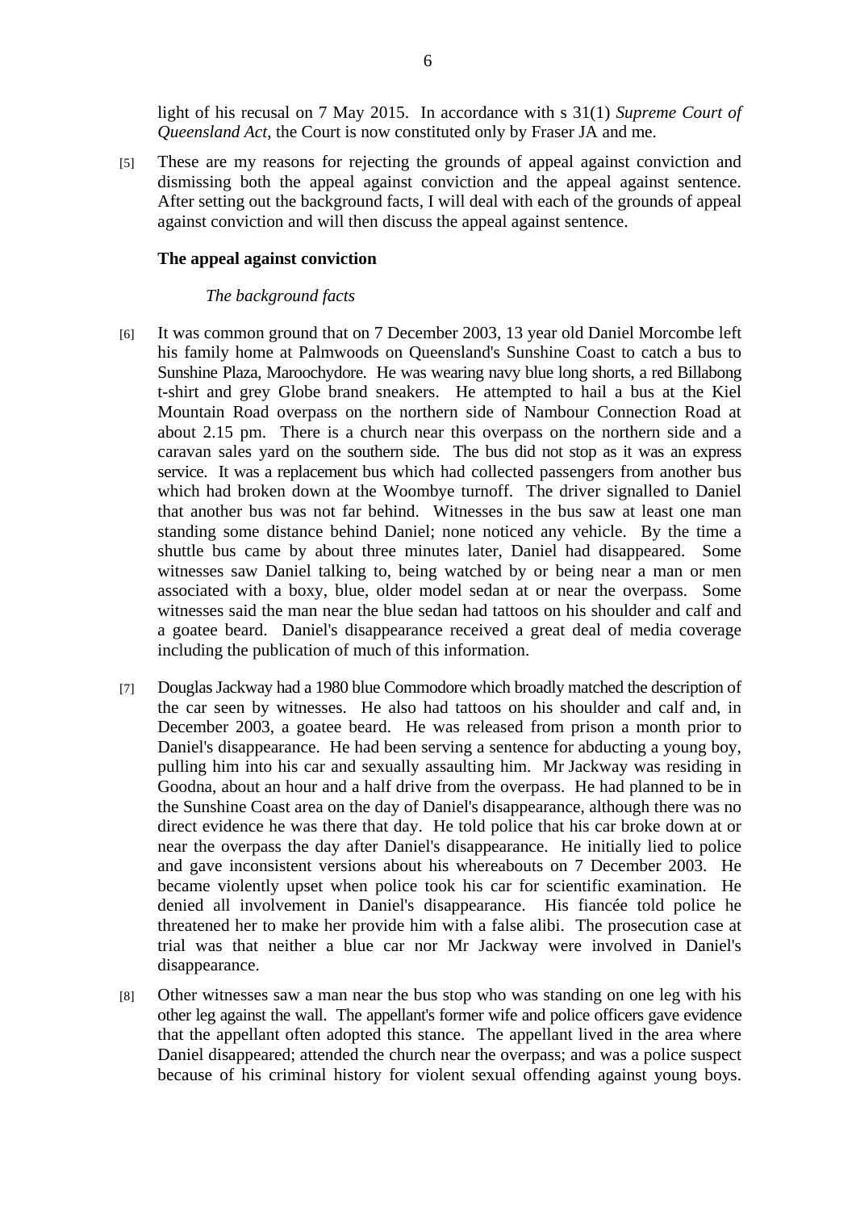light of his recusal on 7 May 2015. In accordance with s 31(1) *Supreme Court of Queensland Act*, the Court is now constituted only by Fraser JA and me.

[5] These are my reasons for rejecting the grounds of appeal against conviction and dismissing both the appeal against conviction and the appeal against sentence. After setting out the background facts, I will deal with each of the grounds of appeal against conviction and will then discuss the appeal against sentence.

**The appeal against conviction**

*The background facts*

[6] It was common ground that on 7 December 2003, 13 year old Daniel Morcombe left his family home at Palmwoods on Queensland's Sunshine Coast to catch a bus to Sunshine Plaza, Maroochydore. He was wearing navy blue long shorts, a red Billabong t-shirt and grey Globe brand sneakers. He attempted to hail a bus at the Kiel Mountain Road overpass on the northern side of Nambour Connection Road at about 2.15 pm. There is a church near this overpass on the northern side and a caravan sales yard on the southern side. The bus did not stop as it was an express service. It was a replacement bus which had collected passengers from another bus which had broken down at the Woombye turnoff. The driver signalled to Daniel that another bus was not far behind. Witnesses in the bus saw at least one man standing some distance behind Daniel; none noticed any vehicle. By the time a shuttle bus came by about three minutes later, Daniel had disappeared. Some witnesses saw Daniel talking to, being watched by or being near a man or men associated with a boxy, blue, older model sedan at or near the overpass. Some witnesses said the man near the blue sedan had tattoos on his shoulder and calf and a goatee beard. Daniel's disappearance received a great deal of media coverage including the publication of much of this information.

[7] Douglas Jackway had a 1980 blue Commodore which broadly matched the description of the car seen by witnesses. He also had tattoos on his shoulder and calf and, in December 2003, a goatee beard. He was released from prison a month prior to Daniel's disappearance. He had been serving a sentence for abducting a young boy, pulling him into his car and sexually assaulting him. Mr Jackway was residing in Goodna, about an hour and a half drive from the overpass. He had planned to be in the Sunshine Coast area on the day of Daniel's disappearance, although there was no direct evidence he was there that day. He told police that his car broke down at or near the overpass the day after Daniel's disappearance. He initially lied to police and gave inconsistent versions about his whereabouts on 7 December 2003. He became violently upset when police took his car for scientific examination. He denied all involvement in Daniel's disappearance. His fiancée told police he threatened her to make her provide him with a false alibi. The prosecution case at trial was that neither a blue car nor Mr Jackway were involved in Daniel's disappearance.

[8] Other witnesses saw a man near the bus stop who was standing on one leg with his other leg against the wall. The appellant's former wife and police officers gave evidence that the appellant often adopted this stance. The appellant lived in the area where Daniel disappeared; attended the church near the overpass; and was a police suspect because of his criminal history for violent sexual offending against young boys.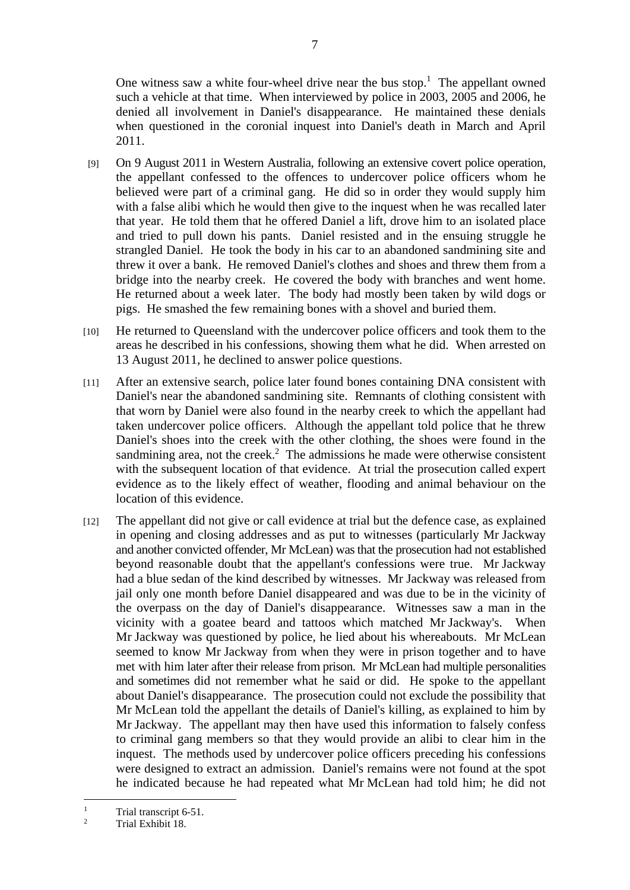One witness saw a white four-wheel drive near the bus stop.[1] The appellant owned such a vehicle at that time. When interviewed by police in 2003, 2005 and 2006, he denied all involvement in Daniel's disappearance. He maintained these denials when questioned in the coronial inquest into Daniel's death in March and April 2011.

[9] On 9 August 2011 in Western Australia, following an extensive covert police operation, the appellant confessed to the offences to undercover police officers whom he believed were part of a criminal gang. He did so in order they would supply him with a false alibi which he would then give to the inquest when he was recalled later that year. He told them that he offered Daniel a lift, drove him to an isolated place and tried to pull down his pants. Daniel resisted and in the ensuing struggle he strangled Daniel. He took the body in his car to an abandoned sandmining site and threw it over a bank. He removed Daniel's clothes and shoes and threw them from a bridge into the nearby creek. He covered the body with branches and went home. He returned about a week later. The body had mostly been taken by wild dogs or pigs. He smashed the few remaining bones with a shovel and buried them.

[10] He returned to Queensland with the undercover police officers and took them to the areas he described in his confessions, showing them what he did. When arrested on 13 August 2011, he declined to answer police questions.

[11] After an extensive search, police later found bones containing DNA consistent with Daniel's near the abandoned sandmining site. Remnants of clothing consistent with that worn by Daniel were also found in the nearby creek to which the appellant had taken undercover police officers. Although the appellant told police that he threw Daniel's shoes into the creek with the other clothing, the shoes were found in the sandmining area, not the creek.[2] The admissions he made were otherwise consistent with the subsequent location of that evidence. At trial the prosecution called expert evidence as to the likely effect of weather, flooding and animal behaviour on the location of this evidence.

[12] The appellant did not give or call evidence at trial but the defence case, as explained in opening and closing addresses and as put to witnesses (particularly Mr Jackway and another convicted offender, Mr McLean) was that the prosecution had not established beyond reasonable doubt that the appellant's confessions were true. Mr Jackway had a blue sedan of the kind described by witnesses. Mr Jackway was released from jail only one month before Daniel disappeared and was due to be in the vicinity of the overpass on the day of Daniel's disappearance. Witnesses saw a man in the vicinity with a goatee beard and tattoos which matched Mr Jackway's. When Mr Jackway was questioned by police, he lied about his whereabouts. Mr McLean seemed to know Mr Jackway from when they were in prison together and to have met with him later after their release from prison. Mr McLean had multiple personalities and sometimes did not remember what he said or did. He spoke to the appellant about Daniel's disappearance. The prosecution could not exclude the possibility that Mr McLean told the appellant the details of Daniel's killing, as explained to him by Mr Jackway. The appellant may then have used this information to falsely confess to criminal gang members so that they would provide an alibi to clear him in the inquest. The methods used by undercover police officers preceding his confessions were designed to extract an admission. Daniel's remains were not found at the spot he indicated because he had repeated what Mr McLean had told him; he did not

---

[1] Trial transcript 6-51.

[2] Trial Exhibit 18.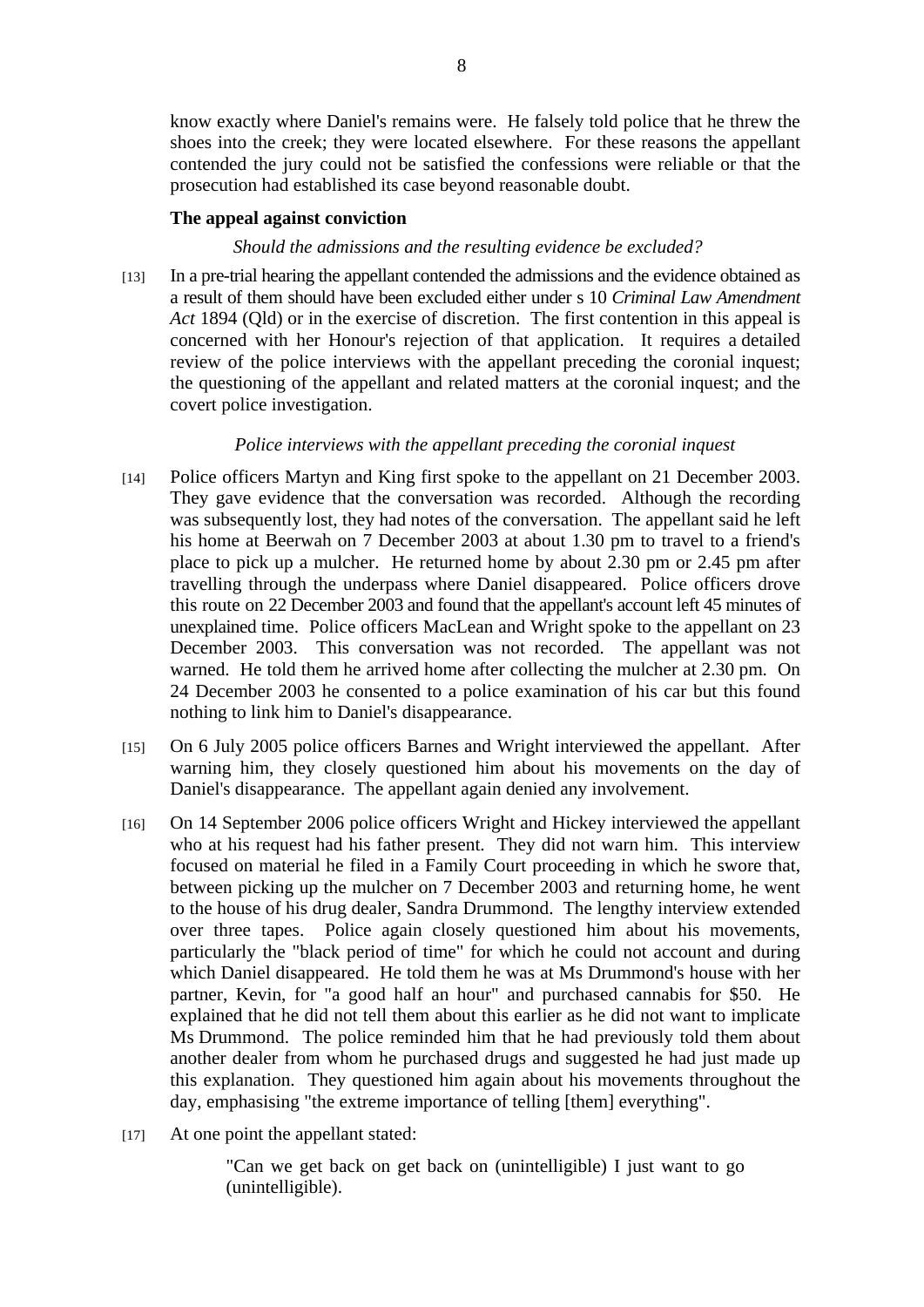know exactly where Daniel's remains were. He falsely told police that he threw the shoes into the creek; they were located elsewhere. For these reasons the appellant contended the jury could not be satisfied the confessions were reliable or that the prosecution had established its case beyond reasonable doubt.

**The appeal against conviction**

*Should the admissions and the resulting evidence be excluded?*

[13] In a pre-trial hearing the appellant contended the admissions and the evidence obtained as a result of them should have been excluded either under s 10 *Criminal Law Amendment Act* 1894 (Qld) or in the exercise of discretion. The first contention in this appeal is concerned with her Honour's rejection of that application. It requires a detailed review of the police interviews with the appellant preceding the coronial inquest; the questioning of the appellant and related matters at the coronial inquest; and the covert police investigation.

*Police interviews with the appellant preceding the coronial inquest*

[14] Police officers Martyn and King first spoke to the appellant on 21 December 2003. They gave evidence that the conversation was recorded. Although the recording was subsequently lost, they had notes of the conversation. The appellant said he left his home at Beerwah on 7 December 2003 at about 1.30 pm to travel to a friend's place to pick up a mulcher. He returned home by about 2.30 pm or 2.45 pm after travelling through the underpass where Daniel disappeared. Police officers drove this route on 22 December 2003 and found that the appellant's account left 45 minutes of unexplained time. Police officers MacLean and Wright spoke to the appellant on 23 December 2003. This conversation was not recorded. The appellant was not warned. He told them he arrived home after collecting the mulcher at 2.30 pm. On 24 December 2003 he consented to a police examination of his car but this found nothing to link him to Daniel's disappearance.

[15] On 6 July 2005 police officers Barnes and Wright interviewed the appellant. After warning him, they closely questioned him about his movements on the day of Daniel's disappearance. The appellant again denied any involvement.

[16] On 14 September 2006 police officers Wright and Hickey interviewed the appellant who at his request had his father present. They did not warn him. This interview focused on material he filed in a Family Court proceeding in which he swore that, between picking up the mulcher on 7 December 2003 and returning home, he went to the house of his drug dealer, Sandra Drummond. The lengthy interview extended over three tapes. Police again closely questioned him about his movements, particularly the "black period of time" for which he could not account and during which Daniel disappeared. He told them he was at Ms Drummond's house with her partner, Kevin, for "a good half an hour" and purchased cannabis for $50. He explained that he did not tell them about this earlier as he did not want to implicate Ms Drummond. The police reminded him that he had previously told them about another dealer from whom he purchased drugs and suggested he had just made up this explanation. They questioned him again about his movements throughout the day, emphasising "the extreme importance of telling [them] everything".

[17] At one point the appellant stated:

> "Can we get back on get back on (unintelligible) I just want to go (unintelligible).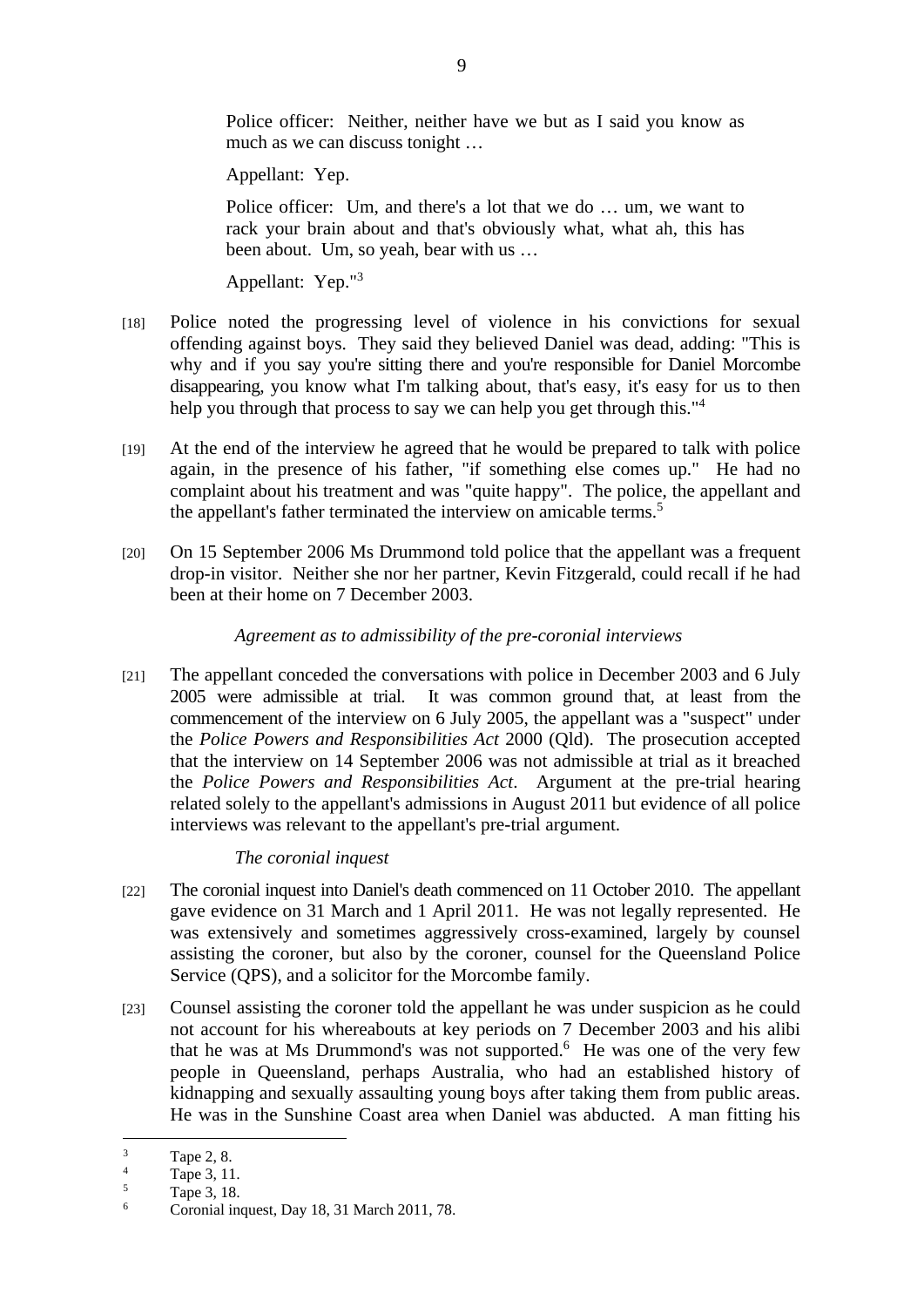Police officer: Neither, neither have we but as I said you know as much as we can discuss tonight …

Appellant: Yep.

Police officer: Um, and there's a lot that we do … um, we want to rack your brain about and that's obviously what, what ah, this has been about. Um, so yeah, bear with us …

Appellant: Yep."[3]

[18] Police noted the progressing level of violence in his convictions for sexual offending against boys. They said they believed Daniel was dead, adding: "This is why and if you say you're sitting there and you're responsible for Daniel Morcombe disappearing, you know what I'm talking about, that's easy, it's easy for us to then help you through that process to say we can help you get through this."[4]

[19] At the end of the interview he agreed that he would be prepared to talk with police again, in the presence of his father, "if something else comes up." He had no complaint about his treatment and was "quite happy". The police, the appellant and the appellant's father terminated the interview on amicable terms.[5]

[20] On 15 September 2006 Ms Drummond told police that the appellant was a frequent drop-in visitor. Neither she nor her partner, Kevin Fitzgerald, could recall if he had been at their home on 7 December 2003.

*Agreement as to admissibility of the pre-coronial interviews*

[21] The appellant conceded the conversations with police in December 2003 and 6 July 2005 were admissible at trial. It was common ground that, at least from the commencement of the interview on 6 July 2005, the appellant was a "suspect" under the *Police Powers and Responsibilities Act* 2000 (Qld). The prosecution accepted that the interview on 14 September 2006 was not admissible at trial as it breached the *Police Powers and Responsibilities Act*. Argument at the pre-trial hearing related solely to the appellant's admissions in August 2011 but evidence of all police interviews was relevant to the appellant's pre-trial argument.

*The coronial inquest*

[22] The coronial inquest into Daniel's death commenced on 11 October 2010. The appellant gave evidence on 31 March and 1 April 2011. He was not legally represented. He was extensively and sometimes aggressively cross-examined, largely by counsel assisting the coroner, but also by the coroner, counsel for the Queensland Police Service (QPS), and a solicitor for the Morcombe family.

[23] Counsel assisting the coroner told the appellant he was under suspicion as he could not account for his whereabouts at key periods on 7 December 2003 and his alibi that he was at Ms Drummond's was not supported.[6] He was one of the very few people in Queensland, perhaps Australia, who had an established history of kidnapping and sexually assaulting young boys after taking them from public areas. He was in the Sunshine Coast area when Daniel was abducted. A man fitting his

[3] Tape 2, 8.
[4] Tape 3, 11.
[5] Tape 3, 18.
[6] Coronial inquest, Day 18, 31 March 2011, 78.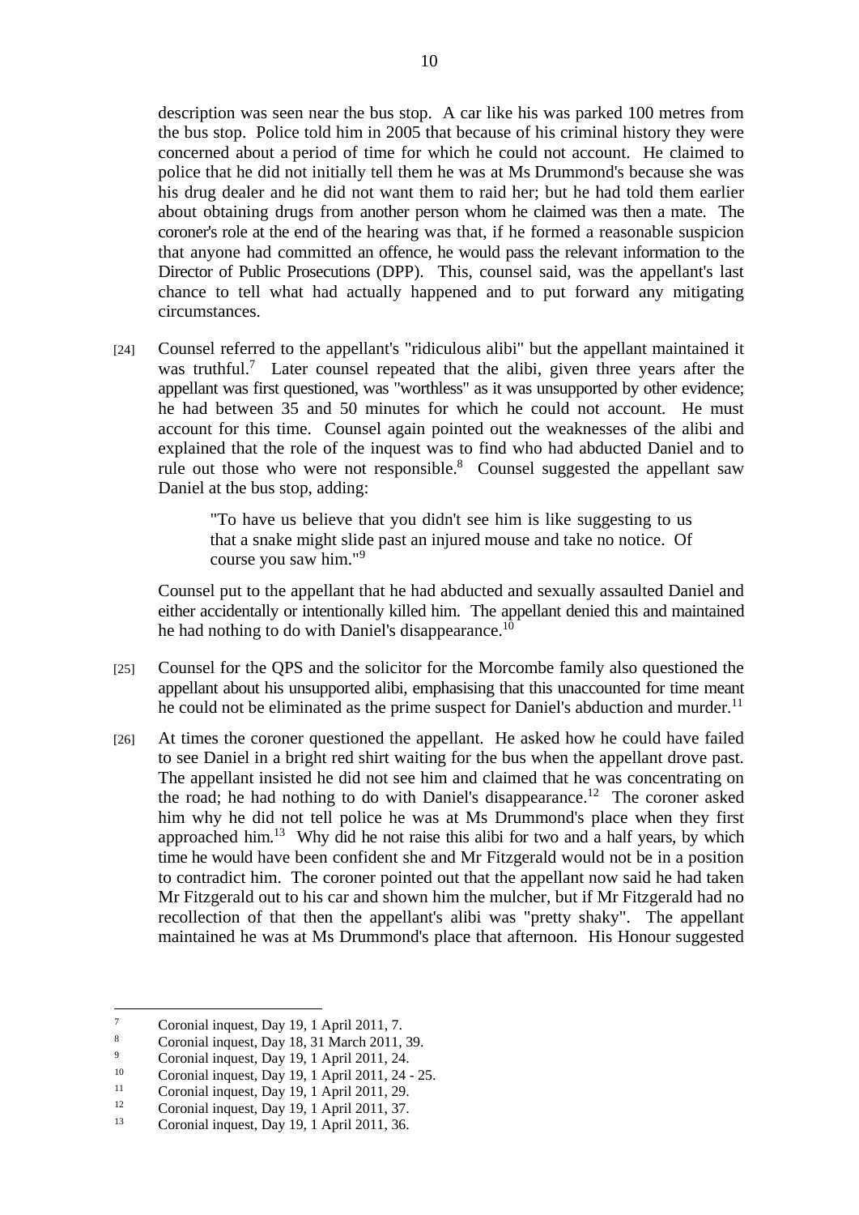description was seen near the bus stop. A car like his was parked 100 metres from the bus stop. Police told him in 2005 that because of his criminal history they were concerned about a period of time for which he could not account. He claimed to police that he did not initially tell them he was at Ms Drummond's because she was his drug dealer and he did not want them to raid her; but he had told them earlier about obtaining drugs from another person whom he claimed was then a mate. The coroner's role at the end of the hearing was that, if he formed a reasonable suspicion that anyone had committed an offence, he would pass the relevant information to the Director of Public Prosecutions (DPP). This, counsel said, was the appellant's last chance to tell what had actually happened and to put forward any mitigating circumstances.

[24] Counsel referred to the appellant's "ridiculous alibi" but the appellant maintained it was truthful.[7] Later counsel repeated that the alibi, given three years after the appellant was first questioned, was "worthless" as it was unsupported by other evidence; he had between 35 and 50 minutes for which he could not account. He must account for this time. Counsel again pointed out the weaknesses of the alibi and explained that the role of the inquest was to find who had abducted Daniel and to rule out those who were not responsible.[8] Counsel suggested the appellant saw Daniel at the bus stop, adding:

> "To have us believe that you didn't see him is like suggesting to us that a snake might slide past an injured mouse and take no notice. Of course you saw him."[9]

Counsel put to the appellant that he had abducted and sexually assaulted Daniel and either accidentally or intentionally killed him. The appellant denied this and maintained he had nothing to do with Daniel's disappearance.[10]

[25] Counsel for the QPS and the solicitor for the Morcombe family also questioned the appellant about his unsupported alibi, emphasising that this unaccounted for time meant he could not be eliminated as the prime suspect for Daniel's abduction and murder.[11]

[26] At times the coroner questioned the appellant. He asked how he could have failed to see Daniel in a bright red shirt waiting for the bus when the appellant drove past. The appellant insisted he did not see him and claimed that he was concentrating on the road; he had nothing to do with Daniel's disappearance.[12] The coroner asked him why he did not tell police he was at Ms Drummond's place when they first approached him.[13] Why did he not raise this alibi for two and a half years, by which time he would have been confident she and Mr Fitzgerald would not be in a position to contradict him. The coroner pointed out that the appellant now said he had taken Mr Fitzgerald out to his car and shown him the mulcher, but if Mr Fitzgerald had no recollection of that then the appellant's alibi was "pretty shaky". The appellant maintained he was at Ms Drummond's place that afternoon. His Honour suggested

---

[7] Coronial inquest, Day 19, 1 April 2011, 7.
[8] Coronial inquest, Day 18, 31 March 2011, 39.
[9] Coronial inquest, Day 19, 1 April 2011, 24.
[10] Coronial inquest, Day 19, 1 April 2011, 24 - 25.
[11] Coronial inquest, Day 19, 1 April 2011, 29.
[12] Coronial inquest, Day 19, 1 April 2011, 37.
[13] Coronial inquest, Day 19, 1 April 2011, 36.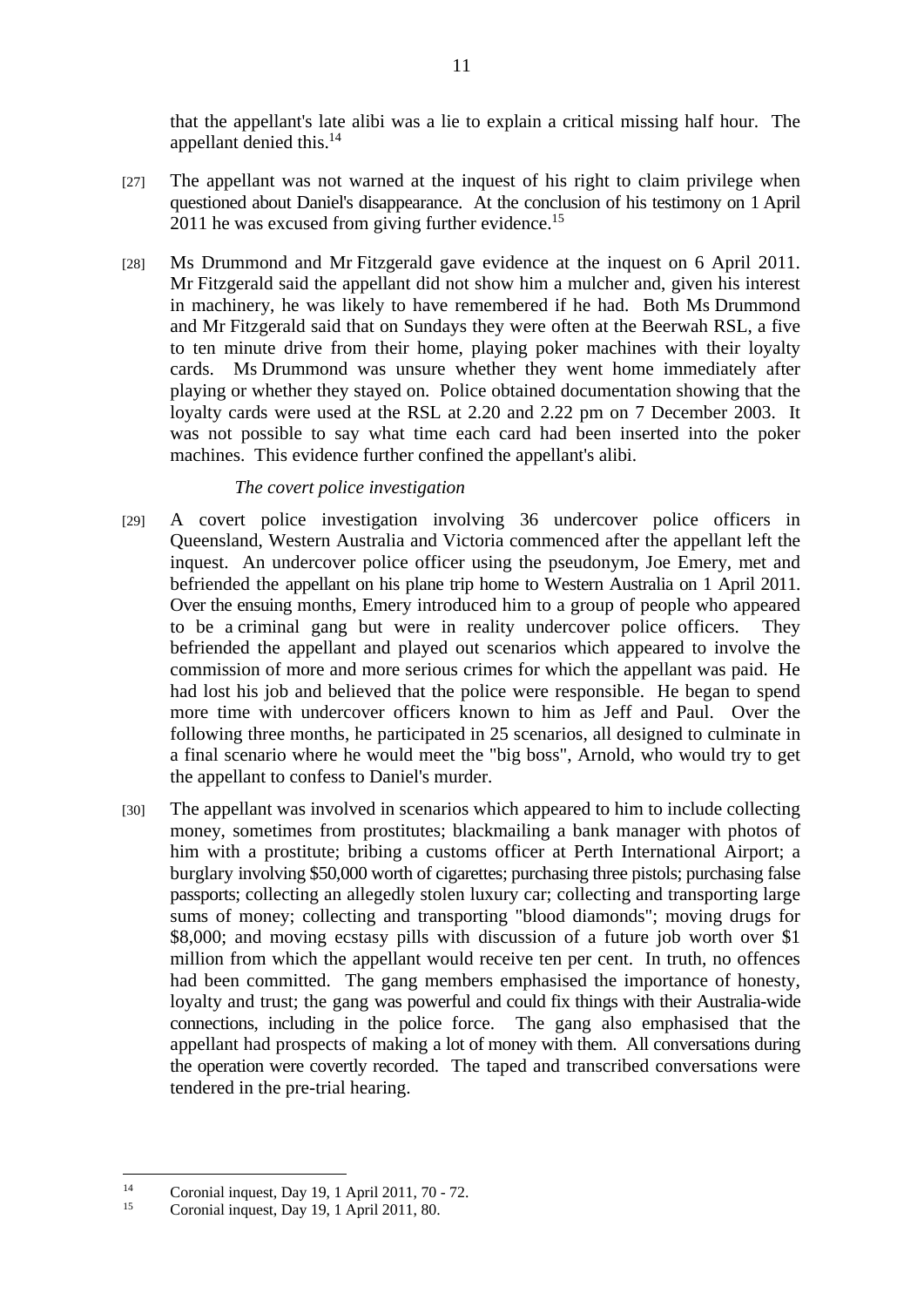that the appellant's late alibi was a lie to explain a critical missing half hour. The appellant denied this.[14]

[27] The appellant was not warned at the inquest of his right to claim privilege when questioned about Daniel's disappearance. At the conclusion of his testimony on 1 April 2011 he was excused from giving further evidence.[15]

[28] Ms Drummond and Mr Fitzgerald gave evidence at the inquest on 6 April 2011. Mr Fitzgerald said the appellant did not show him a mulcher and, given his interest in machinery, he was likely to have remembered if he had. Both Ms Drummond and Mr Fitzgerald said that on Sundays they were often at the Beerwah RSL, a five to ten minute drive from their home, playing poker machines with their loyalty cards. Ms Drummond was unsure whether they went home immediately after playing or whether they stayed on. Police obtained documentation showing that the loyalty cards were used at the RSL at 2.20 and 2.22 pm on 7 December 2003. It was not possible to say what time each card had been inserted into the poker machines. This evidence further confined the appellant's alibi.

*The covert police investigation*

[29] A covert police investigation involving 36 undercover police officers in Queensland, Western Australia and Victoria commenced after the appellant left the inquest. An undercover police officer using the pseudonym, Joe Emery, met and befriended the appellant on his plane trip home to Western Australia on 1 April 2011. Over the ensuing months, Emery introduced him to a group of people who appeared to be a criminal gang but were in reality undercover police officers. They befriended the appellant and played out scenarios which appeared to involve the commission of more and more serious crimes for which the appellant was paid. He had lost his job and believed that the police were responsible. He began to spend more time with undercover officers known to him as Jeff and Paul. Over the following three months, he participated in 25 scenarios, all designed to culminate in a final scenario where he would meet the "big boss", Arnold, who would try to get the appellant to confess to Daniel's murder.

[30] The appellant was involved in scenarios which appeared to him to include collecting money, sometimes from prostitutes; blackmailing a bank manager with photos of him with a prostitute; bribing a customs officer at Perth International Airport; a burglary involving $50,000 worth of cigarettes; purchasing three pistols; purchasing false passports; collecting an allegedly stolen luxury car; collecting and transporting large sums of money; collecting and transporting "blood diamonds"; moving drugs for $8,000; and moving ecstasy pills with discussion of a future job worth over $1 million from which the appellant would receive ten per cent. In truth, no offences had been committed. The gang members emphasised the importance of honesty, loyalty and trust; the gang was powerful and could fix things with their Australia-wide connections, including in the police force. The gang also emphasised that the appellant had prospects of making a lot of money with them. All conversations during the operation were covertly recorded. The taped and transcribed conversations were tendered in the pre-trial hearing.

---

[14] Coronial inquest, Day 19, 1 April 2011, 70 - 72.

[15] Coronial inquest, Day 19, 1 April 2011, 80.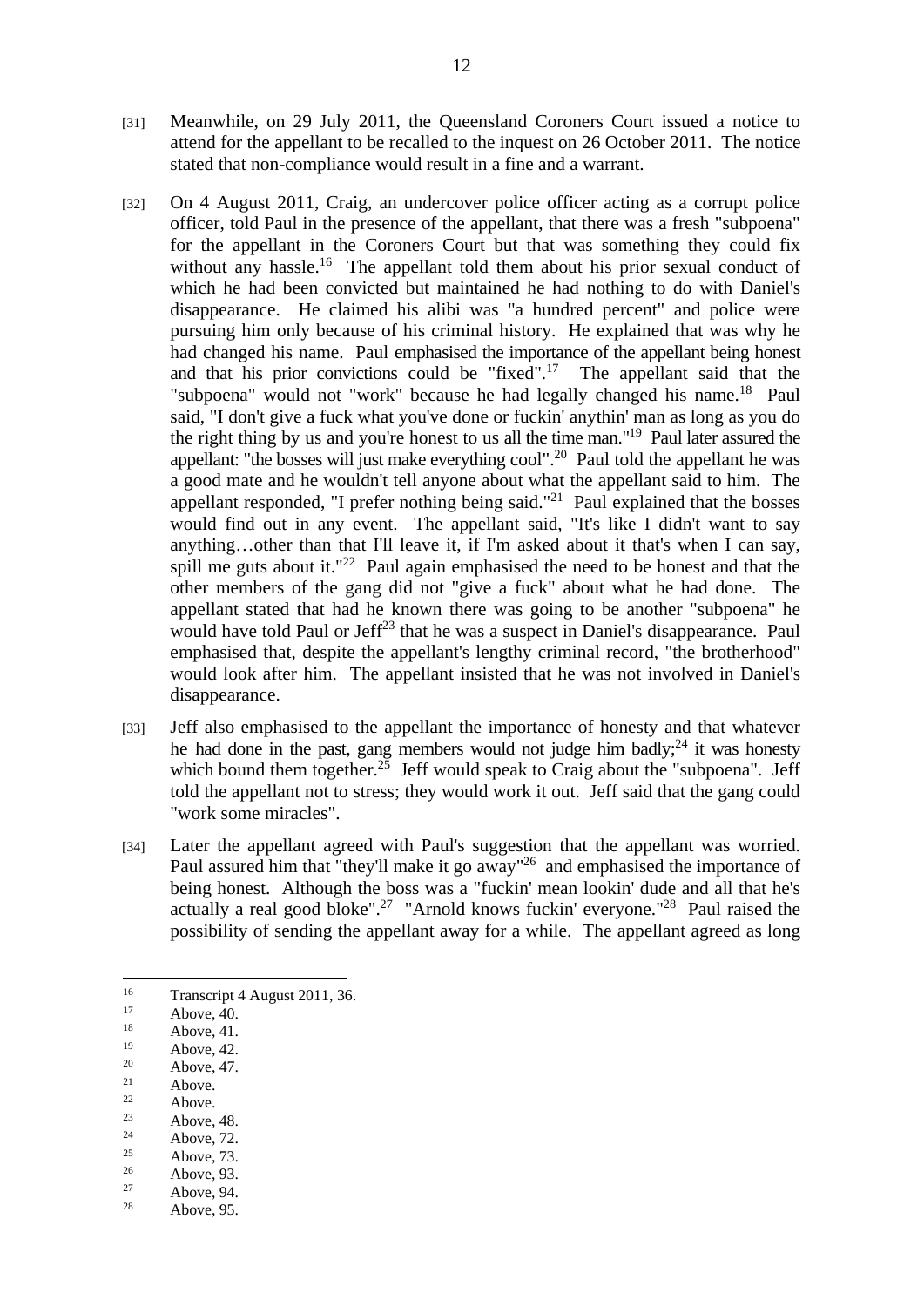[31] Meanwhile, on 29 July 2011, the Queensland Coroners Court issued a notice to attend for the appellant to be recalled to the inquest on 26 October 2011. The notice stated that non-compliance would result in a fine and a warrant.

[32] On 4 August 2011, Craig, an undercover police officer acting as a corrupt police officer, told Paul in the presence of the appellant, that there was a fresh "subpoena" for the appellant in the Coroners Court but that was something they could fix without any hassle.[16] The appellant told them about his prior sexual conduct of which he had been convicted but maintained he had nothing to do with Daniel's disappearance. He claimed his alibi was "a hundred percent" and police were pursuing him only because of his criminal history. He explained that was why he had changed his name. Paul emphasised the importance of the appellant being honest and that his prior convictions could be "fixed".[17] The appellant said that the "subpoena" would not "work" because he had legally changed his name.[18] Paul said, "I don't give a fuck what you've done or fuckin' anythin' man as long as you do the right thing by us and you're honest to us all the time man."[19] Paul later assured the appellant: "the bosses will just make everything cool".[20] Paul told the appellant he was a good mate and he wouldn't tell anyone about what the appellant said to him. The appellant responded, "I prefer nothing being said."[21] Paul explained that the bosses would find out in any event. The appellant said, "It's like I didn't want to say anything…other than that I'll leave it, if I'm asked about it that's when I can say, spill me guts about it."[22] Paul again emphasised the need to be honest and that the other members of the gang did not "give a fuck" about what he had done. The appellant stated that had he known there was going to be another "subpoena" he would have told Paul or Jeff[23] that he was a suspect in Daniel's disappearance. Paul emphasised that, despite the appellant's lengthy criminal record, "the brotherhood" would look after him. The appellant insisted that he was not involved in Daniel's disappearance.

[33] Jeff also emphasised to the appellant the importance of honesty and that whatever he had done in the past, gang members would not judge him badly;[24] it was honesty which bound them together.[25] Jeff would speak to Craig about the "subpoena". Jeff told the appellant not to stress; they would work it out. Jeff said that the gang could "work some miracles".

[34] Later the appellant agreed with Paul's suggestion that the appellant was worried. Paul assured him that "they'll make it go away"[26] and emphasised the importance of being honest. Although the boss was a "fuckin' mean lookin' dude and all that he's actually a real good bloke".[27] "Arnold knows fuckin' everyone."[28] Paul raised the possibility of sending the appellant away for a while. The appellant agreed as long

---

[16] Transcript 4 August 2011, 36.
[17] Above, 40.
[18] Above, 41.
[19] Above, 42.
[20] Above, 47.
[21] Above.
[22] Above.
[23] Above, 48.
[24] Above, 72.
[25] Above, 73.
[26] Above, 93.
[27] Above, 94.
[28] Above, 95.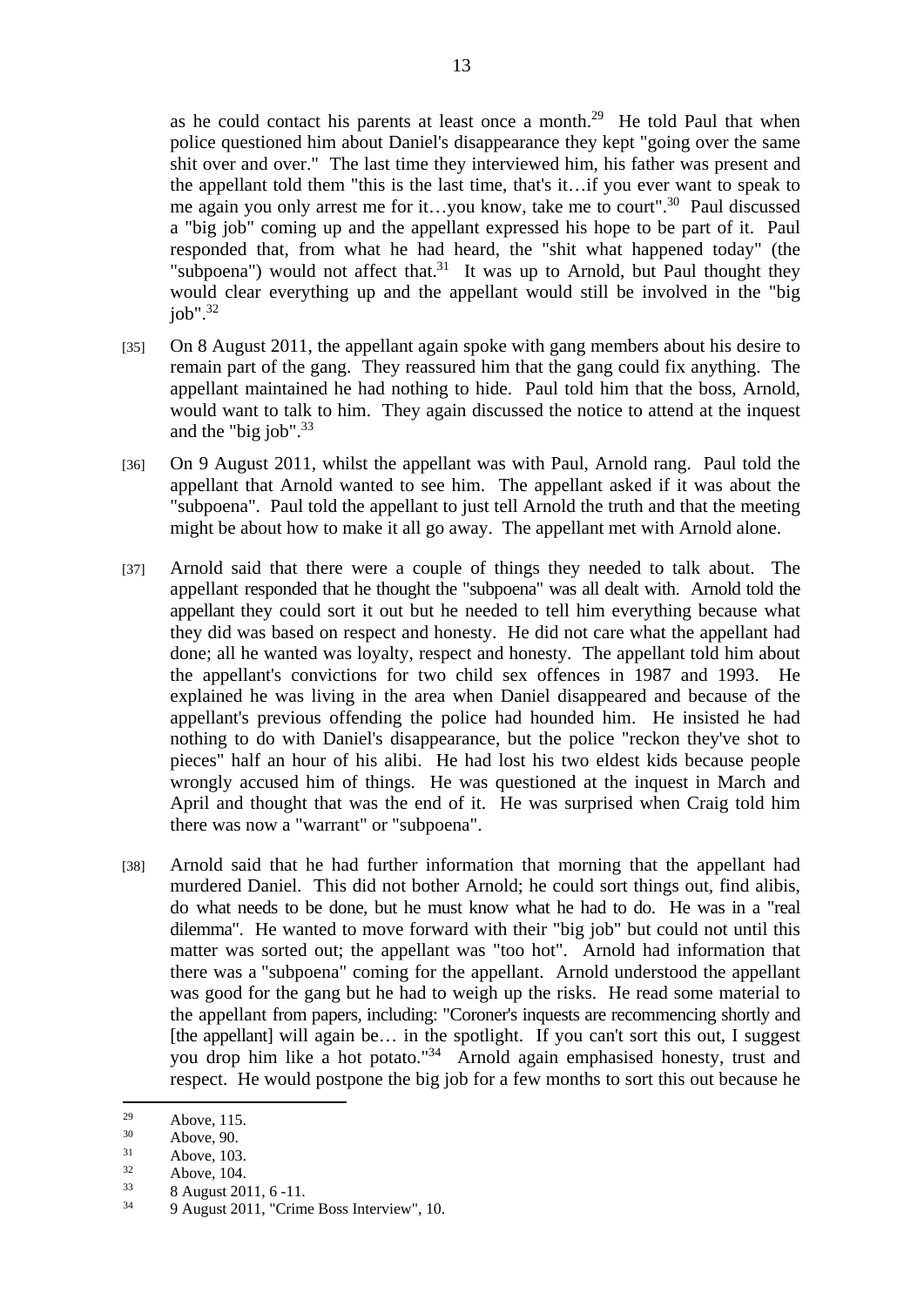as he could contact his parents at least once a month.[29] He told Paul that when police questioned him about Daniel's disappearance they kept "going over the same shit over and over." The last time they interviewed him, his father was present and the appellant told them "this is the last time, that's it…if you ever want to speak to me again you only arrest me for it…you know, take me to court".[30] Paul discussed a "big job" coming up and the appellant expressed his hope to be part of it. Paul responded that, from what he had heard, the "shit what happened today" (the "subpoena") would not affect that.[31] It was up to Arnold, but Paul thought they would clear everything up and the appellant would still be involved in the "big job".[32]

[35] On 8 August 2011, the appellant again spoke with gang members about his desire to remain part of the gang. They reassured him that the gang could fix anything. The appellant maintained he had nothing to hide. Paul told him that the boss, Arnold, would want to talk to him. They again discussed the notice to attend at the inquest and the "big job".[33]

[36] On 9 August 2011, whilst the appellant was with Paul, Arnold rang. Paul told the appellant that Arnold wanted to see him. The appellant asked if it was about the "subpoena". Paul told the appellant to just tell Arnold the truth and that the meeting might be about how to make it all go away. The appellant met with Arnold alone.

[37] Arnold said that there were a couple of things they needed to talk about. The appellant responded that he thought the "subpoena" was all dealt with. Arnold told the appellant they could sort it out but he needed to tell him everything because what they did was based on respect and honesty. He did not care what the appellant had done; all he wanted was loyalty, respect and honesty. The appellant told him about the appellant's convictions for two child sex offences in 1987 and 1993. He explained he was living in the area when Daniel disappeared and because of the appellant's previous offending the police had hounded him. He insisted he had nothing to do with Daniel's disappearance, but the police "reckon they've shot to pieces" half an hour of his alibi. He had lost his two eldest kids because people wrongly accused him of things. He was questioned at the inquest in March and April and thought that was the end of it. He was surprised when Craig told him there was now a "warrant" or "subpoena".

[38] Arnold said that he had further information that morning that the appellant had murdered Daniel. This did not bother Arnold; he could sort things out, find alibis, do what needs to be done, but he must know what he had to do. He was in a "real dilemma". He wanted to move forward with their "big job" but could not until this matter was sorted out; the appellant was "too hot". Arnold had information that there was a "subpoena" coming for the appellant. Arnold understood the appellant was good for the gang but he had to weigh up the risks. He read some material to the appellant from papers, including: "Coroner's inquests are recommencing shortly and [the appellant] will again be… in the spotlight. If you can't sort this out, I suggest you drop him like a hot potato."[34] Arnold again emphasised honesty, trust and respect. He would postpone the big job for a few months to sort this out because he

---

[29] Above, 115.

[30] Above, 90.

[31] Above, 103.

[32] Above, 104.

[33] 8 August 2011, 6 -11.

[34] 9 August 2011, "Crime Boss Interview", 10.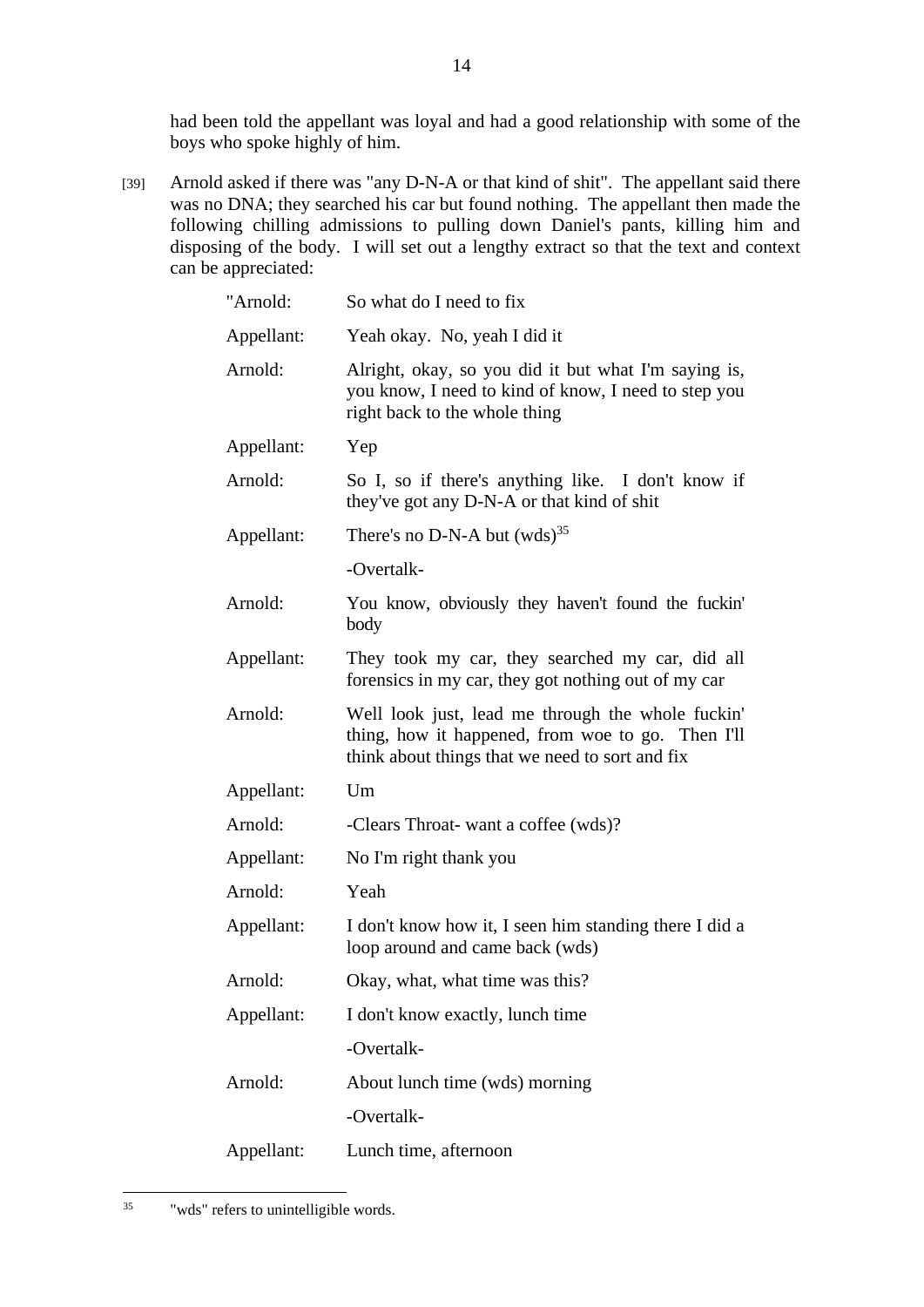had been told the appellant was loyal and had a good relationship with some of the boys who spoke highly of him.

[39] Arnold asked if there was "any D-N-A or that kind of shit". The appellant said there was no DNA; they searched his car but found nothing. The appellant then made the following chilling admissions to pulling down Daniel's pants, killing him and disposing of the body. I will set out a lengthy extract so that the text and context can be appreciated:

| | |
|---|---|
| "Arnold: | So what do I need to fix |
| Appellant: | Yeah okay. No, yeah I did it |
| Arnold: | Alright, okay, so you did it but what I'm saying is, you know, I need to kind of know, I need to step you right back to the whole thing |
| Appellant: | Yep |
| Arnold: | So I, so if there's anything like. I don't know if they've got any D-N-A or that kind of shit |
| Appellant: | There's no D-N-A but (wds)[35] |
| | -Overtalk- |
| Arnold: | You know, obviously they haven't found the fuckin' body |
| Appellant: | They took my car, they searched my car, did all forensics in my car, they got nothing out of my car |
| Arnold: | Well look just, lead me through the whole fuckin' thing, how it happened, from woe to go. Then I'll think about things that we need to sort and fix |
| Appellant: | Um |
| Arnold: | -Clears Throat- want a coffee (wds)? |
| Appellant: | No I'm right thank you |
| Arnold: | Yeah |
| Appellant: | I don't know how it, I seen him standing there I did a loop around and came back (wds) |
| Arnold: | Okay, what, what time was this? |
| Appellant: | I don't know exactly, lunch time |
| | -Overtalk- |
| Arnold: | About lunch time (wds) morning |
| | -Overtalk- |
| Appellant: | Lunch time, afternoon |

[35] "wds" refers to unintelligible words.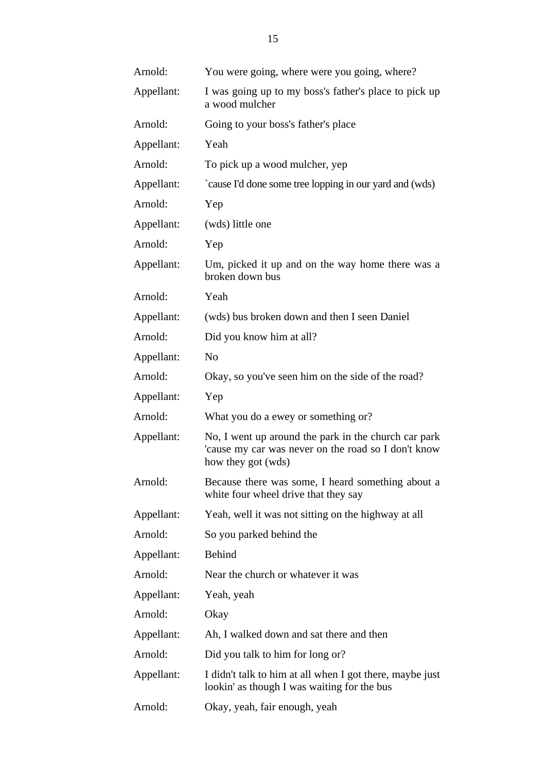| | |
|---|---|
| Arnold: | You were going, where were you going, where? |
| Appellant: | I was going up to my boss's father's place to pick up a wood mulcher |
| Arnold: | Going to your boss's father's place |
| Appellant: | Yeah |
| Arnold: | To pick up a wood mulcher, yep |
| Appellant: | `cause I'd done some tree lopping in our yard and (wds) |
| Arnold: | Yep |
| Appellant: | (wds) little one |
| Arnold: | Yep |
| Appellant: | Um, picked it up and on the way home there was a broken down bus |
| Arnold: | Yeah |
| Appellant: | (wds) bus broken down and then I seen Daniel |
| Arnold: | Did you know him at all? |
| Appellant: | No |
| Arnold: | Okay, so you've seen him on the side of the road? |
| Appellant: | Yep |
| Arnold: | What you do a ewey or something or? |
| Appellant: | No, I went up around the park in the church car park 'cause my car was never on the road so I don't know how they got (wds) |
| Arnold: | Because there was some, I heard something about a white four wheel drive that they say |
| Appellant: | Yeah, well it was not sitting on the highway at all |
| Arnold: | So you parked behind the |
| Appellant: | Behind |
| Arnold: | Near the church or whatever it was |
| Appellant: | Yeah, yeah |
| Arnold: | Okay |
| Appellant: | Ah, I walked down and sat there and then |
| Arnold: | Did you talk to him for long or? |
| Appellant: | I didn't talk to him at all when I got there, maybe just lookin' as though I was waiting for the bus |
| Arnold: | Okay, yeah, fair enough, yeah |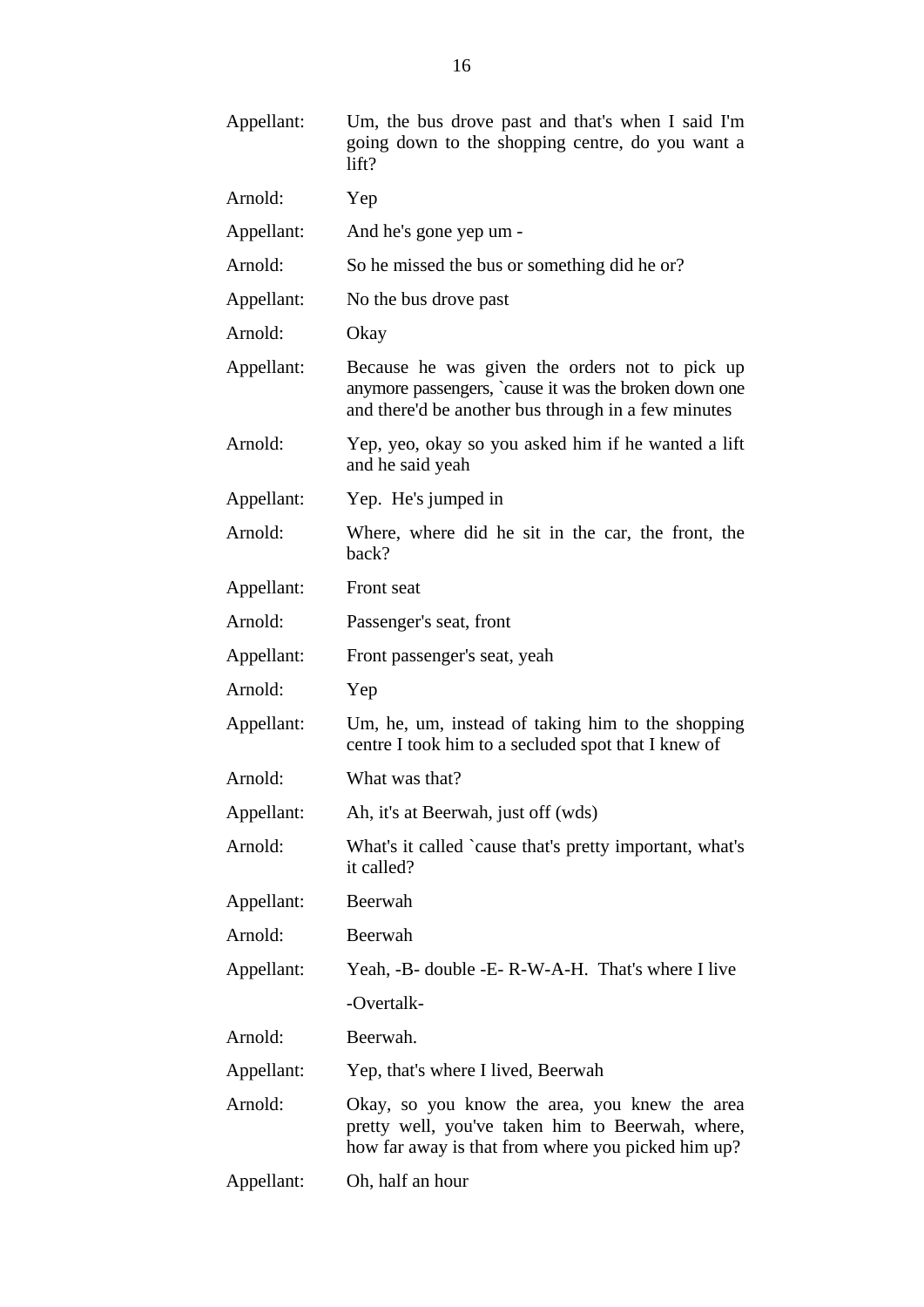Appellant: Um, the bus drove past and that's when I said I'm going down to the shopping centre, do you want a lift?

Arnold: Yep

Appellant: And he's gone yep um -

Arnold: So he missed the bus or something did he or?

Appellant: No the bus drove past

Arnold: Okay

Appellant: Because he was given the orders not to pick up anymore passengers, `cause it was the broken down one and there'd be another bus through in a few minutes

Arnold: Yep, yeo, okay so you asked him if he wanted a lift and he said yeah

Appellant: Yep. He's jumped in

Arnold: Where, where did he sit in the car, the front, the back?

Appellant: Front seat

Arnold: Passenger's seat, front

Appellant: Front passenger's seat, yeah

Arnold: Yep

Appellant: Um, he, um, instead of taking him to the shopping centre I took him to a secluded spot that I knew of

Arnold: What was that?

Appellant: Ah, it's at Beerwah, just off (wds)

Arnold: What's it called `cause that's pretty important, what's it called?

Appellant: Beerwah

Arnold: Beerwah

Appellant: Yeah, -B- double -E- R-W-A-H. That's where I live

-Overtalk-

Arnold: Beerwah.

Appellant: Yep, that's where I lived, Beerwah

Arnold: Okay, so you know the area, you knew the area pretty well, you've taken him to Beerwah, where, how far away is that from where you picked him up?

Appellant: Oh, half an hour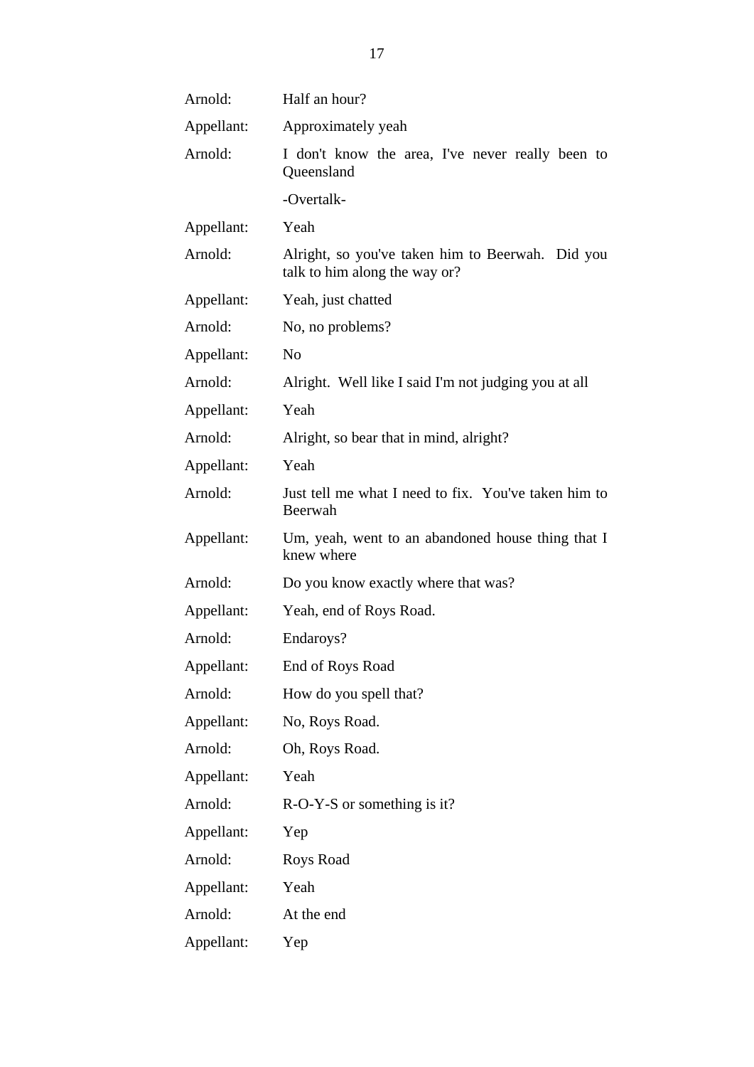| | |
|---|---|
| Arnold: | Half an hour? |
| Appellant: | Approximately yeah |
| Arnold: | I don't know the area, I've never really been to Queensland |
| | -Overtalk- |
| Appellant: | Yeah |
| Arnold: | Alright, so you've taken him to Beerwah. Did you talk to him along the way or? |
| Appellant: | Yeah, just chatted |
| Arnold: | No, no problems? |
| Appellant: | No |
| Arnold: | Alright. Well like I said I'm not judging you at all |
| Appellant: | Yeah |
| Arnold: | Alright, so bear that in mind, alright? |
| Appellant: | Yeah |
| Arnold: | Just tell me what I need to fix. You've taken him to Beerwah |
| Appellant: | Um, yeah, went to an abandoned house thing that I knew where |
| Arnold: | Do you know exactly where that was? |
| Appellant: | Yeah, end of Roys Road. |
| Arnold: | Endaroys? |
| Appellant: | End of Roys Road |
| Arnold: | How do you spell that? |
| Appellant: | No, Roys Road. |
| Arnold: | Oh, Roys Road. |
| Appellant: | Yeah |
| Arnold: | R-O-Y-S or something is it? |
| Appellant: | Yep |
| Arnold: | Roys Road |
| Appellant: | Yeah |
| Arnold: | At the end |
| Appellant: | Yep |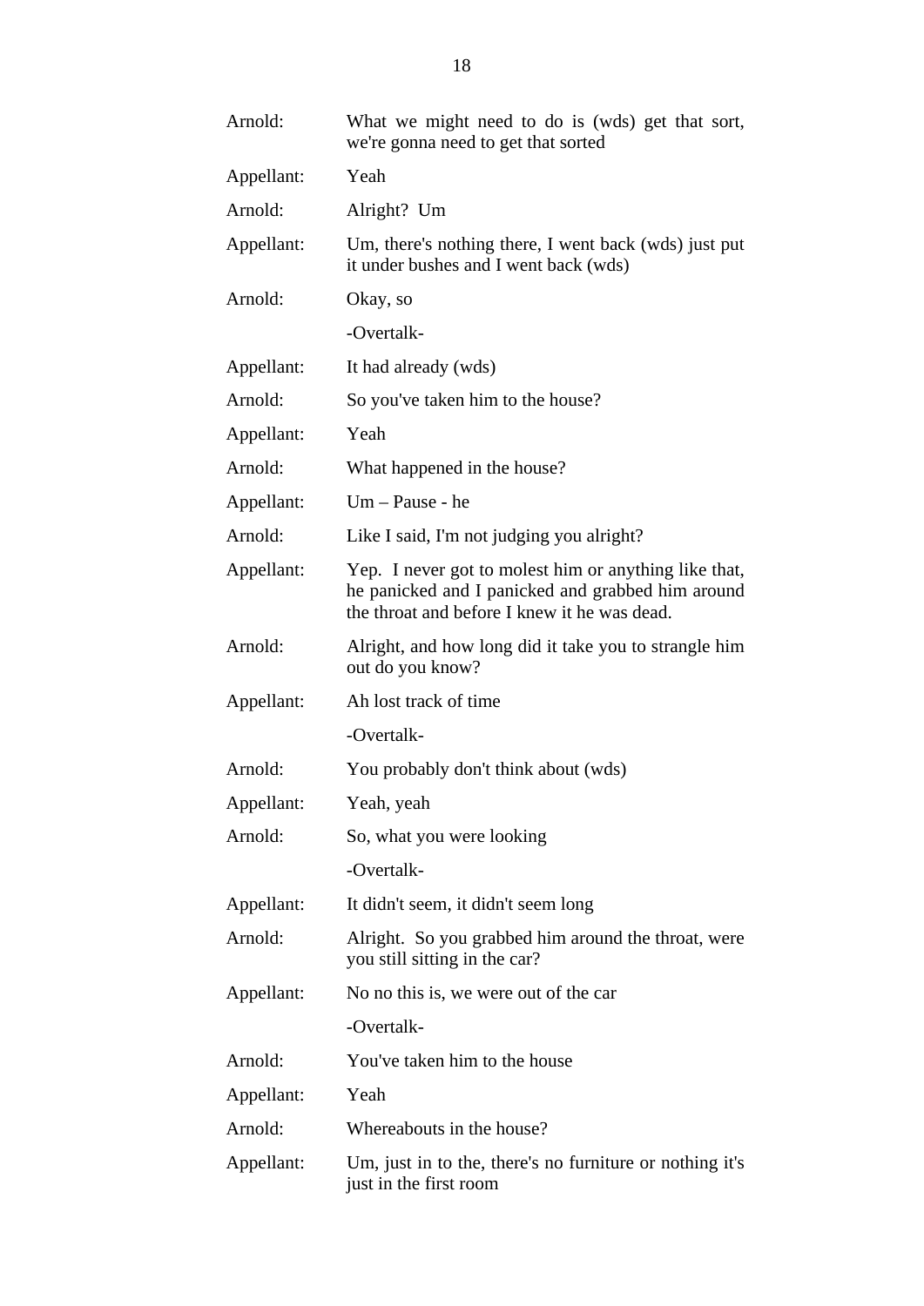| | |
|---|---|
| Arnold: | What we might need to do is (wds) get that sort, we're gonna need to get that sorted |
| Appellant: | Yeah |
| Arnold: | Alright? Um |
| Appellant: | Um, there's nothing there, I went back (wds) just put it under bushes and I went back (wds) |
| Arnold: | Okay, so |
| | -Overtalk- |
| Appellant: | It had already (wds) |
| Arnold: | So you've taken him to the house? |
| Appellant: | Yeah |
| Arnold: | What happened in the house? |
| Appellant: | Um – Pause - he |
| Arnold: | Like I said, I'm not judging you alright? |
| Appellant: | Yep. I never got to molest him or anything like that, he panicked and I panicked and grabbed him around the throat and before I knew it he was dead. |
| Arnold: | Alright, and how long did it take you to strangle him out do you know? |
| Appellant: | Ah lost track of time |
| | -Overtalk- |
| Arnold: | You probably don't think about (wds) |
| Appellant: | Yeah, yeah |
| Arnold: | So, what you were looking |
| | -Overtalk- |
| Appellant: | It didn't seem, it didn't seem long |
| Arnold: | Alright. So you grabbed him around the throat, were you still sitting in the car? |
| Appellant: | No no this is, we were out of the car |
| | -Overtalk- |
| Arnold: | You've taken him to the house |
| Appellant: | Yeah |
| Arnold: | Whereabouts in the house? |
| Appellant: | Um, just in to the, there's no furniture or nothing it's just in the first room |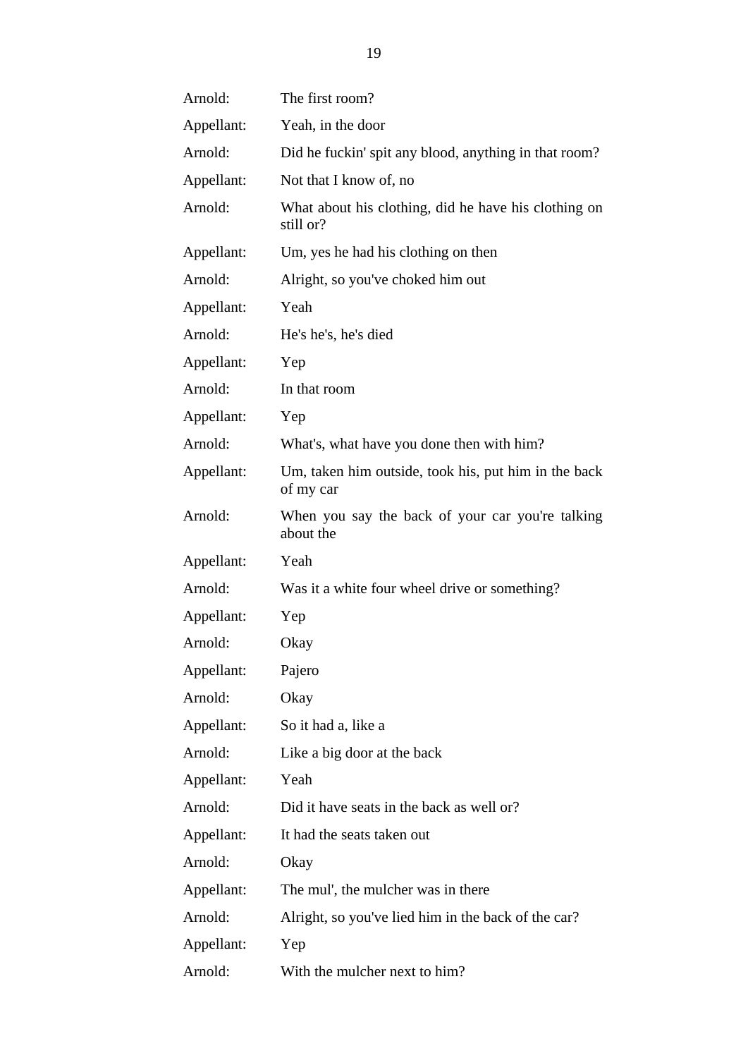| | |
|---|---|
| Arnold: | The first room? |
| Appellant: | Yeah, in the door |
| Arnold: | Did he fuckin' spit any blood, anything in that room? |
| Appellant: | Not that I know of, no |
| Arnold: | What about his clothing, did he have his clothing on still or? |
| Appellant: | Um, yes he had his clothing on then |
| Arnold: | Alright, so you've choked him out |
| Appellant: | Yeah |
| Arnold: | He's he's, he's died |
| Appellant: | Yep |
| Arnold: | In that room |
| Appellant: | Yep |
| Arnold: | What's, what have you done then with him? |
| Appellant: | Um, taken him outside, took his, put him in the back of my car |
| Arnold: | When you say the back of your car you're talking about the |
| Appellant: | Yeah |
| Arnold: | Was it a white four wheel drive or something? |
| Appellant: | Yep |
| Arnold: | Okay |
| Appellant: | Pajero |
| Arnold: | Okay |
| Appellant: | So it had a, like a |
| Arnold: | Like a big door at the back |
| Appellant: | Yeah |
| Arnold: | Did it have seats in the back as well or? |
| Appellant: | It had the seats taken out |
| Arnold: | Okay |
| Appellant: | The mul', the mulcher was in there |
| Arnold: | Alright, so you've lied him in the back of the car? |
| Appellant: | Yep |
| Arnold: | With the mulcher next to him? |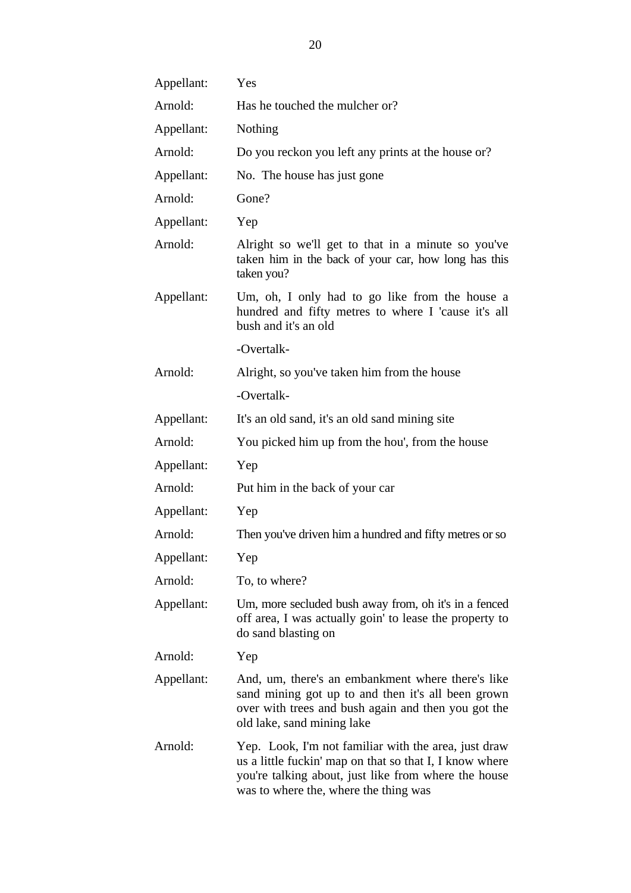| | |
|---|---|
| Appellant: | Yes |
| Arnold: | Has he touched the mulcher or? |
| Appellant: | Nothing |
| Arnold: | Do you reckon you left any prints at the house or? |
| Appellant: | No. The house has just gone |
| Arnold: | Gone? |
| Appellant: | Yep |
| Arnold: | Alright so we'll get to that in a minute so you've taken him in the back of your car, how long has this taken you? |
| Appellant: | Um, oh, I only had to go like from the house a hundred and fifty metres to where I 'cause it's all bush and it's an old |
| | -Overtalk- |
| Arnold: | Alright, so you've taken him from the house |
| | -Overtalk- |
| Appellant: | It's an old sand, it's an old sand mining site |
| Arnold: | You picked him up from the hou', from the house |
| Appellant: | Yep |
| Arnold: | Put him in the back of your car |
| Appellant: | Yep |
| Arnold: | Then you've driven him a hundred and fifty metres or so |
| Appellant: | Yep |
| Arnold: | To, to where? |
| Appellant: | Um, more secluded bush away from, oh it's in a fenced off area, I was actually goin' to lease the property to do sand blasting on |
| Arnold: | Yep |
| Appellant: | And, um, there's an embankment where there's like sand mining got up to and then it's all been grown over with trees and bush again and then you got the old lake, sand mining lake |
| Arnold: | Yep. Look, I'm not familiar with the area, just draw us a little fuckin' map on that so that I, I know where you're talking about, just like from where the house was to where the, where the thing was |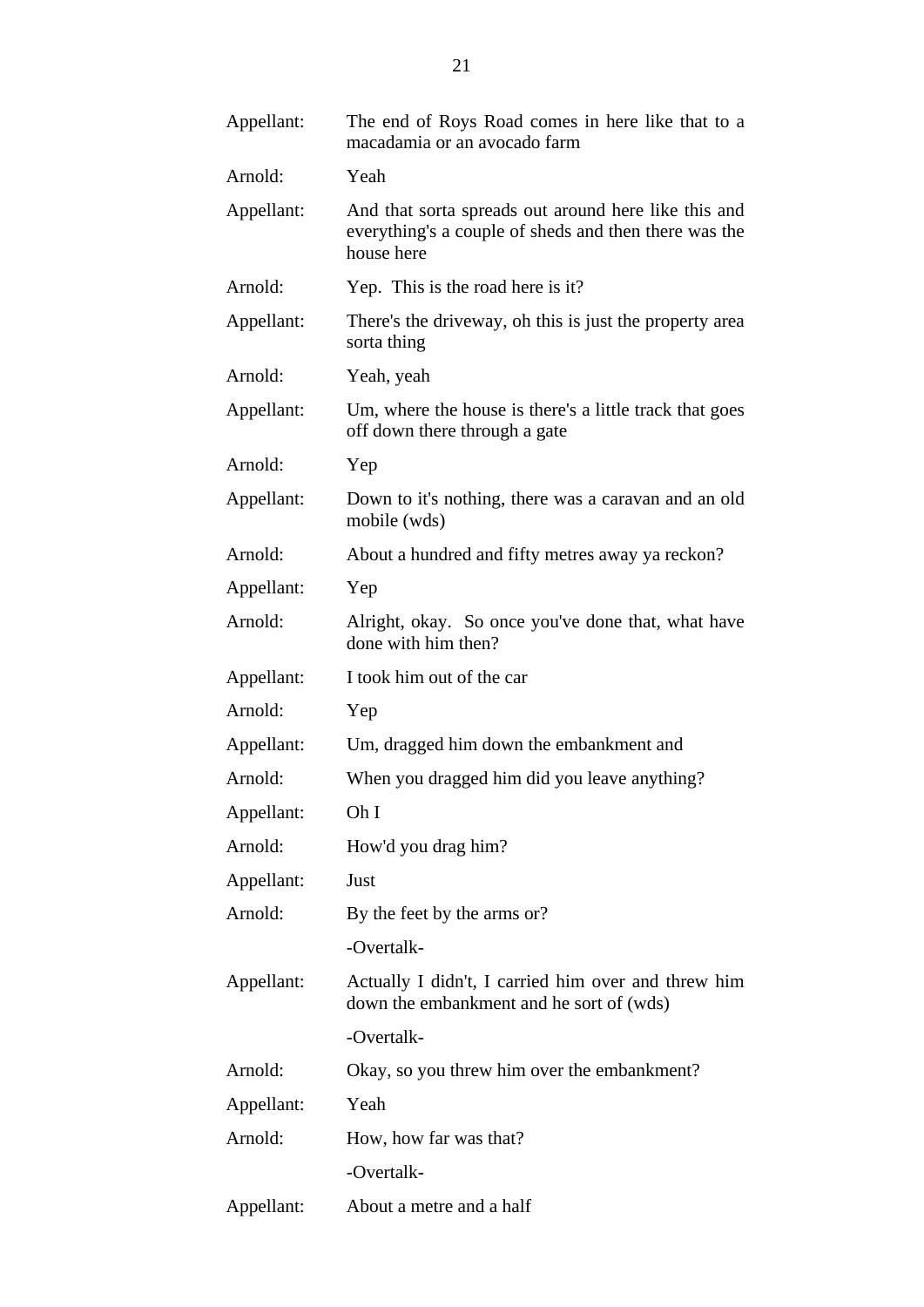| | |
|---|---|
| Appellant: | The end of Roys Road comes in here like that to a macadamia or an avocado farm |
| Arnold: | Yeah |
| Appellant: | And that sorta spreads out around here like this and everything's a couple of sheds and then there was the house here |
| Arnold: | Yep. This is the road here is it? |
| Appellant: | There's the driveway, oh this is just the property area sorta thing |
| Arnold: | Yeah, yeah |
| Appellant: | Um, where the house is there's a little track that goes off down there through a gate |
| Arnold: | Yep |
| Appellant: | Down to it's nothing, there was a caravan and an old mobile (wds) |
| Arnold: | About a hundred and fifty metres away ya reckon? |
| Appellant: | Yep |
| Arnold: | Alright, okay. So once you've done that, what have done with him then? |
| Appellant: | I took him out of the car |
| Arnold: | Yep |
| Appellant: | Um, dragged him down the embankment and |
| Arnold: | When you dragged him did you leave anything? |
| Appellant: | Oh I |
| Arnold: | How'd you drag him? |
| Appellant: | Just |
| Arnold: | By the feet by the arms or? |
| | -Overtalk- |
| Appellant: | Actually I didn't, I carried him over and threw him down the embankment and he sort of (wds) |
| | -Overtalk- |
| Arnold: | Okay, so you threw him over the embankment? |
| Appellant: | Yeah |
| Arnold: | How, how far was that? |
| | -Overtalk- |
| Appellant: | About a metre and a half |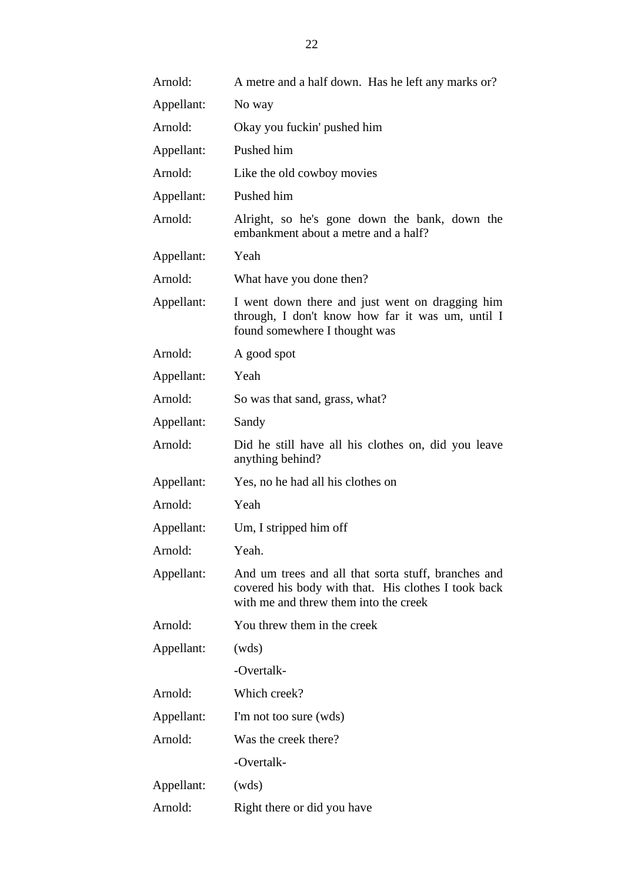| | |
|---|---|
| Arnold: | A metre and a half down. Has he left any marks or? |
| Appellant: | No way |
| Arnold: | Okay you fuckin' pushed him |
| Appellant: | Pushed him |
| Arnold: | Like the old cowboy movies |
| Appellant: | Pushed him |
| Arnold: | Alright, so he's gone down the bank, down the embankment about a metre and a half? |
| Appellant: | Yeah |
| Arnold: | What have you done then? |
| Appellant: | I went down there and just went on dragging him through, I don't know how far it was um, until I found somewhere I thought was |
| Arnold: | A good spot |
| Appellant: | Yeah |
| Arnold: | So was that sand, grass, what? |
| Appellant: | Sandy |
| Arnold: | Did he still have all his clothes on, did you leave anything behind? |
| Appellant: | Yes, no he had all his clothes on |
| Arnold: | Yeah |
| Appellant: | Um, I stripped him off |
| Arnold: | Yeah. |
| Appellant: | And um trees and all that sorta stuff, branches and covered his body with that. His clothes I took back with me and threw them into the creek |
| Arnold: | You threw them in the creek |
| Appellant: | (wds) |
| | -Overtalk- |
| Arnold: | Which creek? |
| Appellant: | I'm not too sure (wds) |
| Arnold: | Was the creek there? |
| | -Overtalk- |
| Appellant: | (wds) |
| Arnold: | Right there or did you have |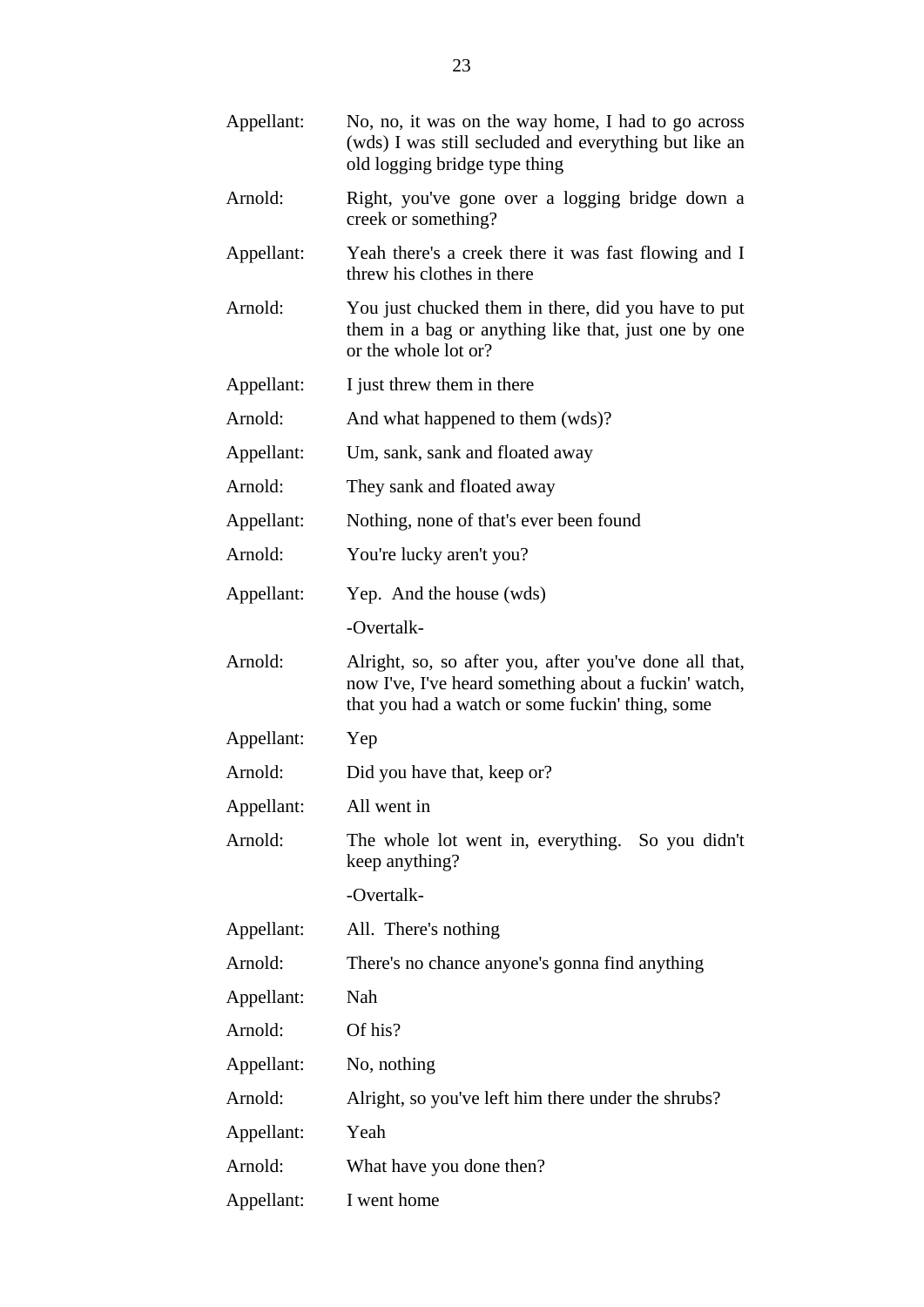| | |
|---|---|
| Appellant: | No, no, it was on the way home, I had to go across (wds) I was still secluded and everything but like an old logging bridge type thing |
| Arnold: | Right, you've gone over a logging bridge down a creek or something? |
| Appellant: | Yeah there's a creek there it was fast flowing and I threw his clothes in there |
| Arnold: | You just chucked them in there, did you have to put them in a bag or anything like that, just one by one or the whole lot or? |
| Appellant: | I just threw them in there |
| Arnold: | And what happened to them (wds)? |
| Appellant: | Um, sank, sank and floated away |
| Arnold: | They sank and floated away |
| Appellant: | Nothing, none of that's ever been found |
| Arnold: | You're lucky aren't you? |
| Appellant: | Yep. And the house (wds) |
| | -Overtalk- |
| Arnold: | Alright, so, so after you, after you've done all that, now I've, I've heard something about a fuckin' watch, that you had a watch or some fuckin' thing, some |
| Appellant: | Yep |
| Arnold: | Did you have that, keep or? |
| Appellant: | All went in |
| Arnold: | The whole lot went in, everything. So you didn't keep anything? |
| | -Overtalk- |
| Appellant: | All. There's nothing |
| Arnold: | There's no chance anyone's gonna find anything |
| Appellant: | Nah |
| Arnold: | Of his? |
| Appellant: | No, nothing |
| Arnold: | Alright, so you've left him there under the shrubs? |
| Appellant: | Yeah |
| Arnold: | What have you done then? |
| Appellant: | I went home |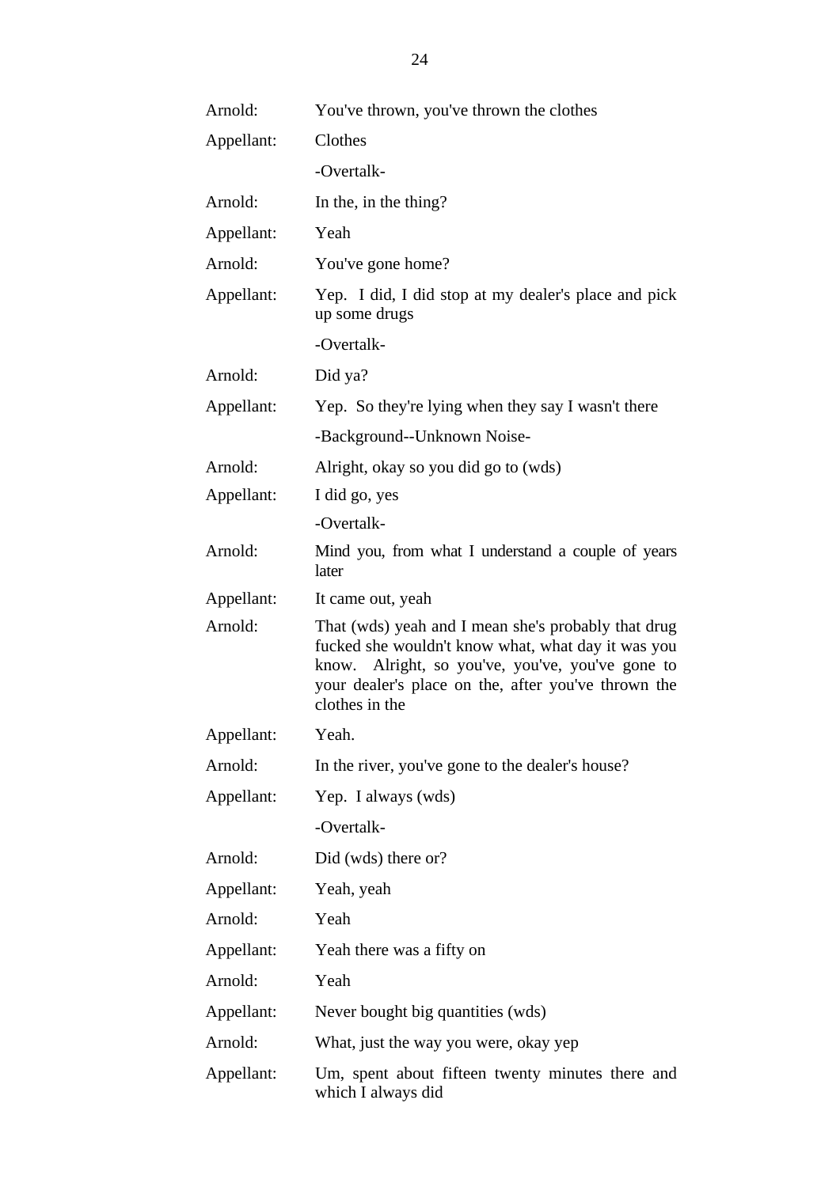Arnold: You've thrown, you've thrown the clothes

Appellant: Clothes

-Overtalk-

Arnold: In the, in the thing?

Appellant: Yeah

Arnold: You've gone home?

Appellant: Yep. I did, I did stop at my dealer's place and pick up some drugs

-Overtalk-

Arnold: Did ya?

Appellant: Yep. So they're lying when they say I wasn't there

-Background--Unknown Noise-

Arnold: Alright, okay so you did go to (wds)

Appellant: I did go, yes

-Overtalk-

Arnold: Mind you, from what I understand a couple of years later

Appellant: It came out, yeah

Arnold: That (wds) yeah and I mean she's probably that drug fucked she wouldn't know what, what day it was you know. Alright, so you've, you've, you've gone to your dealer's place on the, after you've thrown the clothes in the

Appellant: Yeah.

Arnold: In the river, you've gone to the dealer's house?

Appellant: Yep. I always (wds)

-Overtalk-

Arnold: Did (wds) there or?

Appellant: Yeah, yeah

Arnold: Yeah

Appellant: Yeah there was a fifty on

Arnold: Yeah

Appellant: Never bought big quantities (wds)

Arnold: What, just the way you were, okay yep

Appellant: Um, spent about fifteen twenty minutes there and which I always did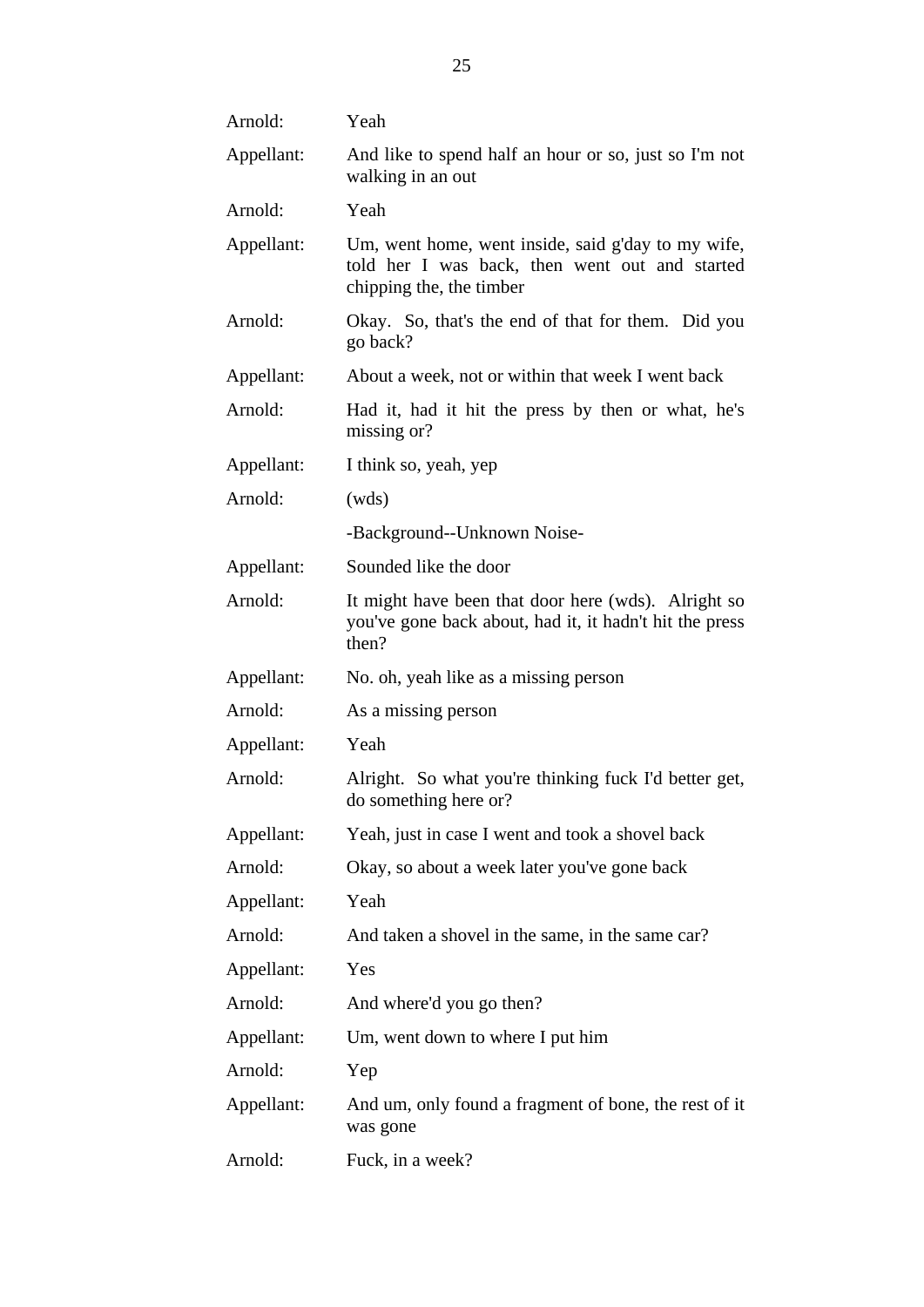| | |
|---|---|
| Arnold: | Yeah |
| Appellant: | And like to spend half an hour or so, just so I'm not walking in an out |
| Arnold: | Yeah |
| Appellant: | Um, went home, went inside, said g'day to my wife, told her I was back, then went out and started chipping the, the timber |
| Arnold: | Okay. So, that's the end of that for them. Did you go back? |
| Appellant: | About a week, not or within that week I went back |
| Arnold: | Had it, had it hit the press by then or what, he's missing or? |
| Appellant: | I think so, yeah, yep |
| Arnold: | (wds) |
| | -Background--Unknown Noise- |
| Appellant: | Sounded like the door |
| Arnold: | It might have been that door here (wds). Alright so you've gone back about, had it, it hadn't hit the press then? |
| Appellant: | No. oh, yeah like as a missing person |
| Arnold: | As a missing person |
| Appellant: | Yeah |
| Arnold: | Alright. So what you're thinking fuck I'd better get, do something here or? |
| Appellant: | Yeah, just in case I went and took a shovel back |
| Arnold: | Okay, so about a week later you've gone back |
| Appellant: | Yeah |
| Arnold: | And taken a shovel in the same, in the same car? |
| Appellant: | Yes |
| Arnold: | And where'd you go then? |
| Appellant: | Um, went down to where I put him |
| Arnold: | Yep |
| Appellant: | And um, only found a fragment of bone, the rest of it was gone |
| Arnold: | Fuck, in a week? |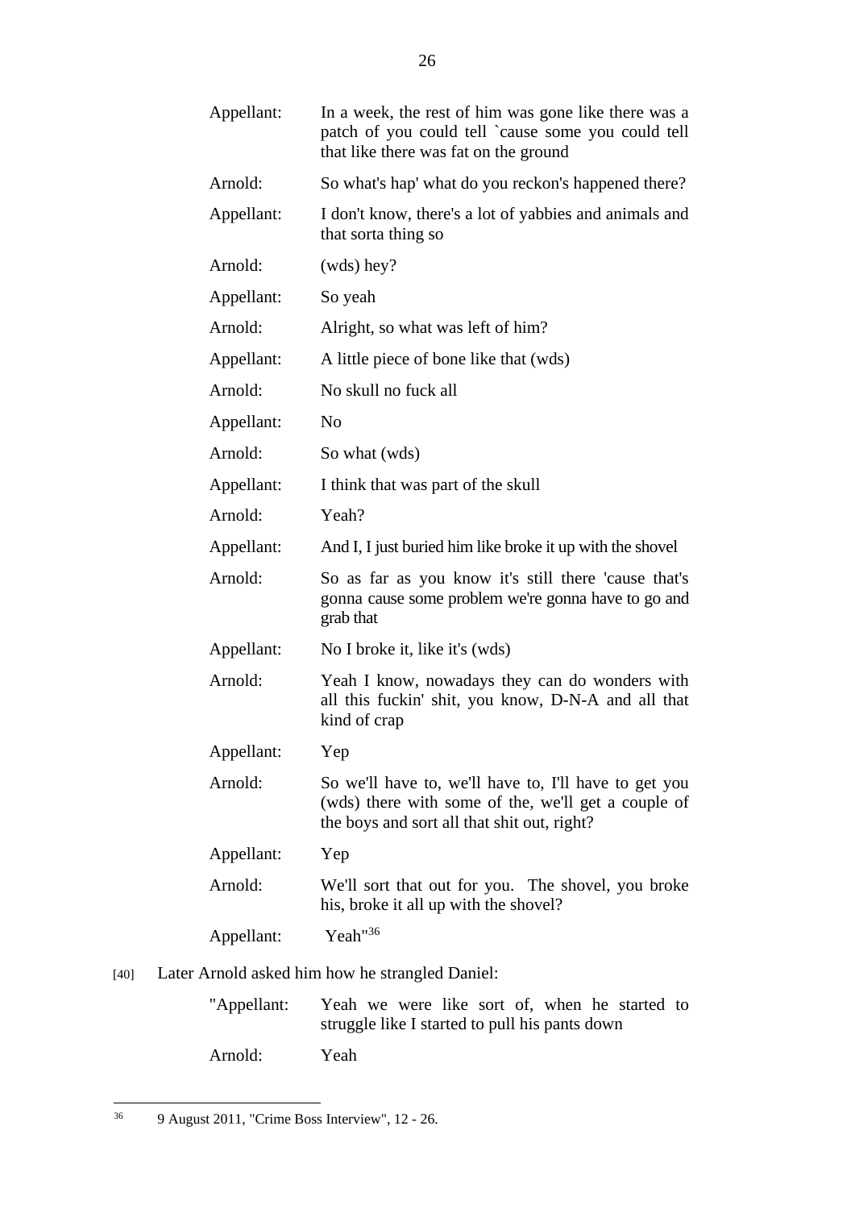| | |
|---|---|
| Appellant: | In a week, the rest of him was gone like there was a patch of you could tell `cause some you could tell that like there was fat on the ground |
| Arnold: | So what's hap' what do you reckon's happened there? |
| Appellant: | I don't know, there's a lot of yabbies and animals and that sorta thing so |
| Arnold: | (wds) hey? |
| Appellant: | So yeah |
| Arnold: | Alright, so what was left of him? |
| Appellant: | A little piece of bone like that (wds) |
| Arnold: | No skull no fuck all |
| Appellant: | No |
| Arnold: | So what (wds) |
| Appellant: | I think that was part of the skull |
| Arnold: | Yeah? |
| Appellant: | And I, I just buried him like broke it up with the shovel |
| Arnold: | So as far as you know it's still there 'cause that's gonna cause some problem we're gonna have to go and grab that |
| Appellant: | No I broke it, like it's (wds) |
| Arnold: | Yeah I know, nowadays they can do wonders with all this fuckin' shit, you know, D-N-A and all that kind of crap |
| Appellant: | Yep |
| Arnold: | So we'll have to, we'll have to, I'll have to get you (wds) there with some of the, we'll get a couple of the boys and sort all that shit out, right? |
| Appellant: | Yep |
| Arnold: | We'll sort that out for you. The shovel, you broke his, broke it all up with the shovel? |
| Appellant: | Yeah"[36] |

[40] Later Arnold asked him how he strangled Daniel:

| | |
|---|---|
| "Appellant: | Yeah we were like sort of, when he started to struggle like I started to pull his pants down |
| Arnold: | Yeah |

[36] 9 August 2011, "Crime Boss Interview", 12 - 26.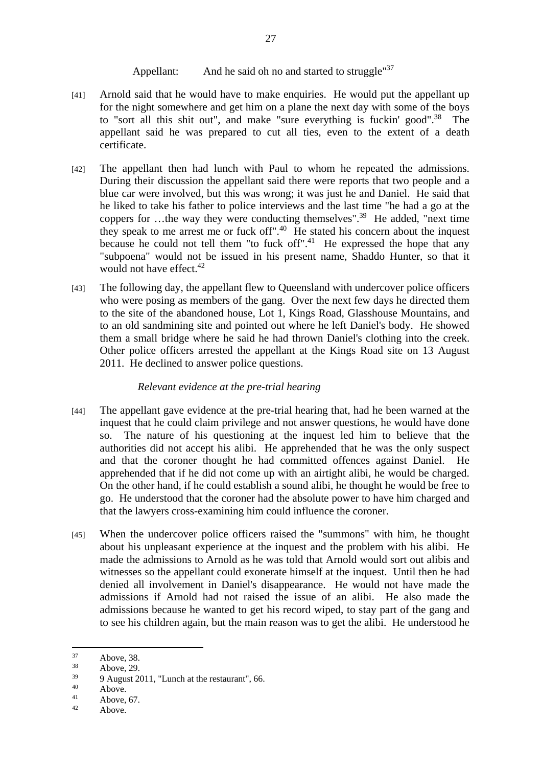Appellant: And he said oh no and started to struggle"[37]

[41] Arnold said that he would have to make enquiries. He would put the appellant up for the night somewhere and get him on a plane the next day with some of the boys to "sort all this shit out", and make "sure everything is fuckin' good".[38] The appellant said he was prepared to cut all ties, even to the extent of a death certificate.

[42] The appellant then had lunch with Paul to whom he repeated the admissions. During their discussion the appellant said there were reports that two people and a blue car were involved, but this was wrong; it was just he and Daniel. He said that he liked to take his father to police interviews and the last time "he had a go at the coppers for …the way they were conducting themselves".[39] He added, "next time they speak to me arrest me or fuck off".[40] He stated his concern about the inquest because he could not tell them "to fuck off".[41] He expressed the hope that any "subpoena" would not be issued in his present name, Shaddo Hunter, so that it would not have effect.[42]

[43] The following day, the appellant flew to Queensland with undercover police officers who were posing as members of the gang. Over the next few days he directed them to the site of the abandoned house, Lot 1, Kings Road, Glasshouse Mountains, and to an old sandmining site and pointed out where he left Daniel's body. He showed them a small bridge where he said he had thrown Daniel's clothing into the creek. Other police officers arrested the appellant at the Kings Road site on 13 August 2011. He declined to answer police questions.

*Relevant evidence at the pre-trial hearing*

[44] The appellant gave evidence at the pre-trial hearing that, had he been warned at the inquest that he could claim privilege and not answer questions, he would have done so. The nature of his questioning at the inquest led him to believe that the authorities did not accept his alibi. He apprehended that he was the only suspect and that the coroner thought he had committed offences against Daniel. He apprehended that if he did not come up with an airtight alibi, he would be charged. On the other hand, if he could establish a sound alibi, he thought he would be free to go. He understood that the coroner had the absolute power to have him charged and that the lawyers cross-examining him could influence the coroner.

[45] When the undercover police officers raised the "summons" with him, he thought about his unpleasant experience at the inquest and the problem with his alibi. He made the admissions to Arnold as he was told that Arnold would sort out alibis and witnesses so the appellant could exonerate himself at the inquest. Until then he had denied all involvement in Daniel's disappearance. He would not have made the admissions if Arnold had not raised the issue of an alibi. He also made the admissions because he wanted to get his record wiped, to stay part of the gang and to see his children again, but the main reason was to get the alibi. He understood he

---

[37] Above, 38.

[38] Above, 29.

[39] 9 August 2011, "Lunch at the restaurant", 66.

[40] Above.

[41] Above, 67.

[42] Above.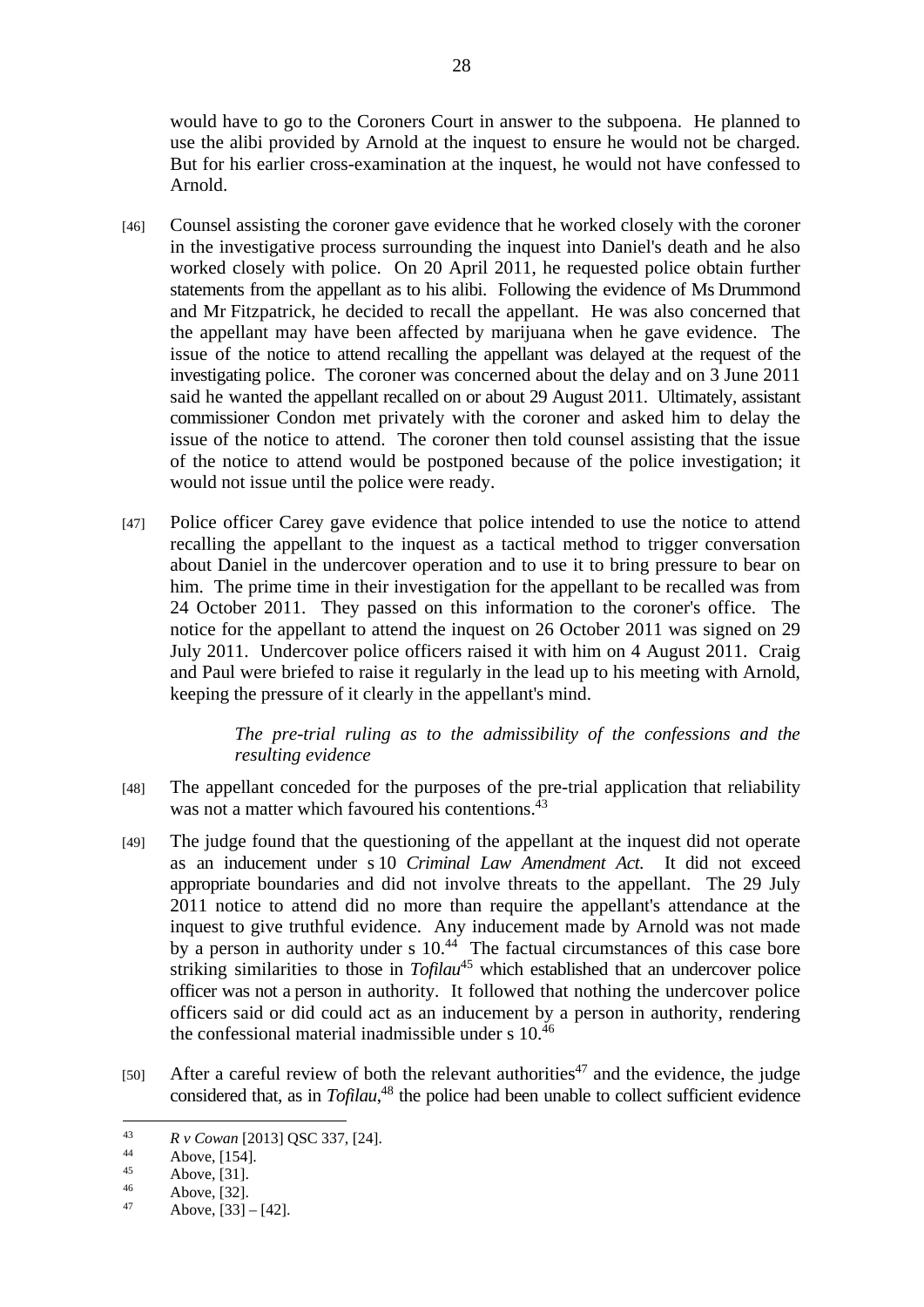would have to go to the Coroners Court in answer to the subpoena. He planned to use the alibi provided by Arnold at the inquest to ensure he would not be charged. But for his earlier cross-examination at the inquest, he would not have confessed to Arnold.

[46] Counsel assisting the coroner gave evidence that he worked closely with the coroner in the investigative process surrounding the inquest into Daniel's death and he also worked closely with police. On 20 April 2011, he requested police obtain further statements from the appellant as to his alibi. Following the evidence of Ms Drummond and Mr Fitzpatrick, he decided to recall the appellant. He was also concerned that the appellant may have been affected by marijuana when he gave evidence. The issue of the notice to attend recalling the appellant was delayed at the request of the investigating police. The coroner was concerned about the delay and on 3 June 2011 said he wanted the appellant recalled on or about 29 August 2011. Ultimately, assistant commissioner Condon met privately with the coroner and asked him to delay the issue of the notice to attend. The coroner then told counsel assisting that the issue of the notice to attend would be postponed because of the police investigation; it would not issue until the police were ready.

[47] Police officer Carey gave evidence that police intended to use the notice to attend recalling the appellant to the inquest as a tactical method to trigger conversation about Daniel in the undercover operation and to use it to bring pressure to bear on him. The prime time in their investigation for the appellant to be recalled was from 24 October 2011. They passed on this information to the coroner's office. The notice for the appellant to attend the inquest on 26 October 2011 was signed on 29 July 2011. Undercover police officers raised it with him on 4 August 2011. Craig and Paul were briefed to raise it regularly in the lead up to his meeting with Arnold, keeping the pressure of it clearly in the appellant's mind.

*The pre-trial ruling as to the admissibility of the confessions and the resulting evidence*

[48] The appellant conceded for the purposes of the pre-trial application that reliability was not a matter which favoured his contentions.[43]

[49] The judge found that the questioning of the appellant at the inquest did not operate as an inducement under s 10 *Criminal Law Amendment Act.* It did not exceed appropriate boundaries and did not involve threats to the appellant. The 29 July 2011 notice to attend did no more than require the appellant's attendance at the inquest to give truthful evidence. Any inducement made by Arnold was not made by a person in authority under s 10.[44] The factual circumstances of this case bore striking similarities to those in *Tofilau*[45] which established that an undercover police officer was not a person in authority. It followed that nothing the undercover police officers said or did could act as an inducement by a person in authority, rendering the confessional material inadmissible under s 10.[46]

[50] After a careful review of both the relevant authorities[47] and the evidence, the judge considered that, as in *Tofilau*,[48] the police had been unable to collect sufficient evidence

---

[43] *R v Cowan* [2013] QSC 337, [24].

[44] Above, [154].

[45] Above, [31].

[46] Above, [32].

[47] Above, [33] – [42].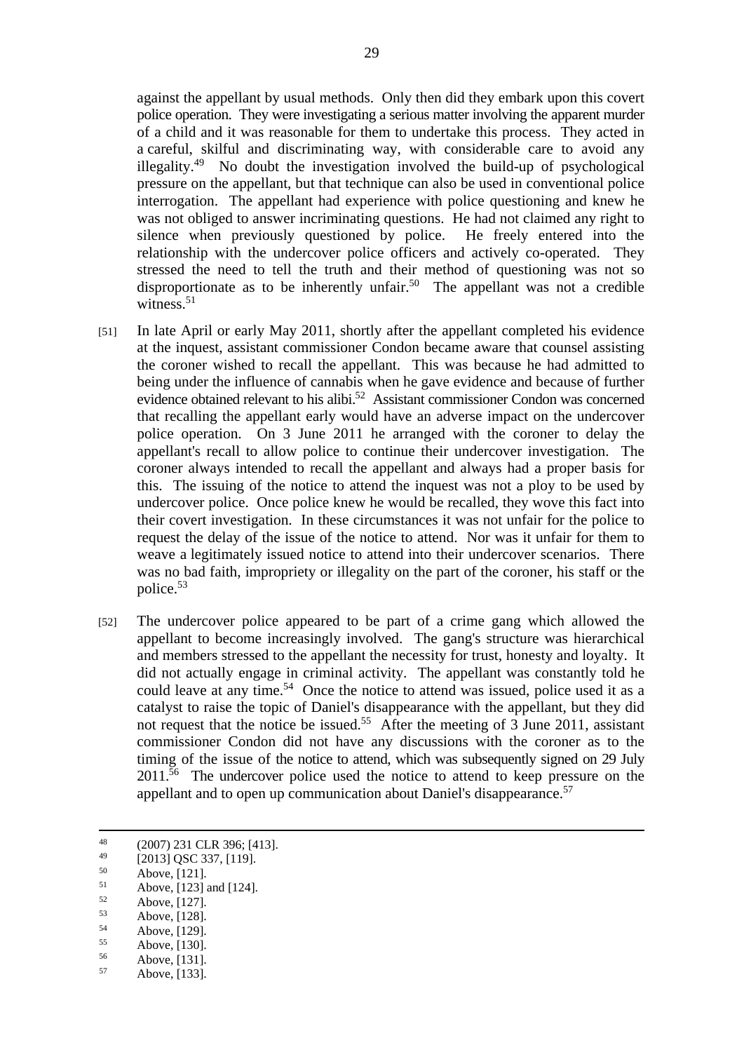against the appellant by usual methods. Only then did they embark upon this covert police operation. They were investigating a serious matter involving the apparent murder of a child and it was reasonable for them to undertake this process. They acted in a careful, skilful and discriminating way, with considerable care to avoid any illegality.[49] No doubt the investigation involved the build-up of psychological pressure on the appellant, but that technique can also be used in conventional police interrogation. The appellant had experience with police questioning and knew he was not obliged to answer incriminating questions. He had not claimed any right to silence when previously questioned by police. He freely entered into the relationship with the undercover police officers and actively co-operated. They stressed the need to tell the truth and their method of questioning was not so disproportionate as to be inherently unfair.[50] The appellant was not a credible witness.[51]

[51] In late April or early May 2011, shortly after the appellant completed his evidence at the inquest, assistant commissioner Condon became aware that counsel assisting the coroner wished to recall the appellant. This was because he had admitted to being under the influence of cannabis when he gave evidence and because of further evidence obtained relevant to his alibi.[52] Assistant commissioner Condon was concerned that recalling the appellant early would have an adverse impact on the undercover police operation. On 3 June 2011 he arranged with the coroner to delay the appellant's recall to allow police to continue their undercover investigation. The coroner always intended to recall the appellant and always had a proper basis for this. The issuing of the notice to attend the inquest was not a ploy to be used by undercover police. Once police knew he would be recalled, they wove this fact into their covert investigation. In these circumstances it was not unfair for the police to request the delay of the issue of the notice to attend. Nor was it unfair for them to weave a legitimately issued notice to attend into their undercover scenarios. There was no bad faith, impropriety or illegality on the part of the coroner, his staff or the police.[53]

[52] The undercover police appeared to be part of a crime gang which allowed the appellant to become increasingly involved. The gang's structure was hierarchical and members stressed to the appellant the necessity for trust, honesty and loyalty. It did not actually engage in criminal activity. The appellant was constantly told he could leave at any time.[54] Once the notice to attend was issued, police used it as a catalyst to raise the topic of Daniel's disappearance with the appellant, but they did not request that the notice be issued.[55] After the meeting of 3 June 2011, assistant commissioner Condon did not have any discussions with the coroner as to the timing of the issue of the notice to attend, which was subsequently signed on 29 July 2011.[56] The undercover police used the notice to attend to keep pressure on the appellant and to open up communication about Daniel's disappearance.[57]

---

[48] (2007) 231 CLR 396; [413].

[49] [2013] QSC 337, [119].

[50] Above, [121].

[51] Above, [123] and [124].

[52] Above, [127].

[53] Above, [128].

[54] Above, [129].

[55] Above, [130].

[56] Above, [131].

[57] Above, [133].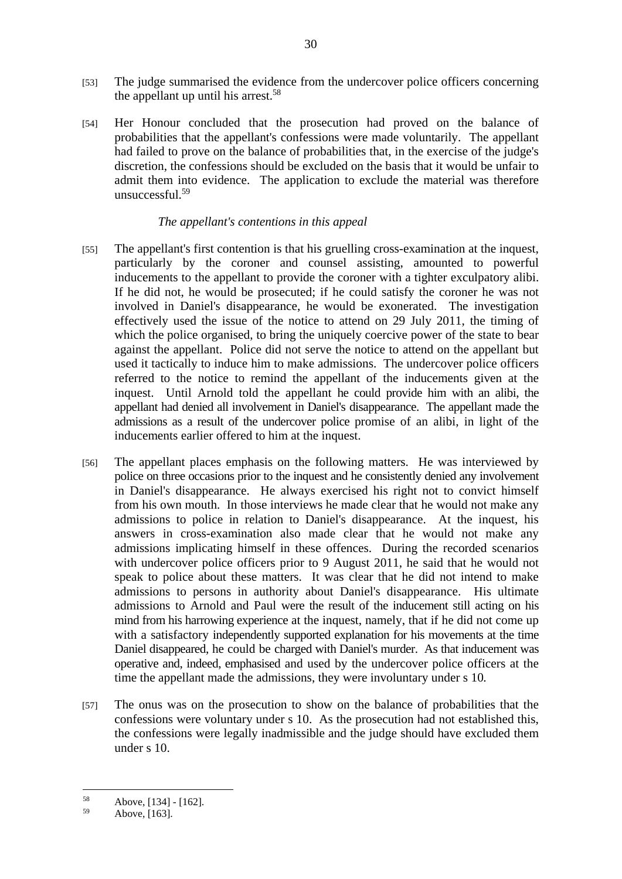[53] The judge summarised the evidence from the undercover police officers concerning the appellant up until his arrest.[58]

[54] Her Honour concluded that the prosecution had proved on the balance of probabilities that the appellant's confessions were made voluntarily. The appellant had failed to prove on the balance of probabilities that, in the exercise of the judge's discretion, the confessions should be excluded on the basis that it would be unfair to admit them into evidence. The application to exclude the material was therefore unsuccessful.[59]

*The appellant's contentions in this appeal*

[55] The appellant's first contention is that his gruelling cross-examination at the inquest, particularly by the coroner and counsel assisting, amounted to powerful inducements to the appellant to provide the coroner with a tighter exculpatory alibi. If he did not, he would be prosecuted; if he could satisfy the coroner he was not involved in Daniel's disappearance, he would be exonerated. The investigation effectively used the issue of the notice to attend on 29 July 2011, the timing of which the police organised, to bring the uniquely coercive power of the state to bear against the appellant. Police did not serve the notice to attend on the appellant but used it tactically to induce him to make admissions. The undercover police officers referred to the notice to remind the appellant of the inducements given at the inquest. Until Arnold told the appellant he could provide him with an alibi, the appellant had denied all involvement in Daniel's disappearance. The appellant made the admissions as a result of the undercover police promise of an alibi, in light of the inducements earlier offered to him at the inquest.

[56] The appellant places emphasis on the following matters. He was interviewed by police on three occasions prior to the inquest and he consistently denied any involvement in Daniel's disappearance. He always exercised his right not to convict himself from his own mouth. In those interviews he made clear that he would not make any admissions to police in relation to Daniel's disappearance. At the inquest, his answers in cross-examination also made clear that he would not make any admissions implicating himself in these offences. During the recorded scenarios with undercover police officers prior to 9 August 2011, he said that he would not speak to police about these matters. It was clear that he did not intend to make admissions to persons in authority about Daniel's disappearance. His ultimate admissions to Arnold and Paul were the result of the inducement still acting on his mind from his harrowing experience at the inquest, namely, that if he did not come up with a satisfactory independently supported explanation for his movements at the time Daniel disappeared, he could be charged with Daniel's murder. As that inducement was operative and, indeed, emphasised and used by the undercover police officers at the time the appellant made the admissions, they were involuntary under s 10.

[57] The onus was on the prosecution to show on the balance of probabilities that the confessions were voluntary under s 10. As the prosecution had not established this, the confessions were legally inadmissible and the judge should have excluded them under s 10.

---

[58] Above, [134] - [162].

[59] Above, [163].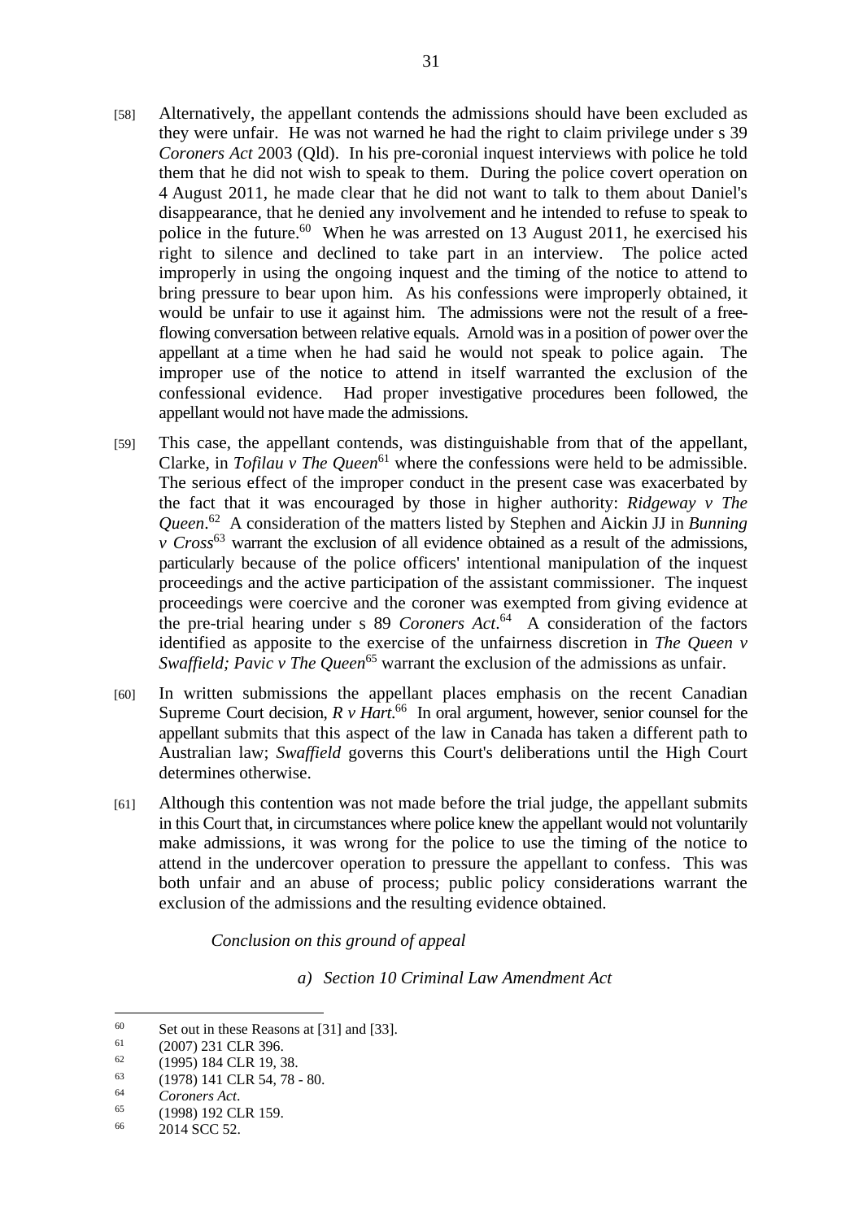[58] Alternatively, the appellant contends the admissions should have been excluded as they were unfair. He was not warned he had the right to claim privilege under s 39 *Coroners Act* 2003 (Qld). In his pre-coronial inquest interviews with police he told them that he did not wish to speak to them. During the police covert operation on 4 August 2011, he made clear that he did not want to talk to them about Daniel's disappearance, that he denied any involvement and he intended to refuse to speak to police in the future.[60] When he was arrested on 13 August 2011, he exercised his right to silence and declined to take part in an interview. The police acted improperly in using the ongoing inquest and the timing of the notice to attend to bring pressure to bear upon him. As his confessions were improperly obtained, it would be unfair to use it against him. The admissions were not the result of a free-flowing conversation between relative equals. Arnold was in a position of power over the appellant at a time when he had said he would not speak to police again. The improper use of the notice to attend in itself warranted the exclusion of the confessional evidence. Had proper investigative procedures been followed, the appellant would not have made the admissions.

[59] This case, the appellant contends, was distinguishable from that of the appellant, Clarke, in *Tofilau v The Queen*[61] where the confessions were held to be admissible. The serious effect of the improper conduct in the present case was exacerbated by the fact that it was encouraged by those in higher authority: *Ridgeway v The Queen*.[62] A consideration of the matters listed by Stephen and Aickin JJ in *Bunning v Cross*[63] warrant the exclusion of all evidence obtained as a result of the admissions, particularly because of the police officers' intentional manipulation of the inquest proceedings and the active participation of the assistant commissioner. The inquest proceedings were coercive and the coroner was exempted from giving evidence at the pre-trial hearing under s 89 *Coroners Act*.[64] A consideration of the factors identified as apposite to the exercise of the unfairness discretion in *The Queen v Swaffield; Pavic v The Queen*[65] warrant the exclusion of the admissions as unfair.

[60] In written submissions the appellant places emphasis on the recent Canadian Supreme Court decision, *R v Hart*.[66] In oral argument, however, senior counsel for the appellant submits that this aspect of the law in Canada has taken a different path to Australian law; *Swaffield* governs this Court's deliberations until the High Court determines otherwise.

[61] Although this contention was not made before the trial judge, the appellant submits in this Court that, in circumstances where police knew the appellant would not voluntarily make admissions, it was wrong for the police to use the timing of the notice to attend in the undercover operation to pressure the appellant to confess. This was both unfair and an abuse of process; public policy considerations warrant the exclusion of the admissions and the resulting evidence obtained.

*Conclusion on this ground of appeal*

*a) Section 10 Criminal Law Amendment Act*

---

[60] Set out in these Reasons at [31] and [33].

[61] (2007) 231 CLR 396.

[62] (1995) 184 CLR 19, 38.

[63] (1978) 141 CLR 54, 78 - 80.

[64] *Coroners Act*.

[65] (1998) 192 CLR 159.

[66] 2014 SCC 52.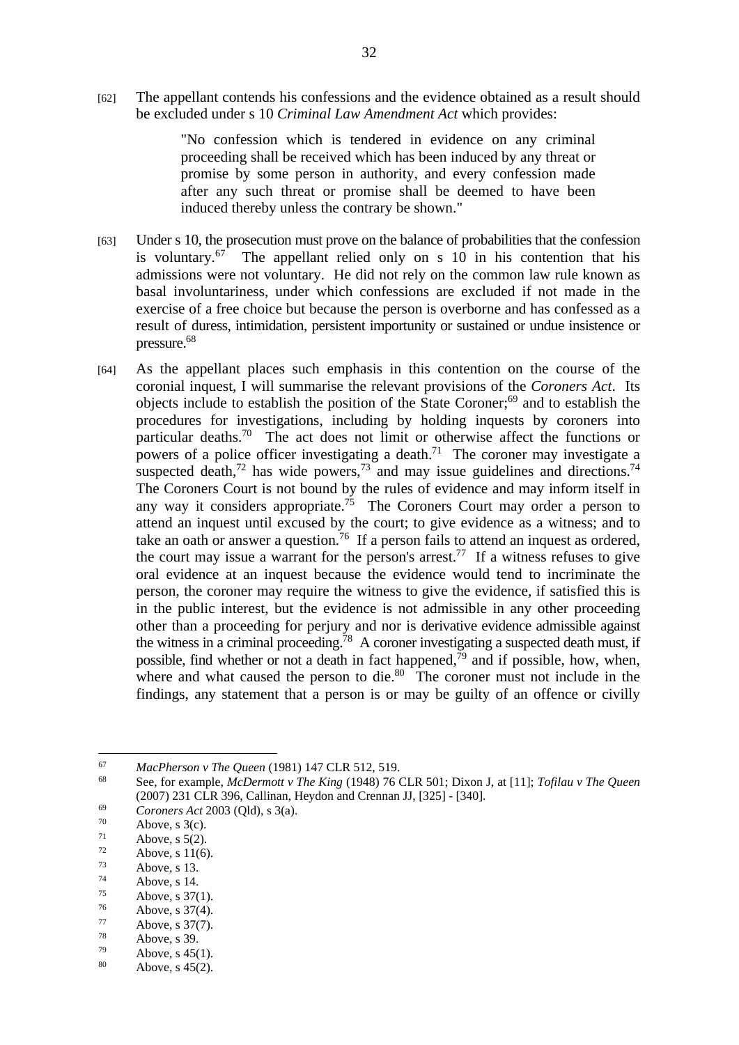[62] The appellant contends his confessions and the evidence obtained as a result should be excluded under s 10 *Criminal Law Amendment Act* which provides:

> "No confession which is tendered in evidence on any criminal proceeding shall be received which has been induced by any threat or promise by some person in authority, and every confession made after any such threat or promise shall be deemed to have been induced thereby unless the contrary be shown."

[63] Under s 10, the prosecution must prove on the balance of probabilities that the confession is voluntary.[67] The appellant relied only on s 10 in his contention that his admissions were not voluntary. He did not rely on the common law rule known as basal involuntariness, under which confessions are excluded if not made in the exercise of a free choice but because the person is overborne and has confessed as a result of duress, intimidation, persistent importunity or sustained or undue insistence or pressure.[68]

[64] As the appellant places such emphasis in this contention on the course of the coronial inquest, I will summarise the relevant provisions of the *Coroners Act*. Its objects include to establish the position of the State Coroner;[69] and to establish the procedures for investigations, including by holding inquests by coroners into particular deaths.[70] The act does not limit or otherwise affect the functions or powers of a police officer investigating a death.[71] The coroner may investigate a suspected death,[72] has wide powers,[73] and may issue guidelines and directions.[74] The Coroners Court is not bound by the rules of evidence and may inform itself in any way it considers appropriate.[75] The Coroners Court may order a person to attend an inquest until excused by the court; to give evidence as a witness; and to take an oath or answer a question.[76] If a person fails to attend an inquest as ordered, the court may issue a warrant for the person's arrest.[77] If a witness refuses to give oral evidence at an inquest because the evidence would tend to incriminate the person, the coroner may require the witness to give the evidence, if satisfied this is in the public interest, but the evidence is not admissible in any other proceeding other than a proceeding for perjury and nor is derivative evidence admissible against the witness in a criminal proceeding.[78] A coroner investigating a suspected death must, if possible, find whether or not a death in fact happened,[79] and if possible, how, when, where and what caused the person to die.[80] The coroner must not include in the findings, any statement that a person is or may be guilty of an offence or civilly

---

[67] *MacPherson v The Queen* (1981) 147 CLR 512, 519.

[68] See, for example, *McDermott v The King* (1948) 76 CLR 501; Dixon J, at [11]; *Tofilau v The Queen* (2007) 231 CLR 396, Callinan, Heydon and Crennan JJ, [325] - [340].

[69] *Coroners Act* 2003 (Qld), s 3(a).

[70] Above, s 3(c).

[71] Above, s 5(2).

[72] Above, s 11(6).

[73] Above, s 13.

[74] Above, s 14.

[75] Above, s 37(1).

[76] Above, s 37(4).

[77] Above, s 37(7).

[78] Above, s 39.

[79] Above, s 45(1).

[80] Above, s 45(2).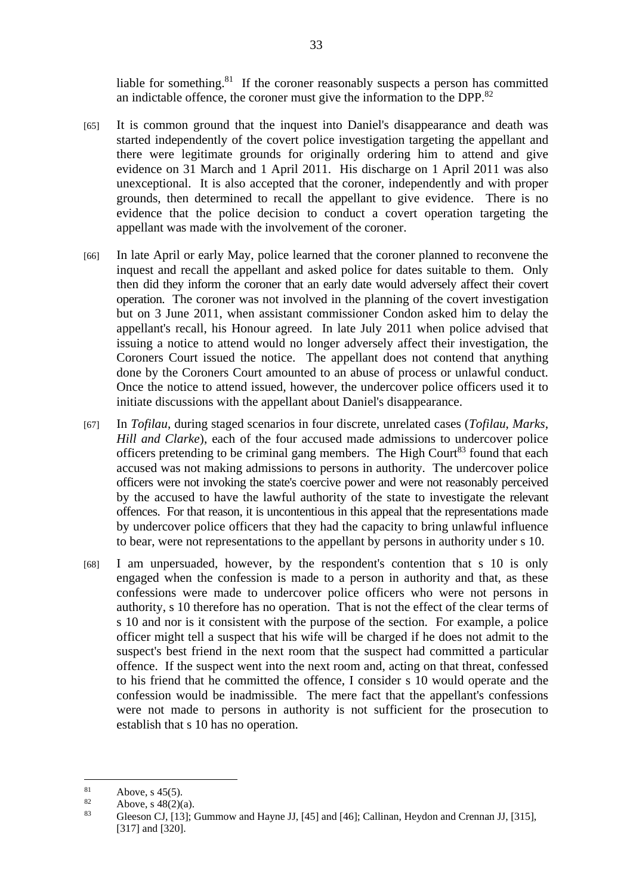liable for something.[81] If the coroner reasonably suspects a person has committed an indictable offence, the coroner must give the information to the DPP.[82]

[65] It is common ground that the inquest into Daniel's disappearance and death was started independently of the covert police investigation targeting the appellant and there were legitimate grounds for originally ordering him to attend and give evidence on 31 March and 1 April 2011. His discharge on 1 April 2011 was also unexceptional. It is also accepted that the coroner, independently and with proper grounds, then determined to recall the appellant to give evidence. There is no evidence that the police decision to conduct a covert operation targeting the appellant was made with the involvement of the coroner.

[66] In late April or early May, police learned that the coroner planned to reconvene the inquest and recall the appellant and asked police for dates suitable to them. Only then did they inform the coroner that an early date would adversely affect their covert operation. The coroner was not involved in the planning of the covert investigation but on 3 June 2011, when assistant commissioner Condon asked him to delay the appellant's recall, his Honour agreed. In late July 2011 when police advised that issuing a notice to attend would no longer adversely affect their investigation, the Coroners Court issued the notice. The appellant does not contend that anything done by the Coroners Court amounted to an abuse of process or unlawful conduct. Once the notice to attend issued, however, the undercover police officers used it to initiate discussions with the appellant about Daniel's disappearance.

[67] In *Tofilau*, during staged scenarios in four discrete, unrelated cases (*Tofilau*, *Marks*, *Hill and Clarke*), each of the four accused made admissions to undercover police officers pretending to be criminal gang members. The High Court[83] found that each accused was not making admissions to persons in authority. The undercover police officers were not invoking the state's coercive power and were not reasonably perceived by the accused to have the lawful authority of the state to investigate the relevant offences. For that reason, it is uncontentious in this appeal that the representations made by undercover police officers that they had the capacity to bring unlawful influence to bear, were not representations to the appellant by persons in authority under s 10.

[68] I am unpersuaded, however, by the respondent's contention that s 10 is only engaged when the confession is made to a person in authority and that, as these confessions were made to undercover police officers who were not persons in authority, s 10 therefore has no operation. That is not the effect of the clear terms of s 10 and nor is it consistent with the purpose of the section. For example, a police officer might tell a suspect that his wife will be charged if he does not admit to the suspect's best friend in the next room that the suspect had committed a particular offence. If the suspect went into the next room and, acting on that threat, confessed to his friend that he committed the offence, I consider s 10 would operate and the confession would be inadmissible. The mere fact that the appellant's confessions were not made to persons in authority is not sufficient for the prosecution to establish that s 10 has no operation.

---

[81] Above, s 45(5).

[82] Above, s 48(2)(a).

[83] Gleeson CJ, [13]; Gummow and Hayne JJ, [45] and [46]; Callinan, Heydon and Crennan JJ, [315], [317] and [320].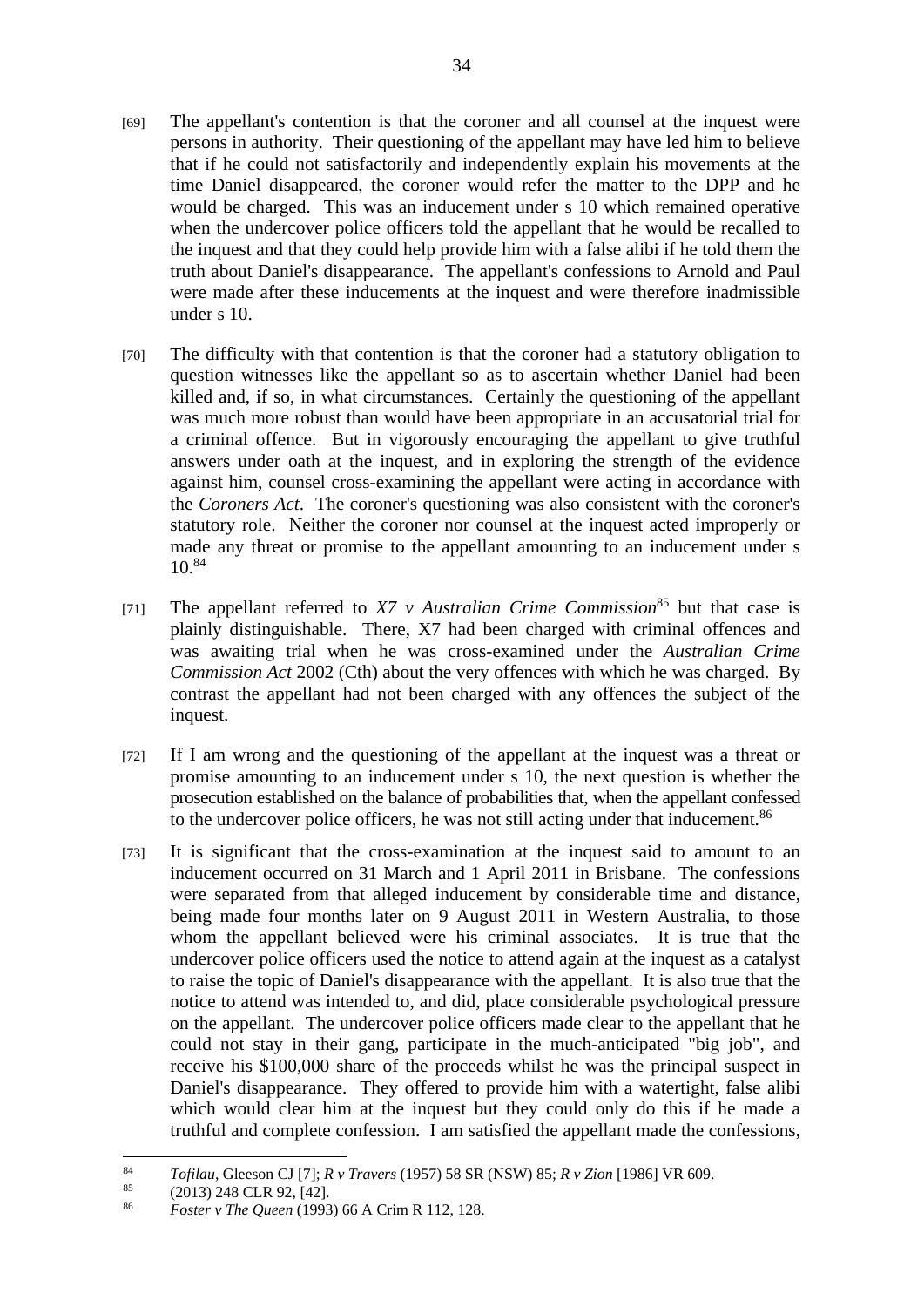[69] The appellant's contention is that the coroner and all counsel at the inquest were persons in authority. Their questioning of the appellant may have led him to believe that if he could not satisfactorily and independently explain his movements at the time Daniel disappeared, the coroner would refer the matter to the DPP and he would be charged. This was an inducement under s 10 which remained operative when the undercover police officers told the appellant that he would be recalled to the inquest and that they could help provide him with a false alibi if he told them the truth about Daniel's disappearance. The appellant's confessions to Arnold and Paul were made after these inducements at the inquest and were therefore inadmissible under s 10.

[70] The difficulty with that contention is that the coroner had a statutory obligation to question witnesses like the appellant so as to ascertain whether Daniel had been killed and, if so, in what circumstances. Certainly the questioning of the appellant was much more robust than would have been appropriate in an accusatorial trial for a criminal offence. But in vigorously encouraging the appellant to give truthful answers under oath at the inquest, and in exploring the strength of the evidence against him, counsel cross-examining the appellant were acting in accordance with the *Coroners Act*. The coroner's questioning was also consistent with the coroner's statutory role. Neither the coroner nor counsel at the inquest acted improperly or made any threat or promise to the appellant amounting to an inducement under s 10.[84]

[71] The appellant referred to *X7 v Australian Crime Commission*[85] but that case is plainly distinguishable. There, X7 had been charged with criminal offences and was awaiting trial when he was cross-examined under the *Australian Crime Commission Act* 2002 (Cth) about the very offences with which he was charged. By contrast the appellant had not been charged with any offences the subject of the inquest.

[72] If I am wrong and the questioning of the appellant at the inquest was a threat or promise amounting to an inducement under s 10, the next question is whether the prosecution established on the balance of probabilities that, when the appellant confessed to the undercover police officers, he was not still acting under that inducement.[86]

[73] It is significant that the cross-examination at the inquest said to amount to an inducement occurred on 31 March and 1 April 2011 in Brisbane. The confessions were separated from that alleged inducement by considerable time and distance, being made four months later on 9 August 2011 in Western Australia, to those whom the appellant believed were his criminal associates. It is true that the undercover police officers used the notice to attend again at the inquest as a catalyst to raise the topic of Daniel's disappearance with the appellant. It is also true that the notice to attend was intended to, and did, place considerable psychological pressure on the appellant. The undercover police officers made clear to the appellant that he could not stay in their gang, participate in the much-anticipated "big job", and receive his $100,000 share of the proceeds whilst he was the principal suspect in Daniel's disappearance. They offered to provide him with a watertight, false alibi which would clear him at the inquest but they could only do this if he made a truthful and complete confession. I am satisfied the appellant made the confessions,

---

[84] *Tofilau*, Gleeson CJ [7]; *R v Travers* (1957) 58 SR (NSW) 85; *R v Zion* [1986] VR 609.

[85] (2013) 248 CLR 92, [42].

[86] *Foster v The Queen* (1993) 66 A Crim R 112, 128.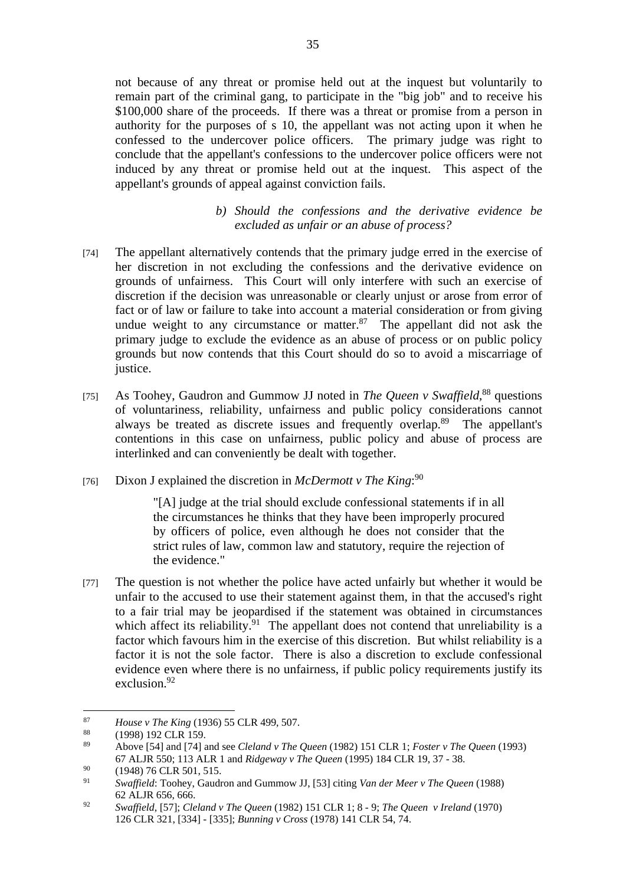not because of any threat or promise held out at the inquest but voluntarily to remain part of the criminal gang, to participate in the "big job" and to receive his $100,000 share of the proceeds. If there was a threat or promise from a person in authority for the purposes of s 10, the appellant was not acting upon it when he confessed to the undercover police officers. The primary judge was right to conclude that the appellant's confessions to the undercover police officers were not induced by any threat or promise held out at the inquest. This aspect of the appellant's grounds of appeal against conviction fails.

*b) Should the confessions and the derivative evidence be excluded as unfair or an abuse of process?*

[74] The appellant alternatively contends that the primary judge erred in the exercise of her discretion in not excluding the confessions and the derivative evidence on grounds of unfairness. This Court will only interfere with such an exercise of discretion if the decision was unreasonable or clearly unjust or arose from error of fact or of law or failure to take into account a material consideration or from giving undue weight to any circumstance or matter.[87] The appellant did not ask the primary judge to exclude the evidence as an abuse of process or on public policy grounds but now contends that this Court should do so to avoid a miscarriage of justice.

[75] As Toohey, Gaudron and Gummow JJ noted in *The Queen v Swaffield*,[88] questions of voluntariness, reliability, unfairness and public policy considerations cannot always be treated as discrete issues and frequently overlap.[89] The appellant's contentions in this case on unfairness, public policy and abuse of process are interlinked and can conveniently be dealt with together.

[76] Dixon J explained the discretion in *McDermott v The King*:[90]

> "[A] judge at the trial should exclude confessional statements if in all the circumstances he thinks that they have been improperly procured by officers of police, even although he does not consider that the strict rules of law, common law and statutory, require the rejection of the evidence."

[77] The question is not whether the police have acted unfairly but whether it would be unfair to the accused to use their statement against them, in that the accused's right to a fair trial may be jeopardised if the statement was obtained in circumstances which affect its reliability.[91] The appellant does not contend that unreliability is a factor which favours him in the exercise of this discretion. But whilst reliability is a factor it is not the sole factor. There is also a discretion to exclude confessional evidence even where there is no unfairness, if public policy requirements justify its exclusion.[92]

---

[87] *House v The King* (1936) 55 CLR 499, 507.

[88] (1998) 192 CLR 159.

[89] Above [54] and [74] and see *Cleland v The Queen* (1982) 151 CLR 1; *Foster v The Queen* (1993) 67 ALJR 550; 113 ALR 1 and *Ridgeway v The Queen* (1995) 184 CLR 19, 37 - 38.

[90] (1948) 76 CLR 501, 515.

[91] *Swaffield*: Toohey, Gaudron and Gummow JJ, [53] citing *Van der Meer v The Queen* (1988) 62 ALJR 656, 666.

[92] *Swaffield*, [57]; *Cleland v The Queen* (1982) 151 CLR 1; 8 - 9; *The Queen v Ireland* (1970) 126 CLR 321, [334] - [335]; *Bunning v Cross* (1978) 141 CLR 54, 74.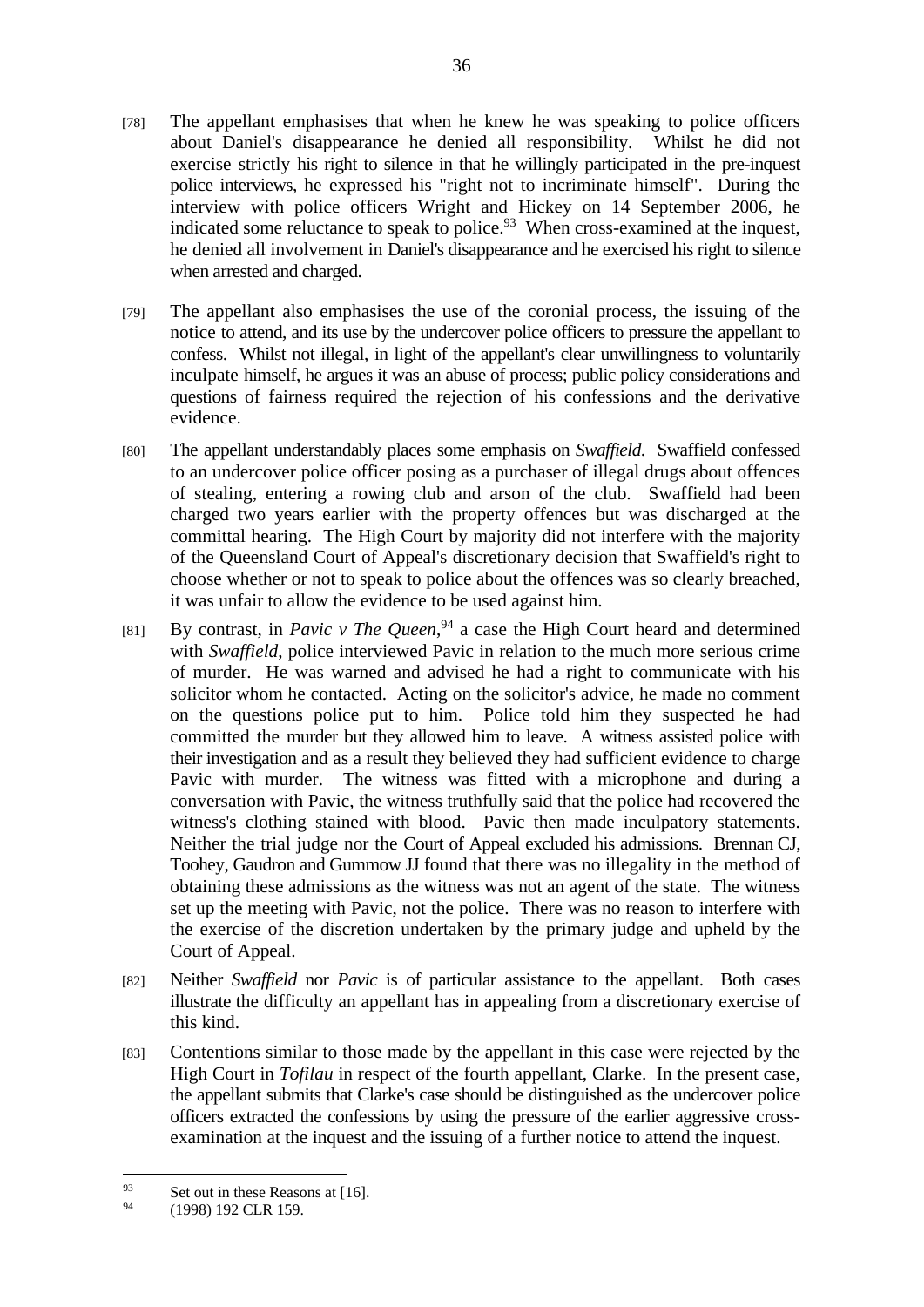[78] The appellant emphasises that when he knew he was speaking to police officers about Daniel's disappearance he denied all responsibility. Whilst he did not exercise strictly his right to silence in that he willingly participated in the pre-inquest police interviews, he expressed his "right not to incriminate himself". During the interview with police officers Wright and Hickey on 14 September 2006, he indicated some reluctance to speak to police.[93] When cross-examined at the inquest, he denied all involvement in Daniel's disappearance and he exercised his right to silence when arrested and charged.

[79] The appellant also emphasises the use of the coronial process, the issuing of the notice to attend, and its use by the undercover police officers to pressure the appellant to confess. Whilst not illegal, in light of the appellant's clear unwillingness to voluntarily inculpate himself, he argues it was an abuse of process; public policy considerations and questions of fairness required the rejection of his confessions and the derivative evidence.

[80] The appellant understandably places some emphasis on *Swaffield*. Swaffield confessed to an undercover police officer posing as a purchaser of illegal drugs about offences of stealing, entering a rowing club and arson of the club. Swaffield had been charged two years earlier with the property offences but was discharged at the committal hearing. The High Court by majority did not interfere with the majority of the Queensland Court of Appeal's discretionary decision that Swaffield's right to choose whether or not to speak to police about the offences was so clearly breached, it was unfair to allow the evidence to be used against him.

[81] By contrast, in *Pavic v The Queen*,[94] a case the High Court heard and determined with *Swaffield*, police interviewed Pavic in relation to the much more serious crime of murder. He was warned and advised he had a right to communicate with his solicitor whom he contacted. Acting on the solicitor's advice, he made no comment on the questions police put to him. Police told him they suspected he had committed the murder but they allowed him to leave. A witness assisted police with their investigation and as a result they believed they had sufficient evidence to charge Pavic with murder. The witness was fitted with a microphone and during a conversation with Pavic, the witness truthfully said that the police had recovered the witness's clothing stained with blood. Pavic then made inculpatory statements. Neither the trial judge nor the Court of Appeal excluded his admissions. Brennan CJ, Toohey, Gaudron and Gummow JJ found that there was no illegality in the method of obtaining these admissions as the witness was not an agent of the state. The witness set up the meeting with Pavic, not the police. There was no reason to interfere with the exercise of the discretion undertaken by the primary judge and upheld by the Court of Appeal.

[82] Neither *Swaffield* nor *Pavic* is of particular assistance to the appellant. Both cases illustrate the difficulty an appellant has in appealing from a discretionary exercise of this kind.

[83] Contentions similar to those made by the appellant in this case were rejected by the High Court in *Tofilau* in respect of the fourth appellant, Clarke. In the present case, the appellant submits that Clarke's case should be distinguished as the undercover police officers extracted the confessions by using the pressure of the earlier aggressive cross-examination at the inquest and the issuing of a further notice to attend the inquest.

---

[93] Set out in these Reasons at [16].

[94] (1998) 192 CLR 159.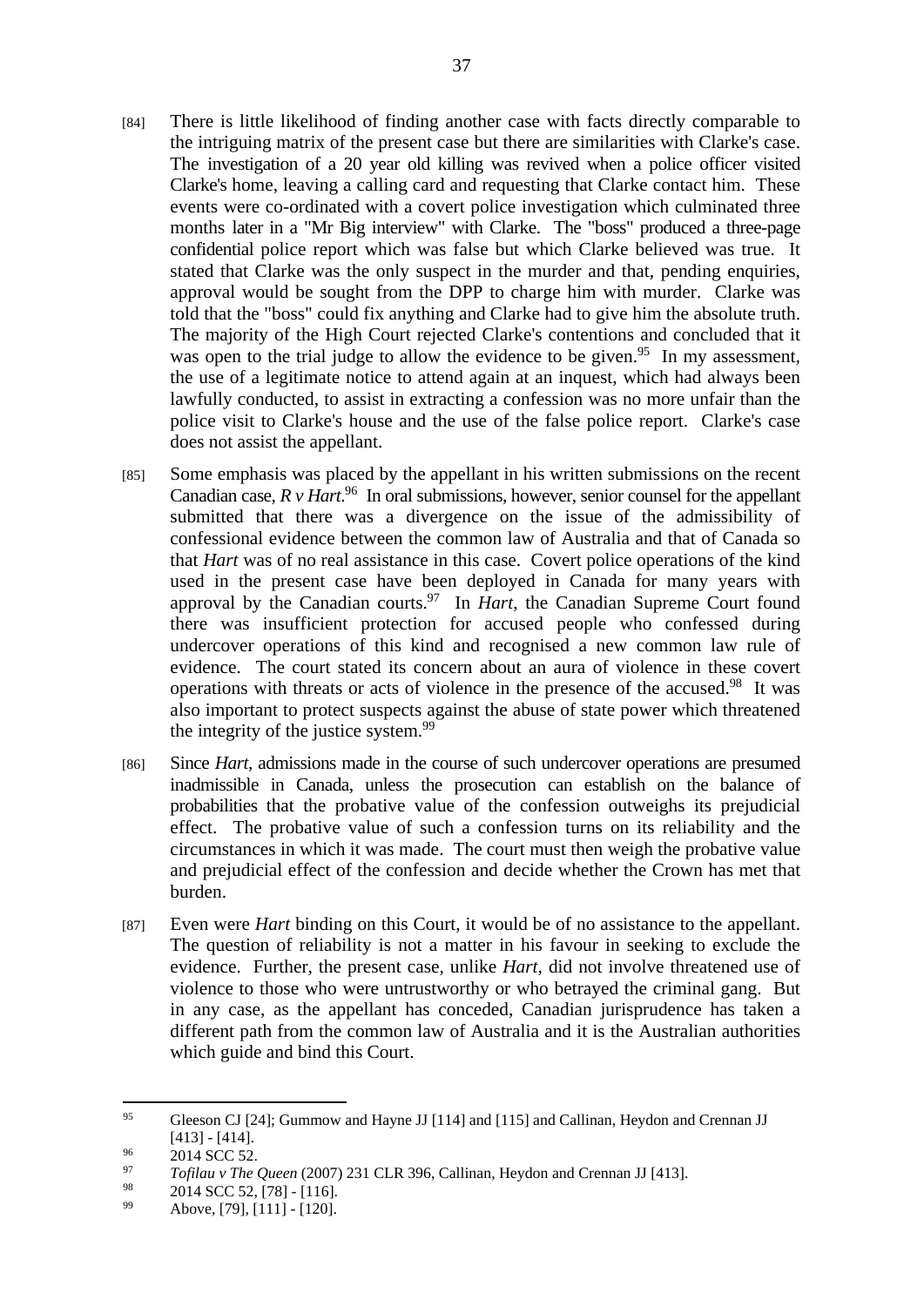[84] There is little likelihood of finding another case with facts directly comparable to the intriguing matrix of the present case but there are similarities with Clarke's case. The investigation of a 20 year old killing was revived when a police officer visited Clarke's home, leaving a calling card and requesting that Clarke contact him. These events were co-ordinated with a covert police investigation which culminated three months later in a "Mr Big interview" with Clarke. The "boss" produced a three-page confidential police report which was false but which Clarke believed was true. It stated that Clarke was the only suspect in the murder and that, pending enquiries, approval would be sought from the DPP to charge him with murder. Clarke was told that the "boss" could fix anything and Clarke had to give him the absolute truth. The majority of the High Court rejected Clarke's contentions and concluded that it was open to the trial judge to allow the evidence to be given.[95] In my assessment, the use of a legitimate notice to attend again at an inquest, which had always been lawfully conducted, to assist in extracting a confession was no more unfair than the police visit to Clarke's house and the use of the false police report. Clarke's case does not assist the appellant.

[85] Some emphasis was placed by the appellant in his written submissions on the recent Canadian case, *R v Hart*.[96] In oral submissions, however, senior counsel for the appellant submitted that there was a divergence on the issue of the admissibility of confessional evidence between the common law of Australia and that of Canada so that *Hart* was of no real assistance in this case. Covert police operations of the kind used in the present case have been deployed in Canada for many years with approval by the Canadian courts.[97] In *Hart*, the Canadian Supreme Court found there was insufficient protection for accused people who confessed during undercover operations of this kind and recognised a new common law rule of evidence. The court stated its concern about an aura of violence in these covert operations with threats or acts of violence in the presence of the accused.[98] It was also important to protect suspects against the abuse of state power which threatened the integrity of the justice system.[99]

[86] Since *Hart*, admissions made in the course of such undercover operations are presumed inadmissible in Canada, unless the prosecution can establish on the balance of probabilities that the probative value of the confession outweighs its prejudicial effect. The probative value of such a confession turns on its reliability and the circumstances in which it was made. The court must then weigh the probative value and prejudicial effect of the confession and decide whether the Crown has met that burden.

[87] Even were *Hart* binding on this Court, it would be of no assistance to the appellant. The question of reliability is not a matter in his favour in seeking to exclude the evidence. Further, the present case, unlike *Hart*, did not involve threatened use of violence to those who were untrustworthy or who betrayed the criminal gang. But in any case, as the appellant has conceded, Canadian jurisprudence has taken a different path from the common law of Australia and it is the Australian authorities which guide and bind this Court.

---

[95] Gleeson CJ [24]; Gummow and Hayne JJ [114] and [115] and Callinan, Heydon and Crennan JJ [413] - [414].

[96] 2014 SCC 52.

[97] *Tofilau v The Queen* (2007) 231 CLR 396, Callinan, Heydon and Crennan JJ [413].

[98] 2014 SCC 52, [78] - [116].

[99] Above, [79], [111] - [120].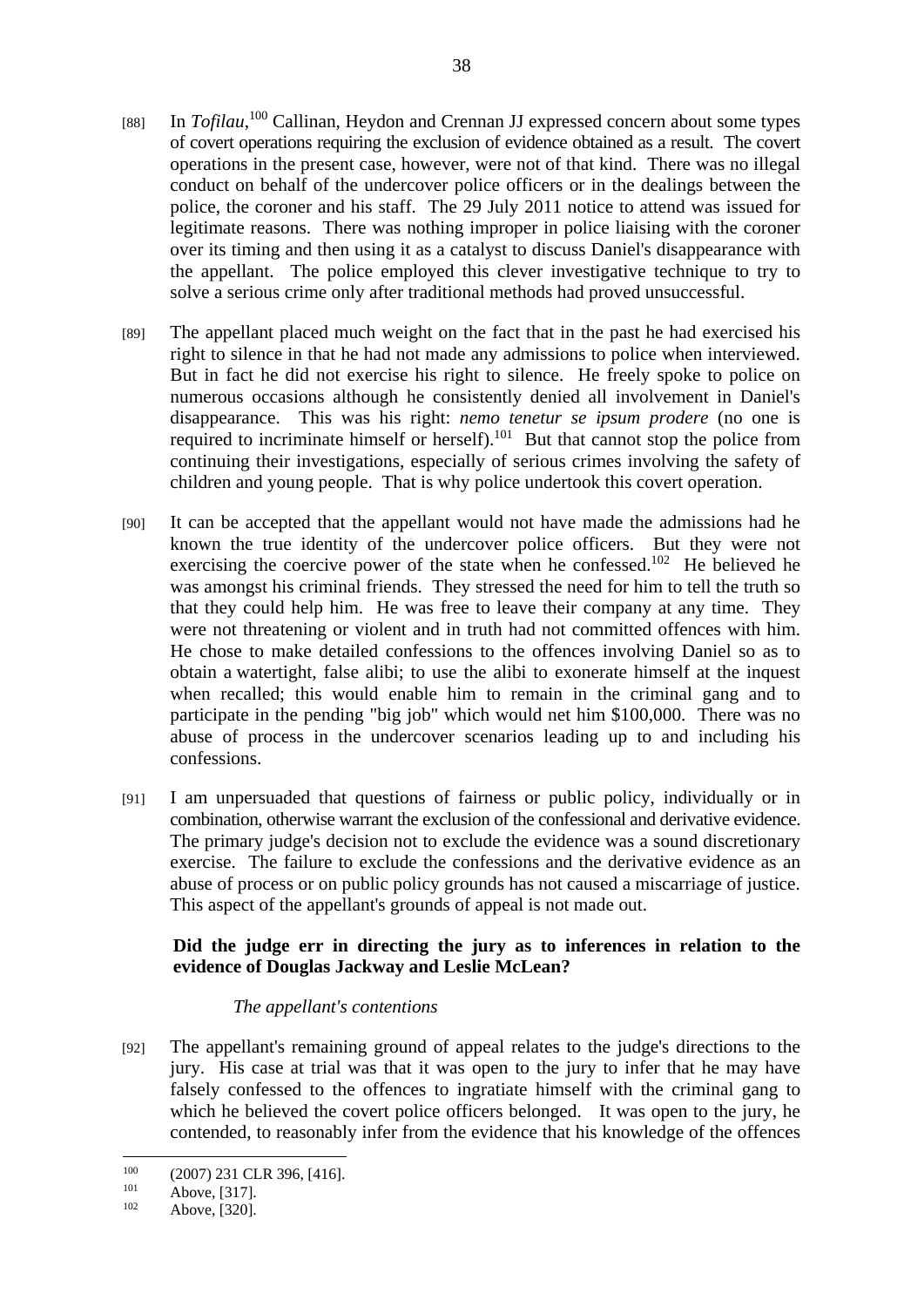[88] In *Tofilau*,[100] Callinan, Heydon and Crennan JJ expressed concern about some types of covert operations requiring the exclusion of evidence obtained as a result. The covert operations in the present case, however, were not of that kind. There was no illegal conduct on behalf of the undercover police officers or in the dealings between the police, the coroner and his staff. The 29 July 2011 notice to attend was issued for legitimate reasons. There was nothing improper in police liaising with the coroner over its timing and then using it as a catalyst to discuss Daniel's disappearance with the appellant. The police employed this clever investigative technique to try to solve a serious crime only after traditional methods had proved unsuccessful.

[89] The appellant placed much weight on the fact that in the past he had exercised his right to silence in that he had not made any admissions to police when interviewed. But in fact he did not exercise his right to silence. He freely spoke to police on numerous occasions although he consistently denied all involvement in Daniel's disappearance. This was his right: *nemo tenetur se ipsum prodere* (no one is required to incriminate himself or herself).[101] But that cannot stop the police from continuing their investigations, especially of serious crimes involving the safety of children and young people. That is why police undertook this covert operation.

[90] It can be accepted that the appellant would not have made the admissions had he known the true identity of the undercover police officers. But they were not exercising the coercive power of the state when he confessed.[102] He believed he was amongst his criminal friends. They stressed the need for him to tell the truth so that they could help him. He was free to leave their company at any time. They were not threatening or violent and in truth had not committed offences with him. He chose to make detailed confessions to the offences involving Daniel so as to obtain a watertight, false alibi; to use the alibi to exonerate himself at the inquest when recalled; this would enable him to remain in the criminal gang and to participate in the pending "big job" which would net him $100,000. There was no abuse of process in the undercover scenarios leading up to and including his confessions.

[91] I am unpersuaded that questions of fairness or public policy, individually or in combination, otherwise warrant the exclusion of the confessional and derivative evidence. The primary judge's decision not to exclude the evidence was a sound discretionary exercise. The failure to exclude the confessions and the derivative evidence as an abuse of process or on public policy grounds has not caused a miscarriage of justice. This aspect of the appellant's grounds of appeal is not made out.

## Did the judge err in directing the jury as to inferences in relation to the evidence of Douglas Jackway and Leslie McLean?

### *The appellant's contentions*

[92] The appellant's remaining ground of appeal relates to the judge's directions to the jury. His case at trial was that it was open to the jury to infer that he may have falsely confessed to the offences to ingratiate himself with the criminal gang to which he believed the covert police officers belonged. It was open to the jury, he contended, to reasonably infer from the evidence that his knowledge of the offences

---

[100] (2007) 231 CLR 396, [416].

[101] Above, [317].

[102] Above, [320].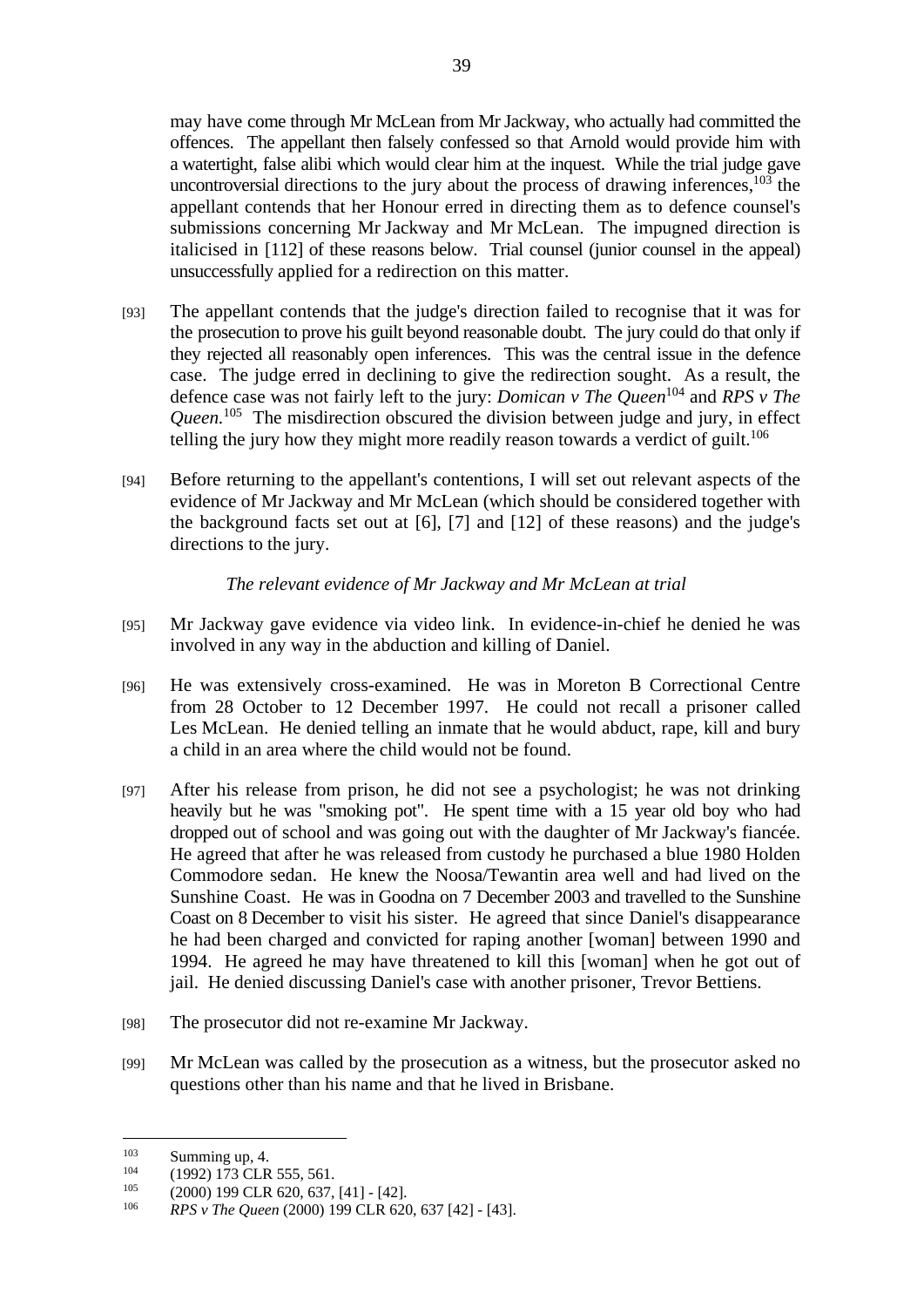may have come through Mr McLean from Mr Jackway, who actually had committed the offences. The appellant then falsely confessed so that Arnold would provide him with a watertight, false alibi which would clear him at the inquest. While the trial judge gave uncontroversial directions to the jury about the process of drawing inferences,[103] the appellant contends that her Honour erred in directing them as to defence counsel's submissions concerning Mr Jackway and Mr McLean. The impugned direction is italicised in [112] of these reasons below. Trial counsel (junior counsel in the appeal) unsuccessfully applied for a redirection on this matter.

[93] The appellant contends that the judge's direction failed to recognise that it was for the prosecution to prove his guilt beyond reasonable doubt. The jury could do that only if they rejected all reasonably open inferences. This was the central issue in the defence case. The judge erred in declining to give the redirection sought. As a result, the defence case was not fairly left to the jury: *Domican v The Queen*[104] and *RPS v The Queen*.[105] The misdirection obscured the division between judge and jury, in effect telling the jury how they might more readily reason towards a verdict of guilt.[106]

[94] Before returning to the appellant's contentions, I will set out relevant aspects of the evidence of Mr Jackway and Mr McLean (which should be considered together with the background facts set out at [6], [7] and [12] of these reasons) and the judge's directions to the jury.

*The relevant evidence of Mr Jackway and Mr McLean at trial*

[95] Mr Jackway gave evidence via video link. In evidence-in-chief he denied he was involved in any way in the abduction and killing of Daniel.

[96] He was extensively cross-examined. He was in Moreton B Correctional Centre from 28 October to 12 December 1997. He could not recall a prisoner called Les McLean. He denied telling an inmate that he would abduct, rape, kill and bury a child in an area where the child would not be found.

[97] After his release from prison, he did not see a psychologist; he was not drinking heavily but he was "smoking pot". He spent time with a 15 year old boy who had dropped out of school and was going out with the daughter of Mr Jackway's fiancée. He agreed that after he was released from custody he purchased a blue 1980 Holden Commodore sedan. He knew the Noosa/Tewantin area well and had lived on the Sunshine Coast. He was in Goodna on 7 December 2003 and travelled to the Sunshine Coast on 8 December to visit his sister. He agreed that since Daniel's disappearance he had been charged and convicted for raping another [woman] between 1990 and 1994. He agreed he may have threatened to kill this [woman] when he got out of jail. He denied discussing Daniel's case with another prisoner, Trevor Bettiens.

[98] The prosecutor did not re-examine Mr Jackway.

[99] Mr McLean was called by the prosecution as a witness, but the prosecutor asked no questions other than his name and that he lived in Brisbane.

---

[103] Summing up, 4.

[104] (1992) 173 CLR 555, 561.

[105] (2000) 199 CLR 620, 637, [41] - [42].

[106] *RPS v The Queen* (2000) 199 CLR 620, 637 [42] - [43].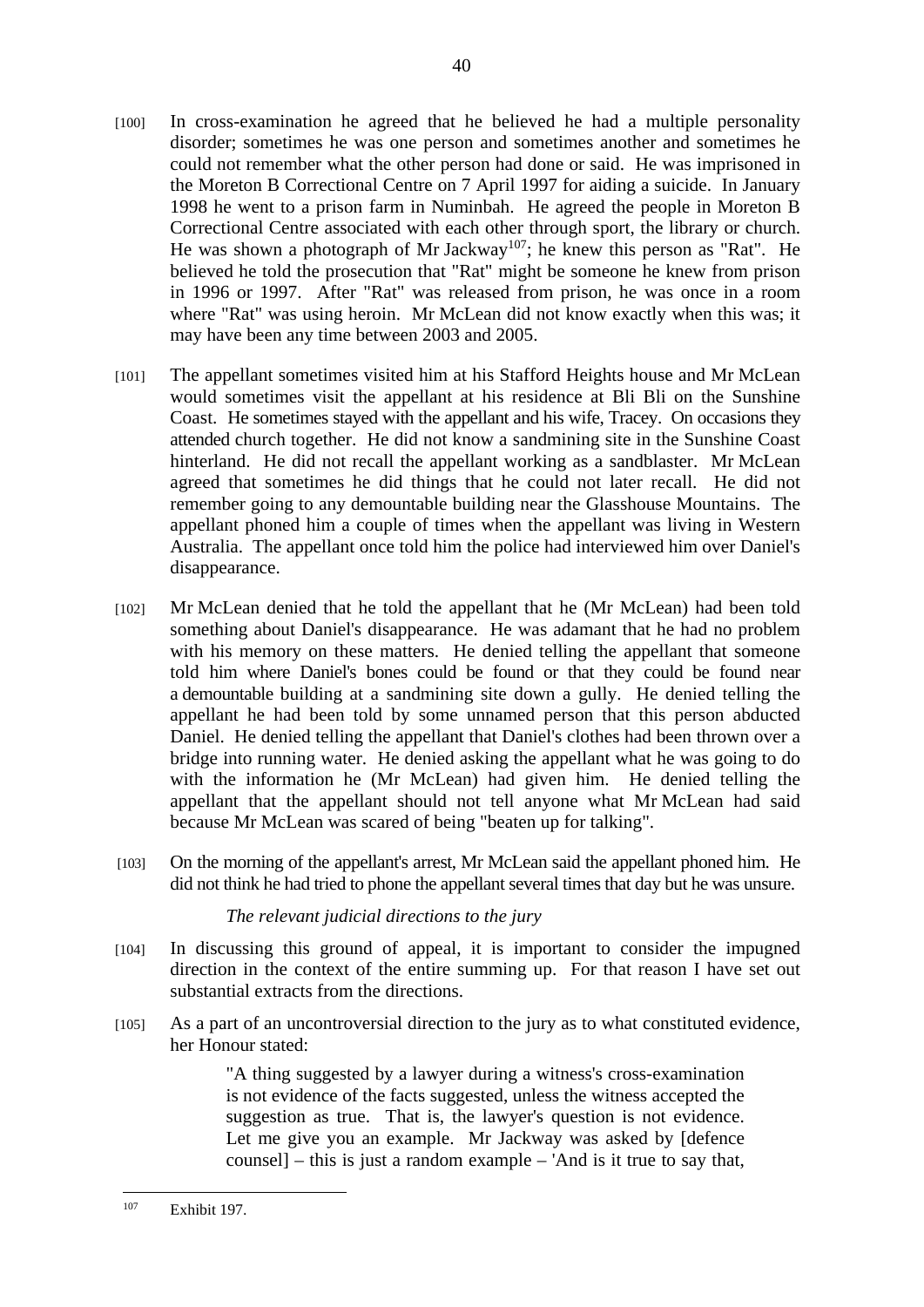[100] In cross-examination he agreed that he believed he had a multiple personality disorder; sometimes he was one person and sometimes another and sometimes he could not remember what the other person had done or said. He was imprisoned in the Moreton B Correctional Centre on 7 April 1997 for aiding a suicide. In January 1998 he went to a prison farm in Numinbah. He agreed the people in Moreton B Correctional Centre associated with each other through sport, the library or church. He was shown a photograph of Mr Jackway[107]; he knew this person as "Rat". He believed he told the prosecution that "Rat" might be someone he knew from prison in 1996 or 1997. After "Rat" was released from prison, he was once in a room where "Rat" was using heroin. Mr McLean did not know exactly when this was; it may have been any time between 2003 and 2005.

[101] The appellant sometimes visited him at his Stafford Heights house and Mr McLean would sometimes visit the appellant at his residence at Bli Bli on the Sunshine Coast. He sometimes stayed with the appellant and his wife, Tracey. On occasions they attended church together. He did not know a sandmining site in the Sunshine Coast hinterland. He did not recall the appellant working as a sandblaster. Mr McLean agreed that sometimes he did things that he could not later recall. He did not remember going to any demountable building near the Glasshouse Mountains. The appellant phoned him a couple of times when the appellant was living in Western Australia. The appellant once told him the police had interviewed him over Daniel's disappearance.

[102] Mr McLean denied that he told the appellant that he (Mr McLean) had been told something about Daniel's disappearance. He was adamant that he had no problem with his memory on these matters. He denied telling the appellant that someone told him where Daniel's bones could be found or that they could be found near a demountable building at a sandmining site down a gully. He denied telling the appellant he had been told by some unnamed person that this person abducted Daniel. He denied telling the appellant that Daniel's clothes had been thrown over a bridge into running water. He denied asking the appellant what he was going to do with the information he (Mr McLean) had given him. He denied telling the appellant that the appellant should not tell anyone what Mr McLean had said because Mr McLean was scared of being "beaten up for talking".

[103] On the morning of the appellant's arrest, Mr McLean said the appellant phoned him. He did not think he had tried to phone the appellant several times that day but he was unsure.

*The relevant judicial directions to the jury*

[104] In discussing this ground of appeal, it is important to consider the impugned direction in the context of the entire summing up. For that reason I have set out substantial extracts from the directions.

[105] As a part of an uncontroversial direction to the jury as to what constituted evidence, her Honour stated:

> "A thing suggested by a lawyer during a witness's cross-examination is not evidence of the facts suggested, unless the witness accepted the suggestion as true. That is, the lawyer's question is not evidence. Let me give you an example. Mr Jackway was asked by [defence counsel] – this is just a random example – 'And is it true to say that,

---

[107] Exhibit 197.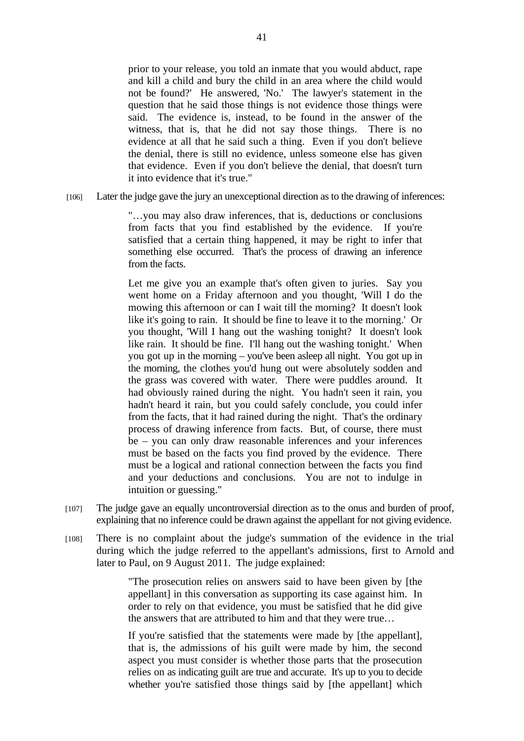> prior to your release, you told an inmate that you would abduct, rape and kill a child and bury the child in an area where the child would not be found?' He answered, 'No.' The lawyer's statement in the question that he said those things is not evidence those things were said. The evidence is, instead, to be found in the answer of the witness, that is, that he did not say those things. There is no evidence at all that he said such a thing. Even if you don't believe the denial, there is still no evidence, unless someone else has given that evidence. Even if you don't believe the denial, that doesn't turn it into evidence that it's true."

[106] Later the judge gave the jury an unexceptional direction as to the drawing of inferences:

> "…you may also draw inferences, that is, deductions or conclusions from facts that you find established by the evidence. If you're satisfied that a certain thing happened, it may be right to infer that something else occurred. That's the process of drawing an inference from the facts.
>
> Let me give you an example that's often given to juries. Say you went home on a Friday afternoon and you thought, 'Will I do the mowing this afternoon or can I wait till the morning? It doesn't look like it's going to rain. It should be fine to leave it to the morning.' Or you thought, 'Will I hang out the washing tonight? It doesn't look like rain. It should be fine. I'll hang out the washing tonight.' When you got up in the morning – you've been asleep all night. You got up in the morning, the clothes you'd hung out were absolutely sodden and the grass was covered with water. There were puddles around. It had obviously rained during the night. You hadn't seen it rain, you hadn't heard it rain, but you could safely conclude, you could infer from the facts, that it had rained during the night. That's the ordinary process of drawing inference from facts. But, of course, there must be – you can only draw reasonable inferences and your inferences must be based on the facts you find proved by the evidence. There must be a logical and rational connection between the facts you find and your deductions and conclusions. You are not to indulge in intuition or guessing."

[107] The judge gave an equally uncontroversial direction as to the onus and burden of proof, explaining that no inference could be drawn against the appellant for not giving evidence.

[108] There is no complaint about the judge's summation of the evidence in the trial during which the judge referred to the appellant's admissions, first to Arnold and later to Paul, on 9 August 2011. The judge explained:

> "The prosecution relies on answers said to have been given by [the appellant] in this conversation as supporting its case against him. In order to rely on that evidence, you must be satisfied that he did give the answers that are attributed to him and that they were true…
>
> If you're satisfied that the statements were made by [the appellant], that is, the admissions of his guilt were made by him, the second aspect you must consider is whether those parts that the prosecution relies on as indicating guilt are true and accurate. It's up to you to decide whether you're satisfied those things said by [the appellant] which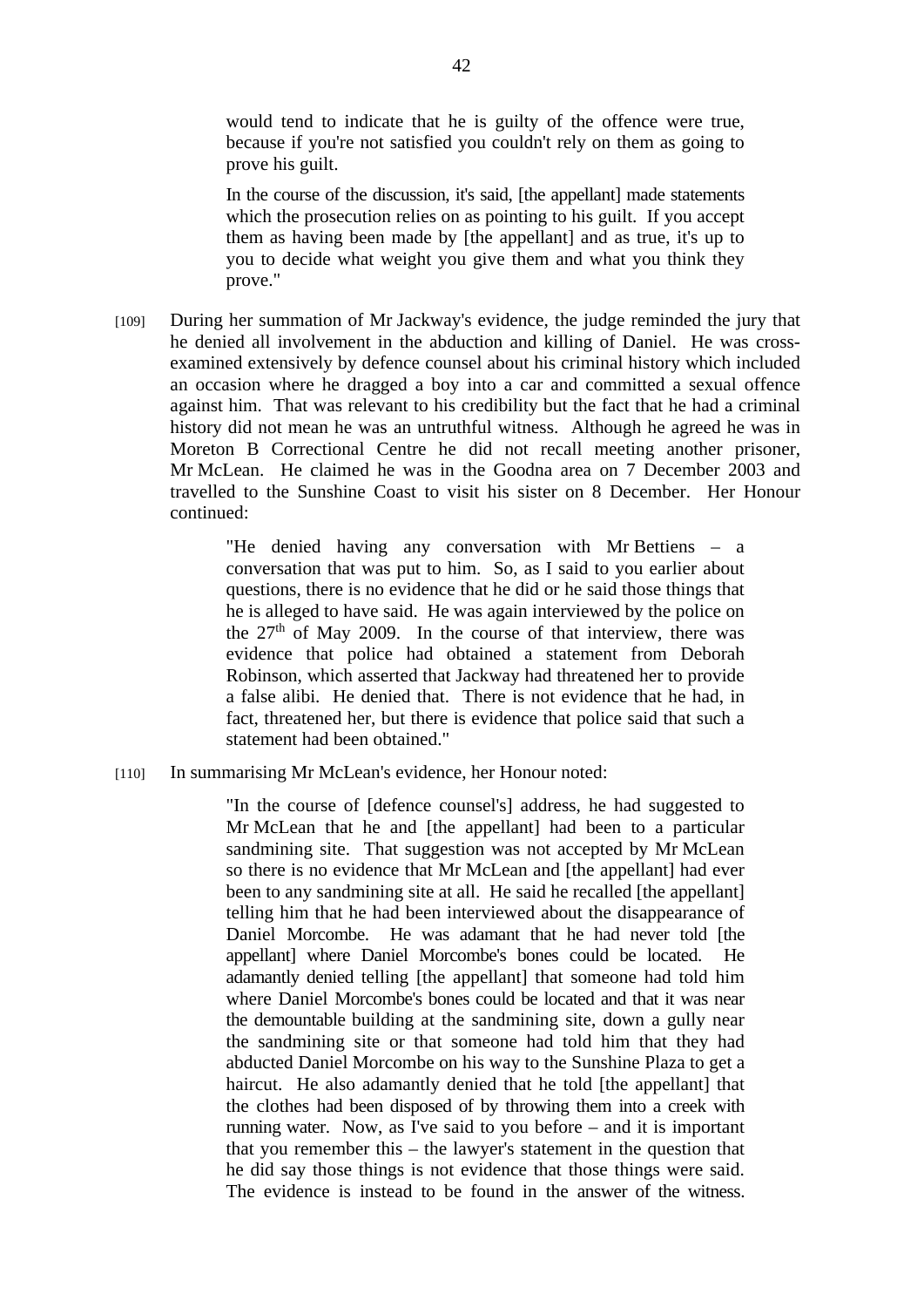> would tend to indicate that he is guilty of the offence were true, because if you're not satisfied you couldn't rely on them as going to prove his guilt.
>
> In the course of the discussion, it's said, [the appellant] made statements which the prosecution relies on as pointing to his guilt. If you accept them as having been made by [the appellant] and as true, it's up to you to decide what weight you give them and what you think they prove."

[109] During her summation of Mr Jackway's evidence, the judge reminded the jury that he denied all involvement in the abduction and killing of Daniel. He was cross-examined extensively by defence counsel about his criminal history which included an occasion where he dragged a boy into a car and committed a sexual offence against him. That was relevant to his credibility but the fact that he had a criminal history did not mean he was an untruthful witness. Although he agreed he was in Moreton B Correctional Centre he did not recall meeting another prisoner, Mr McLean. He claimed he was in the Goodna area on 7 December 2003 and travelled to the Sunshine Coast to visit his sister on 8 December. Her Honour continued:

> "He denied having any conversation with Mr Bettiens – a conversation that was put to him. So, as I said to you earlier about questions, there is no evidence that he did or he said those things that he is alleged to have said. He was again interviewed by the police on the 27th of May 2009. In the course of that interview, there was evidence that police had obtained a statement from Deborah Robinson, which asserted that Jackway had threatened her to provide a false alibi. He denied that. There is not evidence that he had, in fact, threatened her, but there is evidence that police said that such a statement had been obtained."

[110] In summarising Mr McLean's evidence, her Honour noted:

> "In the course of [defence counsel's] address, he had suggested to Mr McLean that he and [the appellant] had been to a particular sandmining site. That suggestion was not accepted by Mr McLean so there is no evidence that Mr McLean and [the appellant] had ever been to any sandmining site at all. He said he recalled [the appellant] telling him that he had been interviewed about the disappearance of Daniel Morcombe. He was adamant that he had never told [the appellant] where Daniel Morcombe's bones could be located. He adamantly denied telling [the appellant] that someone had told him where Daniel Morcombe's bones could be located and that it was near the demountable building at the sandmining site, down a gully near the sandmining site or that someone had told him that they had abducted Daniel Morcombe on his way to the Sunshine Plaza to get a haircut. He also adamantly denied that he told [the appellant] that the clothes had been disposed of by throwing them into a creek with running water. Now, as I've said to you before – and it is important that you remember this – the lawyer's statement in the question that he did say those things is not evidence that those things were said. The evidence is instead to be found in the answer of the witness.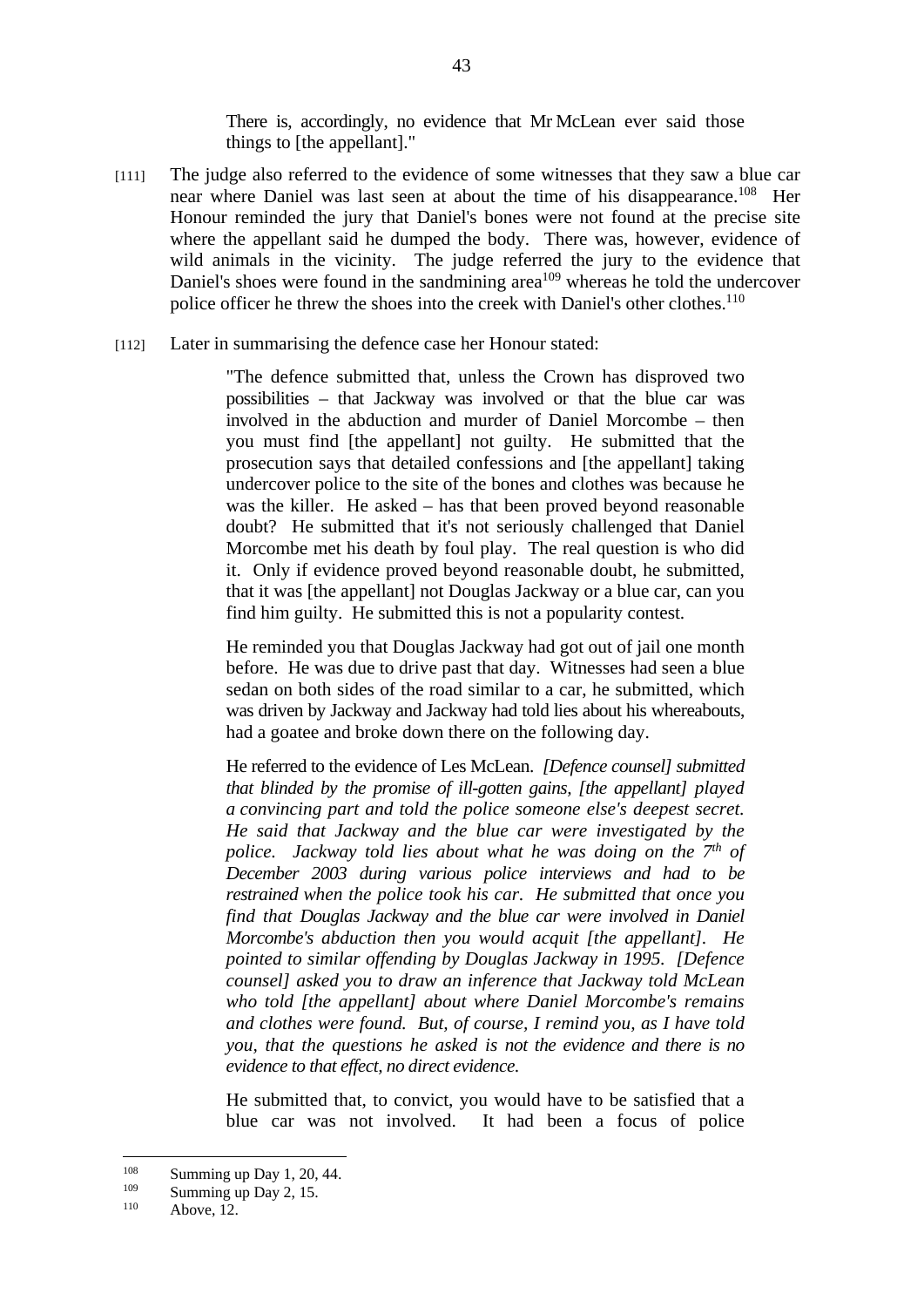> There is, accordingly, no evidence that Mr McLean ever said those things to [the appellant]."

[111] The judge also referred to the evidence of some witnesses that they saw a blue car near where Daniel was last seen at about the time of his disappearance.[108] Her Honour reminded the jury that Daniel's bones were not found at the precise site where the appellant said he dumped the body. There was, however, evidence of wild animals in the vicinity. The judge referred the jury to the evidence that Daniel's shoes were found in the sandmining area[109] whereas he told the undercover police officer he threw the shoes into the creek with Daniel's other clothes.[110]

[112] Later in summarising the defence case her Honour stated:

> "The defence submitted that, unless the Crown has disproved two possibilities – that Jackway was involved or that the blue car was involved in the abduction and murder of Daniel Morcombe – then you must find [the appellant] not guilty. He submitted that the prosecution says that detailed confessions and [the appellant] taking undercover police to the site of the bones and clothes was because he was the killer. He asked – has that been proved beyond reasonable doubt? He submitted that it's not seriously challenged that Daniel Morcombe met his death by foul play. The real question is who did it. Only if evidence proved beyond reasonable doubt, he submitted, that it was [the appellant] not Douglas Jackway or a blue car, can you find him guilty. He submitted this is not a popularity contest.
>
> He reminded you that Douglas Jackway had got out of jail one month before. He was due to drive past that day. Witnesses had seen a blue sedan on both sides of the road similar to a car, he submitted, which was driven by Jackway and Jackway had told lies about his whereabouts, had a goatee and broke down there on the following day.
>
> He referred to the evidence of Les McLean. *[Defence counsel] submitted that blinded by the promise of ill-gotten gains, [the appellant] played a convincing part and told the police someone else's deepest secret. He said that Jackway and the blue car were investigated by the police. Jackway told lies about what he was doing on the 7th of December 2003 during various police interviews and had to be restrained when the police took his car. He submitted that once you find that Douglas Jackway and the blue car were involved in Daniel Morcombe's abduction then you would acquit [the appellant]. He pointed to similar offending by Douglas Jackway in 1995. [Defence counsel] asked you to draw an inference that Jackway told McLean who told [the appellant] about where Daniel Morcombe's remains and clothes were found. But, of course, I remind you, as I have told you, that the questions he asked is not the evidence and there is no evidence to that effect, no direct evidence.*
>
> He submitted that, to convict, you would have to be satisfied that a blue car was not involved. It had been a focus of police

---

[108] Summing up Day 1, 20, 44.

[109] Summing up Day 2, 15.

[110] Above, 12.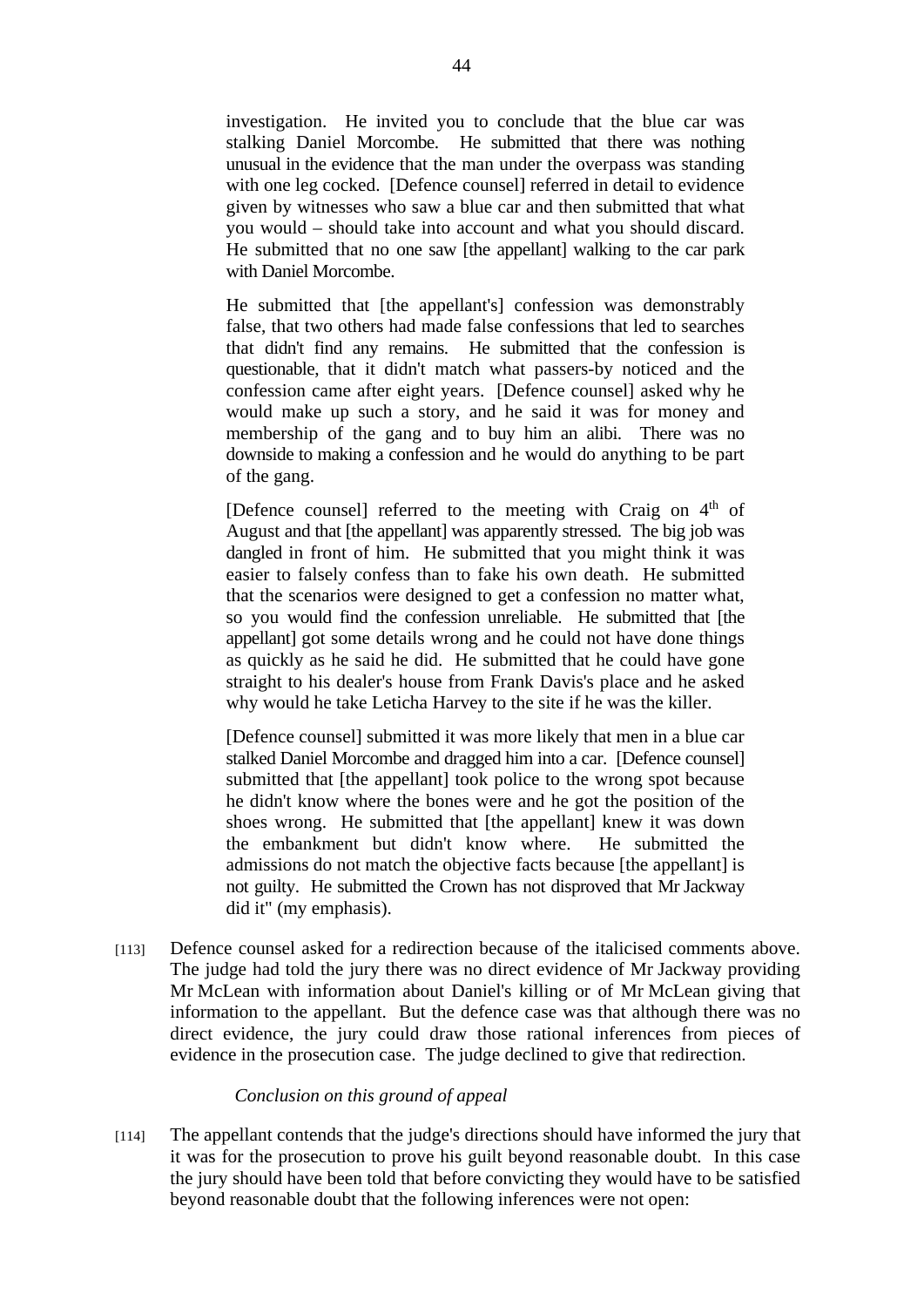investigation. He invited you to conclude that the blue car was stalking Daniel Morcombe. He submitted that there was nothing unusual in the evidence that the man under the overpass was standing with one leg cocked. [Defence counsel] referred in detail to evidence given by witnesses who saw a blue car and then submitted that what you would – should take into account and what you should discard. He submitted that no one saw [the appellant] walking to the car park with Daniel Morcombe.

> He submitted that [the appellant's] confession was demonstrably false, that two others had made false confessions that led to searches that didn't find any remains. He submitted that the confession is questionable, that it didn't match what passers-by noticed and the confession came after eight years. [Defence counsel] asked why he would make up such a story, and he said it was for money and membership of the gang and to buy him an alibi. There was no downside to making a confession and he would do anything to be part of the gang.

> [Defence counsel] referred to the meeting with Craig on 4th of August and that [the appellant] was apparently stressed. The big job was dangled in front of him. He submitted that you might think it was easier to falsely confess than to fake his own death. He submitted that the scenarios were designed to get a confession no matter what, so you would find the confession unreliable. He submitted that [the appellant] got some details wrong and he could not have done things as quickly as he said he did. He submitted that he could have gone straight to his dealer's house from Frank Davis's place and he asked why would he take Leticha Harvey to the site if he was the killer.

> [Defence counsel] submitted it was more likely that men in a blue car stalked Daniel Morcombe and dragged him into a car. [Defence counsel] submitted that [the appellant] took police to the wrong spot because he didn't know where the bones were and he got the position of the shoes wrong. He submitted that [the appellant] knew it was down the embankment but didn't know where. He submitted the admissions do not match the objective facts because [the appellant] is not guilty. He submitted the Crown has not disproved that Mr Jackway did it" (my emphasis).

[113] Defence counsel asked for a redirection because of the italicised comments above. The judge had told the jury there was no direct evidence of Mr Jackway providing Mr McLean with information about Daniel's killing or of Mr McLean giving that information to the appellant. But the defence case was that although there was no direct evidence, the jury could draw those rational inferences from pieces of evidence in the prosecution case. The judge declined to give that redirection.

*Conclusion on this ground of appeal*

[114] The appellant contends that the judge's directions should have informed the jury that it was for the prosecution to prove his guilt beyond reasonable doubt. In this case the jury should have been told that before convicting they would have to be satisfied beyond reasonable doubt that the following inferences were not open: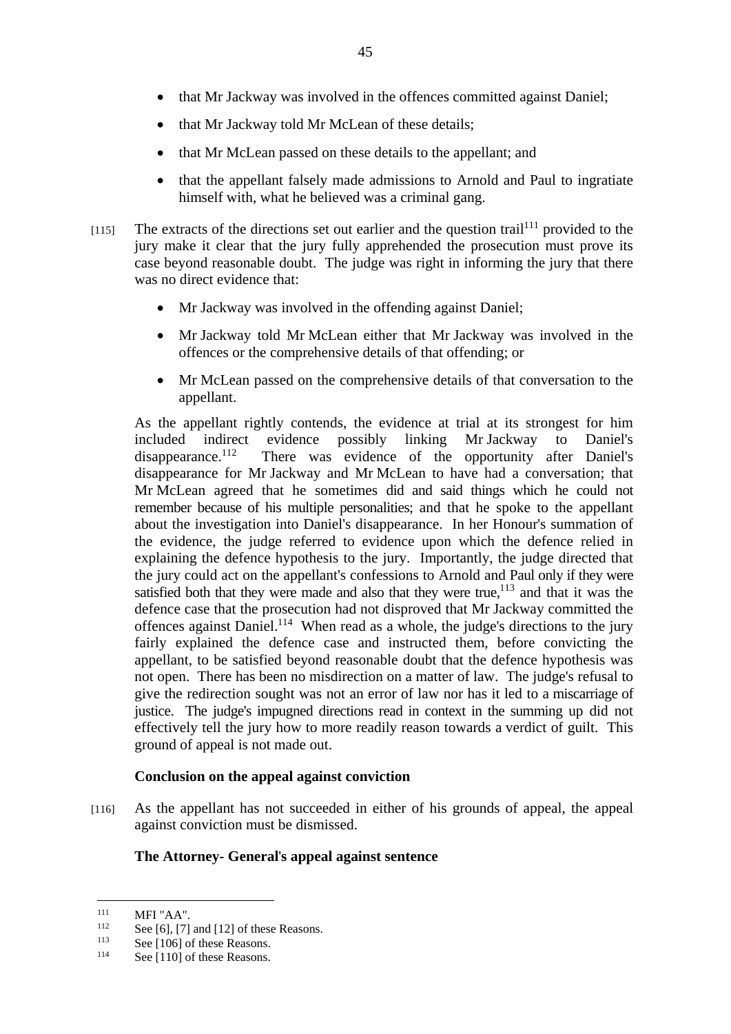- that Mr Jackway was involved in the offences committed against Daniel;
- that Mr Jackway told Mr McLean of these details;
- that Mr McLean passed on these details to the appellant; and
- that the appellant falsely made admissions to Arnold and Paul to ingratiate himself with, what he believed was a criminal gang.

[115] The extracts of the directions set out earlier and the question trail[111] provided to the jury make it clear that the jury fully apprehended the prosecution must prove its case beyond reasonable doubt. The judge was right in informing the jury that there was no direct evidence that:

- Mr Jackway was involved in the offending against Daniel;
- Mr Jackway told Mr McLean either that Mr Jackway was involved in the offences or the comprehensive details of that offending; or
- Mr McLean passed on the comprehensive details of that conversation to the appellant.

As the appellant rightly contends, the evidence at trial at its strongest for him included indirect evidence possibly linking Mr Jackway to Daniel's disappearance.[112] There was evidence of the opportunity after Daniel's disappearance for Mr Jackway and Mr McLean to have had a conversation; that Mr McLean agreed that he sometimes did and said things which he could not remember because of his multiple personalities; and that he spoke to the appellant about the investigation into Daniel's disappearance. In her Honour's summation of the evidence, the judge referred to evidence upon which the defence relied in explaining the defence hypothesis to the jury. Importantly, the judge directed that the jury could act on the appellant's confessions to Arnold and Paul only if they were satisfied both that they were made and also that they were true,[113] and that it was the defence case that the prosecution had not disproved that Mr Jackway committed the offences against Daniel.[114] When read as a whole, the judge's directions to the jury fairly explained the defence case and instructed them, before convicting the appellant, to be satisfied beyond reasonable doubt that the defence hypothesis was not open. There has been no misdirection on a matter of law. The judge's refusal to give the redirection sought was not an error of law nor has it led to a miscarriage of justice. The judge's impugned directions read in context in the summing up did not effectively tell the jury how to more readily reason towards a verdict of guilt. This ground of appeal is not made out.

**Conclusion on the appeal against conviction**

[116] As the appellant has not succeeded in either of his grounds of appeal, the appeal against conviction must be dismissed.

**The Attorney- General's appeal against sentence**

[111] MFI "AA".

[112] See [6], [7] and [12] of these Reasons.

[113] See [106] of these Reasons.

[114] See [110] of these Reasons.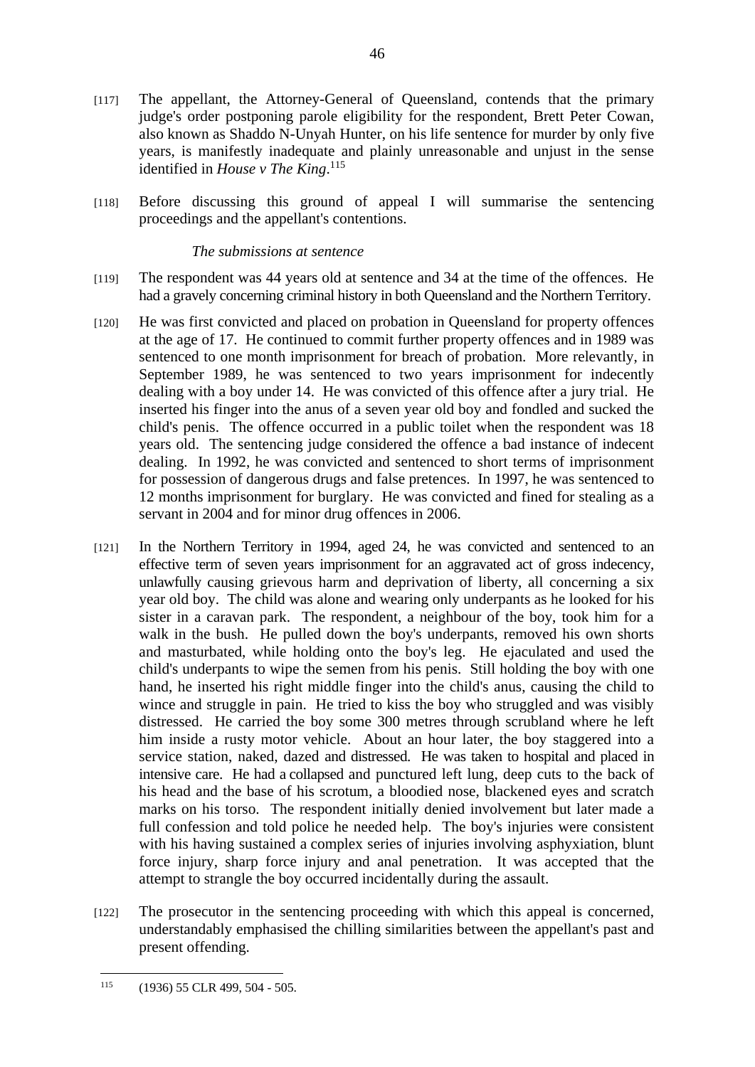[117] The appellant, the Attorney-General of Queensland, contends that the primary judge's order postponing parole eligibility for the respondent, Brett Peter Cowan, also known as Shaddo N-Unyah Hunter, on his life sentence for murder by only five years, is manifestly inadequate and plainly unreasonable and unjust in the sense identified in *House v The King*.[115]

[118] Before discussing this ground of appeal I will summarise the sentencing proceedings and the appellant's contentions.

*The submissions at sentence*

[119] The respondent was 44 years old at sentence and 34 at the time of the offences. He had a gravely concerning criminal history in both Queensland and the Northern Territory.

[120] He was first convicted and placed on probation in Queensland for property offences at the age of 17. He continued to commit further property offences and in 1989 was sentenced to one month imprisonment for breach of probation. More relevantly, in September 1989, he was sentenced to two years imprisonment for indecently dealing with a boy under 14. He was convicted of this offence after a jury trial. He inserted his finger into the anus of a seven year old boy and fondled and sucked the child's penis. The offence occurred in a public toilet when the respondent was 18 years old. The sentencing judge considered the offence a bad instance of indecent dealing. In 1992, he was convicted and sentenced to short terms of imprisonment for possession of dangerous drugs and false pretences. In 1997, he was sentenced to 12 months imprisonment for burglary. He was convicted and fined for stealing as a servant in 2004 and for minor drug offences in 2006.

[121] In the Northern Territory in 1994, aged 24, he was convicted and sentenced to an effective term of seven years imprisonment for an aggravated act of gross indecency, unlawfully causing grievous harm and deprivation of liberty, all concerning a six year old boy. The child was alone and wearing only underpants as he looked for his sister in a caravan park. The respondent, a neighbour of the boy, took him for a walk in the bush. He pulled down the boy's underpants, removed his own shorts and masturbated, while holding onto the boy's leg. He ejaculated and used the child's underpants to wipe the semen from his penis. Still holding the boy with one hand, he inserted his right middle finger into the child's anus, causing the child to wince and struggle in pain. He tried to kiss the boy who struggled and was visibly distressed. He carried the boy some 300 metres through scrubland where he left him inside a rusty motor vehicle. About an hour later, the boy staggered into a service station, naked, dazed and distressed. He was taken to hospital and placed in intensive care. He had a collapsed and punctured left lung, deep cuts to the back of his head and the base of his scrotum, a bloodied nose, blackened eyes and scratch marks on his torso. The respondent initially denied involvement but later made a full confession and told police he needed help. The boy's injuries were consistent with his having sustained a complex series of injuries involving asphyxiation, blunt force injury, sharp force injury and anal penetration. It was accepted that the attempt to strangle the boy occurred incidentally during the assault.

[122] The prosecutor in the sentencing proceeding with which this appeal is concerned, understandably emphasised the chilling similarities between the appellant's past and present offending.

[115] (1936) 55 CLR 499, 504 - 505.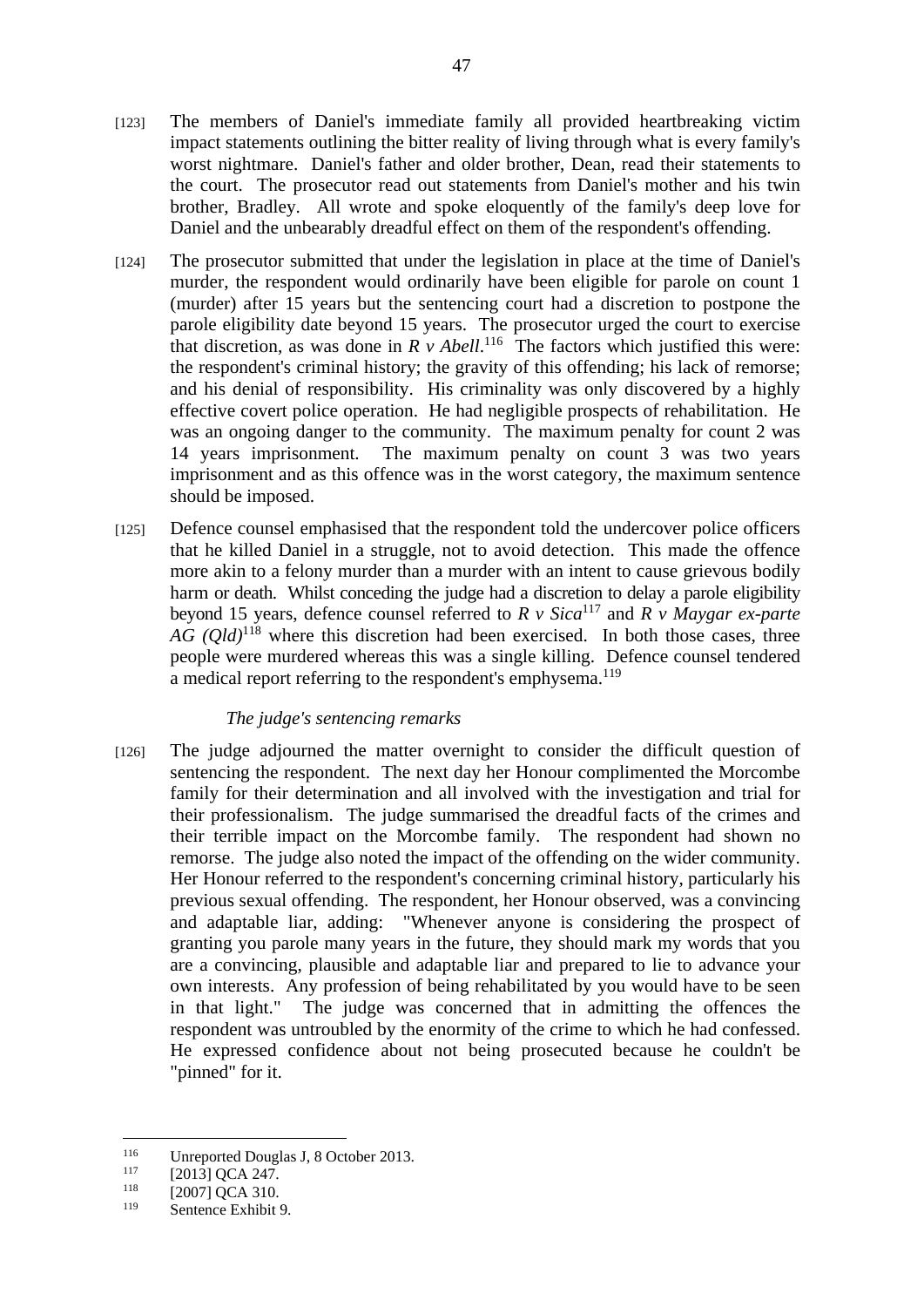[123] The members of Daniel's immediate family all provided heartbreaking victim impact statements outlining the bitter reality of living through what is every family's worst nightmare. Daniel's father and older brother, Dean, read their statements to the court. The prosecutor read out statements from Daniel's mother and his twin brother, Bradley. All wrote and spoke eloquently of the family's deep love for Daniel and the unbearably dreadful effect on them of the respondent's offending.

[124] The prosecutor submitted that under the legislation in place at the time of Daniel's murder, the respondent would ordinarily have been eligible for parole on count 1 (murder) after 15 years but the sentencing court had a discretion to postpone the parole eligibility date beyond 15 years. The prosecutor urged the court to exercise that discretion, as was done in *R v Abell*.[116] The factors which justified this were: the respondent's criminal history; the gravity of this offending; his lack of remorse; and his denial of responsibility. His criminality was only discovered by a highly effective covert police operation. He had negligible prospects of rehabilitation. He was an ongoing danger to the community. The maximum penalty for count 2 was 14 years imprisonment. The maximum penalty on count 3 was two years imprisonment and as this offence was in the worst category, the maximum sentence should be imposed.

[125] Defence counsel emphasised that the respondent told the undercover police officers that he killed Daniel in a struggle, not to avoid detection. This made the offence more akin to a felony murder than a murder with an intent to cause grievous bodily harm or death. Whilst conceding the judge had a discretion to delay a parole eligibility beyond 15 years, defence counsel referred to *R v Sica*[117] and *R v Maygar ex-parte AG (Qld)*[118] where this discretion had been exercised. In both those cases, three people were murdered whereas this was a single killing. Defence counsel tendered a medical report referring to the respondent's emphysema.[119]

*The judge's sentencing remarks*

[126] The judge adjourned the matter overnight to consider the difficult question of sentencing the respondent. The next day her Honour complimented the Morcombe family for their determination and all involved with the investigation and trial for their professionalism. The judge summarised the dreadful facts of the crimes and their terrible impact on the Morcombe family. The respondent had shown no remorse. The judge also noted the impact of the offending on the wider community. Her Honour referred to the respondent's concerning criminal history, particularly his previous sexual offending. The respondent, her Honour observed, was a convincing and adaptable liar, adding: "Whenever anyone is considering the prospect of granting you parole many years in the future, they should mark my words that you are a convincing, plausible and adaptable liar and prepared to lie to advance your own interests. Any profession of being rehabilitated by you would have to be seen in that light." The judge was concerned that in admitting the offences the respondent was untroubled by the enormity of the crime to which he had confessed. He expressed confidence about not being prosecuted because he couldn't be "pinned" for it.

---

[116] Unreported Douglas J, 8 October 2013.

[117] [2013] QCA 247.

[118] [2007] QCA 310.

[119] Sentence Exhibit 9.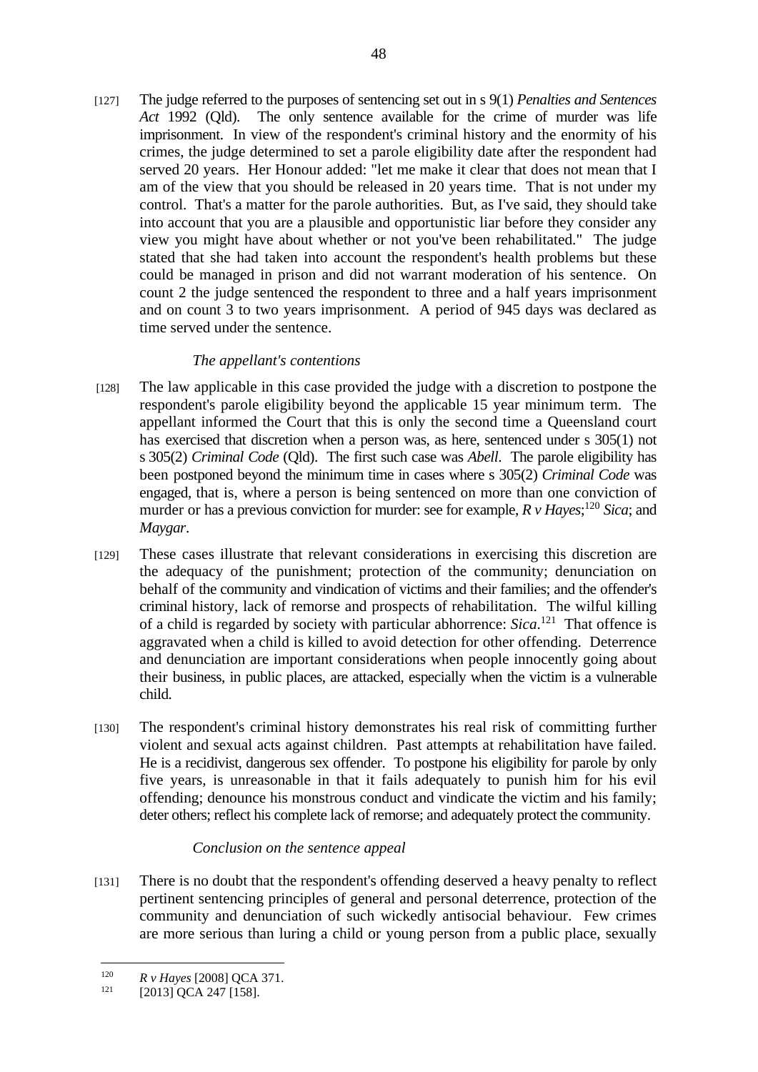[127] The judge referred to the purposes of sentencing set out in s 9(1) *Penalties and Sentences Act* 1992 (Qld). The only sentence available for the crime of murder was life imprisonment. In view of the respondent's criminal history and the enormity of his crimes, the judge determined to set a parole eligibility date after the respondent had served 20 years. Her Honour added: "let me make it clear that does not mean that I am of the view that you should be released in 20 years time. That is not under my control. That's a matter for the parole authorities. But, as I've said, they should take into account that you are a plausible and opportunistic liar before they consider any view you might have about whether or not you've been rehabilitated." The judge stated that she had taken into account the respondent's health problems but these could be managed in prison and did not warrant moderation of his sentence. On count 2 the judge sentenced the respondent to three and a half years imprisonment and on count 3 to two years imprisonment. A period of 945 days was declared as time served under the sentence.

*The appellant's contentions*

[128] The law applicable in this case provided the judge with a discretion to postpone the respondent's parole eligibility beyond the applicable 15 year minimum term. The appellant informed the Court that this is only the second time a Queensland court has exercised that discretion when a person was, as here, sentenced under s 305(1) not s 305(2) *Criminal Code* (Qld). The first such case was *Abell*. The parole eligibility has been postponed beyond the minimum time in cases where s 305(2) *Criminal Code* was engaged, that is, where a person is being sentenced on more than one conviction of murder or has a previous conviction for murder: see for example, *R v Hayes*;[120] *Sica*; and *Maygar*.

[129] These cases illustrate that relevant considerations in exercising this discretion are the adequacy of the punishment; protection of the community; denunciation on behalf of the community and vindication of victims and their families; and the offender's criminal history, lack of remorse and prospects of rehabilitation. The wilful killing of a child is regarded by society with particular abhorrence: *Sica*.[121] That offence is aggravated when a child is killed to avoid detection for other offending. Deterrence and denunciation are important considerations when people innocently going about their business, in public places, are attacked, especially when the victim is a vulnerable child.

[130] The respondent's criminal history demonstrates his real risk of committing further violent and sexual acts against children. Past attempts at rehabilitation have failed. He is a recidivist, dangerous sex offender. To postpone his eligibility for parole by only five years, is unreasonable in that it fails adequately to punish him for his evil offending; denounce his monstrous conduct and vindicate the victim and his family; deter others; reflect his complete lack of remorse; and adequately protect the community.

*Conclusion on the sentence appeal*

[131] There is no doubt that the respondent's offending deserved a heavy penalty to reflect pertinent sentencing principles of general and personal deterrence, protection of the community and denunciation of such wickedly antisocial behaviour. Few crimes are more serious than luring a child or young person from a public place, sexually

---

[120] *R v Hayes* [2008] QCA 371.

[121] [2013] QCA 247 [158].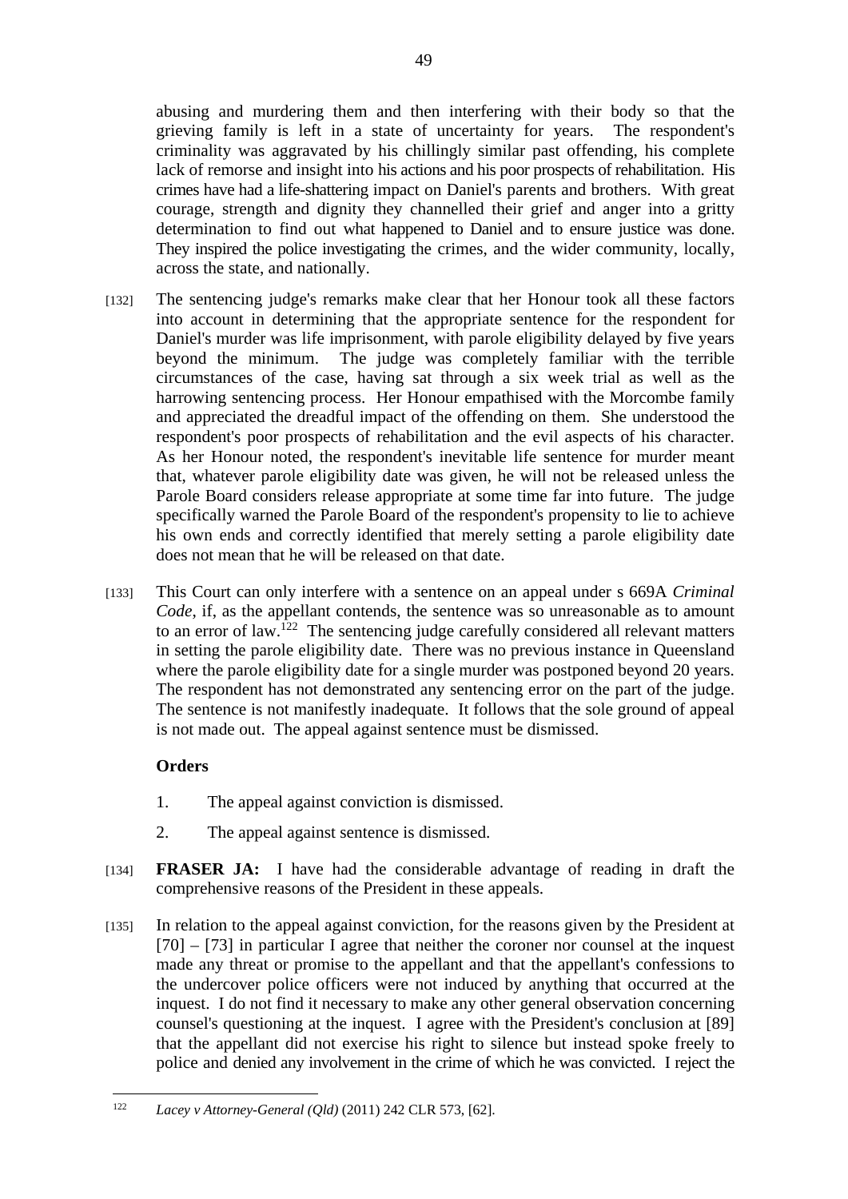abusing and murdering them and then interfering with their body so that the grieving family is left in a state of uncertainty for years. The respondent's criminality was aggravated by his chillingly similar past offending, his complete lack of remorse and insight into his actions and his poor prospects of rehabilitation. His crimes have had a life-shattering impact on Daniel's parents and brothers. With great courage, strength and dignity they channelled their grief and anger into a gritty determination to find out what happened to Daniel and to ensure justice was done. They inspired the police investigating the crimes, and the wider community, locally, across the state, and nationally.

[132] The sentencing judge's remarks make clear that her Honour took all these factors into account in determining that the appropriate sentence for the respondent for Daniel's murder was life imprisonment, with parole eligibility delayed by five years beyond the minimum. The judge was completely familiar with the terrible circumstances of the case, having sat through a six week trial as well as the harrowing sentencing process. Her Honour empathised with the Morcombe family and appreciated the dreadful impact of the offending on them. She understood the respondent's poor prospects of rehabilitation and the evil aspects of his character. As her Honour noted, the respondent's inevitable life sentence for murder meant that, whatever parole eligibility date was given, he will not be released unless the Parole Board considers release appropriate at some time far into future. The judge specifically warned the Parole Board of the respondent's propensity to lie to achieve his own ends and correctly identified that merely setting a parole eligibility date does not mean that he will be released on that date.

[133] This Court can only interfere with a sentence on an appeal under s 669A *Criminal Code*, if, as the appellant contends, the sentence was so unreasonable as to amount to an error of law.[122] The sentencing judge carefully considered all relevant matters in setting the parole eligibility date. There was no previous instance in Queensland where the parole eligibility date for a single murder was postponed beyond 20 years. The respondent has not demonstrated any sentencing error on the part of the judge. The sentence is not manifestly inadequate. It follows that the sole ground of appeal is not made out. The appeal against sentence must be dismissed.

**Orders**

1. The appeal against conviction is dismissed.
2. The appeal against sentence is dismissed.

[134] **FRASER JA:** I have had the considerable advantage of reading in draft the comprehensive reasons of the President in these appeals.

[135] In relation to the appeal against conviction, for the reasons given by the President at [70] – [73] in particular I agree that neither the coroner nor counsel at the inquest made any threat or promise to the appellant and that the appellant's confessions to the undercover police officers were not induced by anything that occurred at the inquest. I do not find it necessary to make any other general observation concerning counsel's questioning at the inquest. I agree with the President's conclusion at [89] that the appellant did not exercise his right to silence but instead spoke freely to police and denied any involvement in the crime of which he was convicted. I reject the

---

[122] *Lacey v Attorney-General (Qld)* (2011) 242 CLR 573, [62].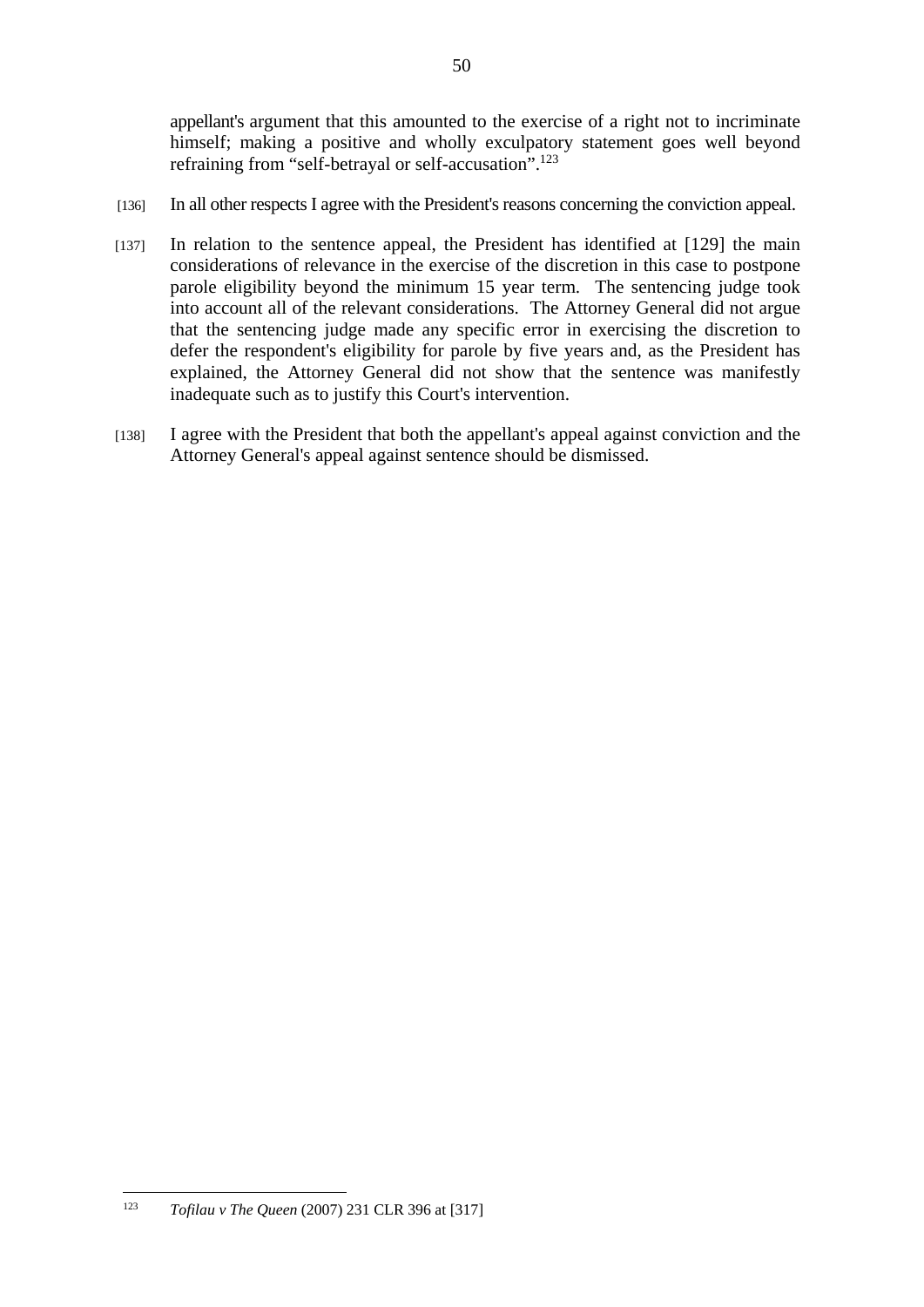appellant's argument that this amounted to the exercise of a right not to incriminate himself; making a positive and wholly exculpatory statement goes well beyond refraining from "self-betrayal or self-accusation".[123]

[136] In all other respects I agree with the President's reasons concerning the conviction appeal.

[137] In relation to the sentence appeal, the President has identified at [129] the main considerations of relevance in the exercise of the discretion in this case to postpone parole eligibility beyond the minimum 15 year term. The sentencing judge took into account all of the relevant considerations. The Attorney General did not argue that the sentencing judge made any specific error in exercising the discretion to defer the respondent's eligibility for parole by five years and, as the President has explained, the Attorney General did not show that the sentence was manifestly inadequate such as to justify this Court's intervention.

[138] I agree with the President that both the appellant's appeal against conviction and the Attorney General's appeal against sentence should be dismissed.

---

[123] *Tofilau v The Queen* (2007) 231 CLR 396 at [317]